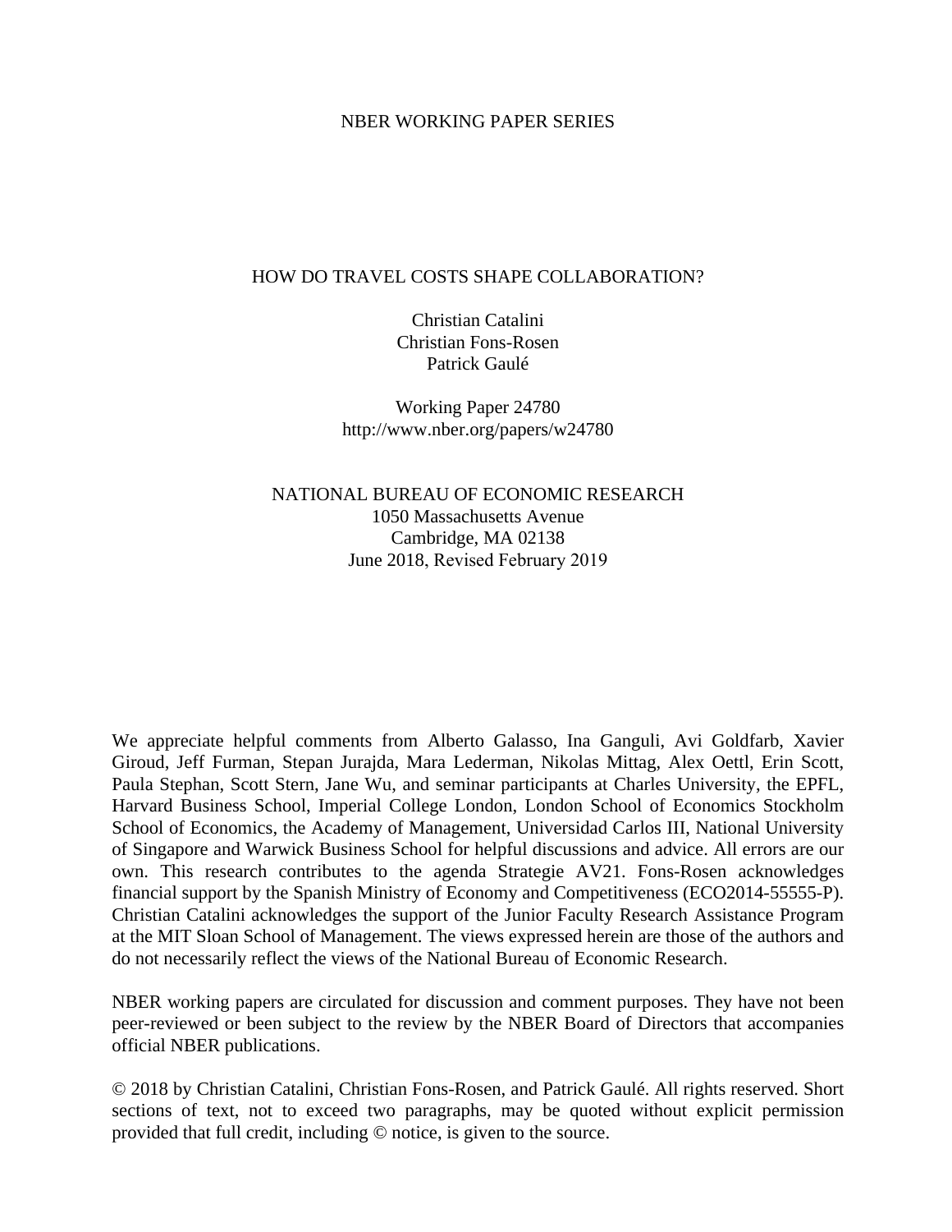NBER WORKING PAPER SERIES

# HOW DO TRAVEL COSTS SHAPE COLLABORATION?

Christian Catalini  
Christian Fons-Rosen  
Patrick Gaulé

Working Paper 24780  
http://www.nber.org/papers/w24780

NATIONAL BUREAU OF ECONOMIC RESEARCH  
1050 Massachusetts Avenue  
Cambridge, MA 02138  
June 2018, Revised February 2019

We appreciate helpful comments from Alberto Galasso, Ina Ganguli, Avi Goldfarb, Xavier Giroud, Jeff Furman, Stepan Jurajda, Mara Lederman, Nikolas Mittag, Alex Oettl, Erin Scott, Paula Stephan, Scott Stern, Jane Wu, and seminar participants at Charles University, the EPFL, Harvard Business School, Imperial College London, London School of Economics Stockholm School of Economics, the Academy of Management, Universidad Carlos III, National University of Singapore and Warwick Business School for helpful discussions and advice. All errors are our own. This research contributes to the agenda Strategie AV21. Fons-Rosen acknowledges financial support by the Spanish Ministry of Economy and Competitiveness (ECO2014-55555-P). Christian Catalini acknowledges the support of the Junior Faculty Research Assistance Program at the MIT Sloan School of Management. The views expressed herein are those of the authors and do not necessarily reflect the views of the National Bureau of Economic Research.

NBER working papers are circulated for discussion and comment purposes. They have not been peer-reviewed or been subject to the review by the NBER Board of Directors that accompanies official NBER publications.

© 2018 by Christian Catalini, Christian Fons-Rosen, and Patrick Gaulé. All rights reserved. Short sections of text, not to exceed two paragraphs, may be quoted without explicit permission provided that full credit, including © notice, is given to the source.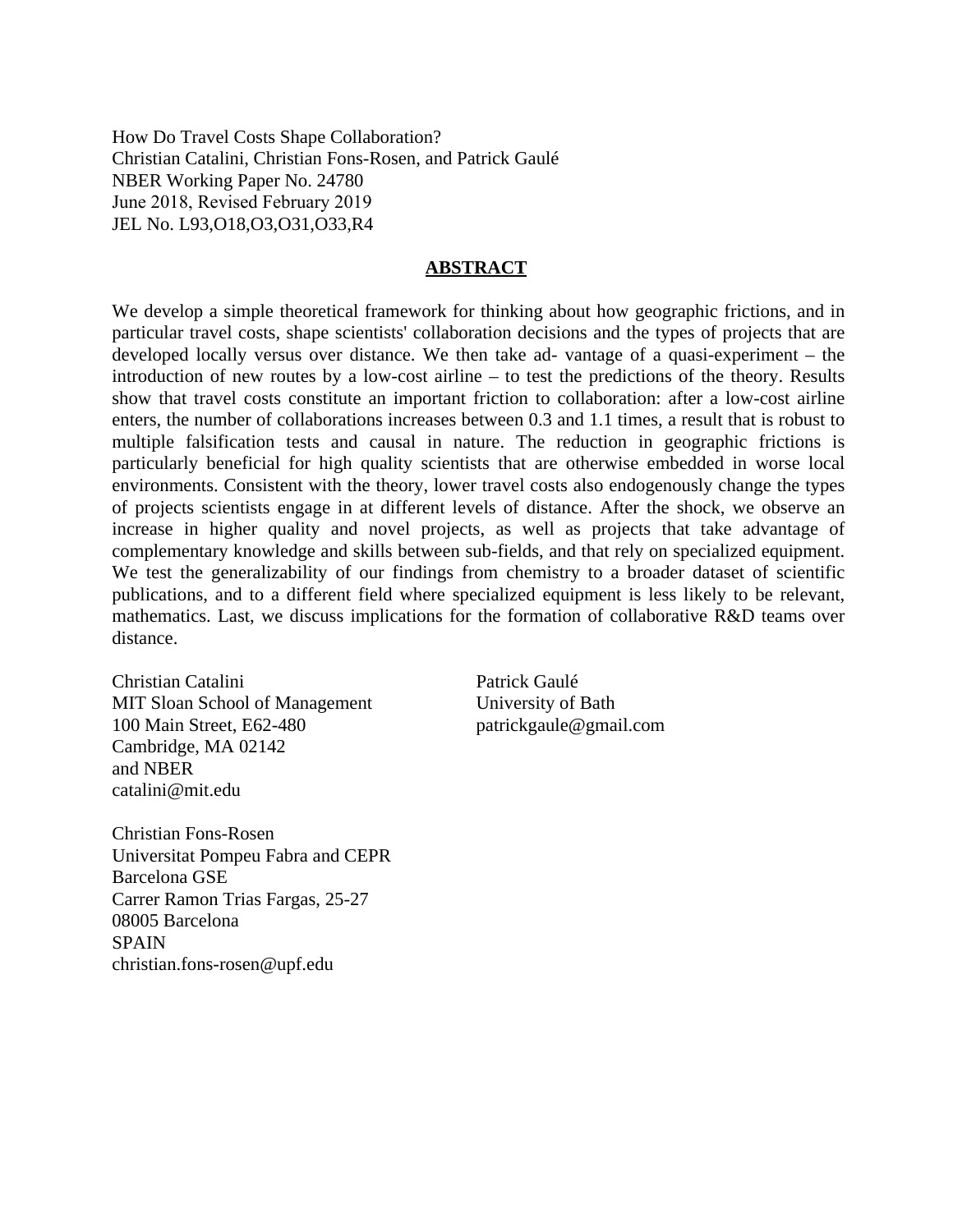How Do Travel Costs Shape Collaboration?
Christian Catalini, Christian Fons-Rosen, and Patrick Gaulé
NBER Working Paper No. 24780
June 2018, Revised February 2019
JEL No. L93,O18,O3,O31,O33,R4

## ABSTRACT

We develop a simple theoretical framework for thinking about how geographic frictions, and in particular travel costs, shape scientists' collaboration decisions and the types of projects that are developed locally versus over distance. We then take ad- vantage of a quasi-experiment – the introduction of new routes by a low-cost airline – to test the predictions of the theory. Results show that travel costs constitute an important friction to collaboration: after a low-cost airline enters, the number of collaborations increases between 0.3 and 1.1 times, a result that is robust to multiple falsification tests and causal in nature. The reduction in geographic frictions is particularly beneficial for high quality scientists that are otherwise embedded in worse local environments. Consistent with the theory, lower travel costs also endogenously change the types of projects scientists engage in at different levels of distance. After the shock, we observe an increase in higher quality and novel projects, as well as projects that take advantage of complementary knowledge and skills between sub-fields, and that rely on specialized equipment. We test the generalizability of our findings from chemistry to a broader dataset of scientific publications, and to a different field where specialized equipment is less likely to be relevant, mathematics. Last, we discuss implications for the formation of collaborative R&D teams over distance.

Christian Catalini
MIT Sloan School of Management
100 Main Street, E62-480
Cambridge, MA 02142
and NBER
catalini@mit.edu

Christian Fons-Rosen
Universitat Pompeu Fabra and CEPR
Barcelona GSE
Carrer Ramon Trias Fargas, 25-27
08005 Barcelona
SPAIN
christian.fons-rosen@upf.edu

Patrick Gaulé
University of Bath
patrickgaule@gmail.com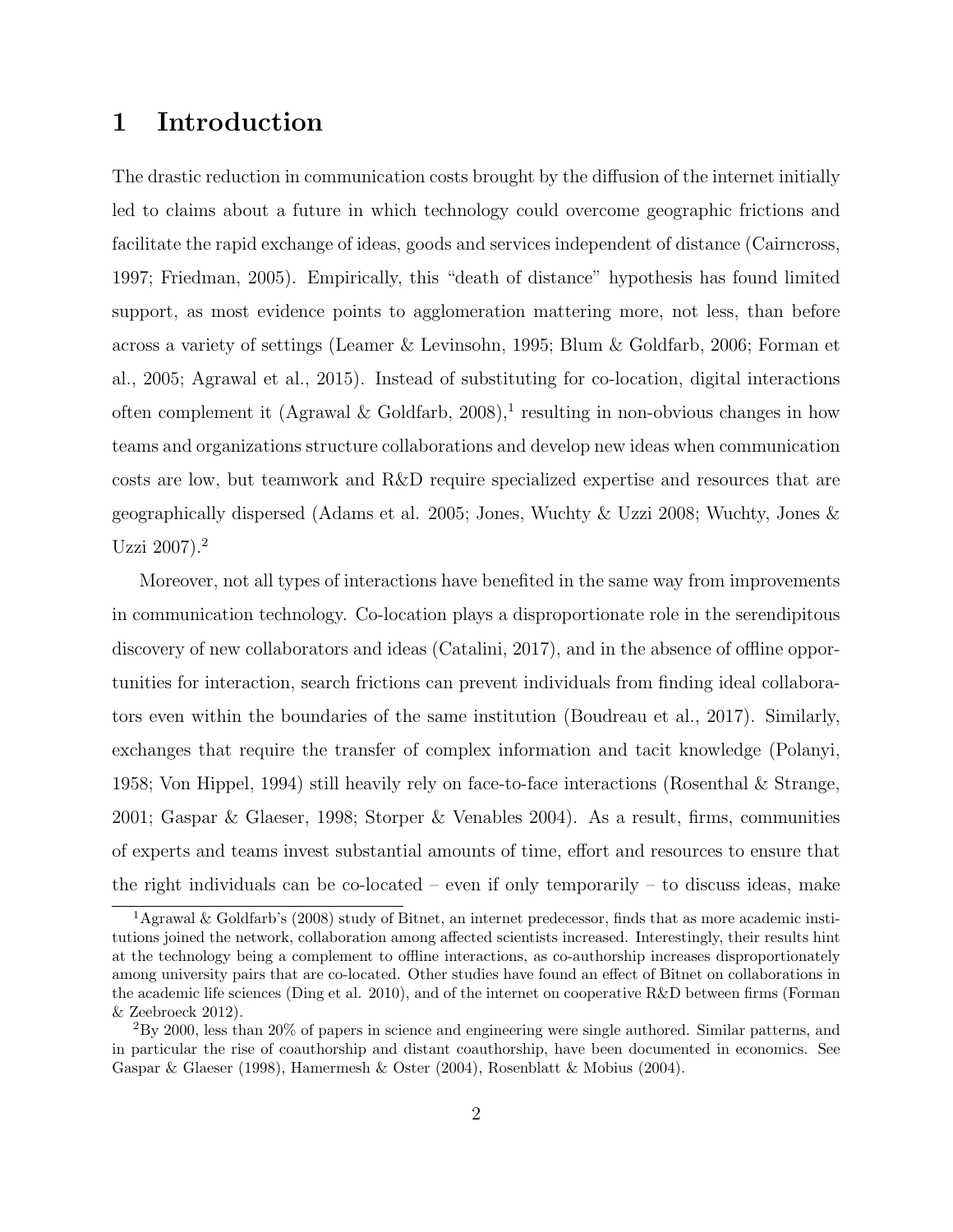# 1 Introduction

The drastic reduction in communication costs brought by the diffusion of the internet initially led to claims about a future in which technology could overcome geographic frictions and facilitate the rapid exchange of ideas, goods and services independent of distance (Cairncross, 1997; Friedman, 2005). Empirically, this "death of distance" hypothesis has found limited support, as most evidence points to agglomeration mattering more, not less, than before across a variety of settings (Leamer & Levinsohn, 1995; Blum & Goldfarb, 2006; Forman et al., 2005; Agrawal et al., 2015). Instead of substituting for co-location, digital interactions often complement it (Agrawal & Goldfarb, 2008),[1] resulting in non-obvious changes in how teams and organizations structure collaborations and develop new ideas when communication costs are low, but teamwork and R&D require specialized expertise and resources that are geographically dispersed (Adams et al. 2005; Jones, Wuchty & Uzzi 2008; Wuchty, Jones & Uzzi 2007).[2]

Moreover, not all types of interactions have benefited in the same way from improvements in communication technology. Co-location plays a disproportionate role in the serendipitous discovery of new collaborators and ideas (Catalini, 2017), and in the absence of offline opportunities for interaction, search frictions can prevent individuals from finding ideal collaborators even within the boundaries of the same institution (Boudreau et al., 2017). Similarly, exchanges that require the transfer of complex information and tacit knowledge (Polanyi, 1958; Von Hippel, 1994) still heavily rely on face-to-face interactions (Rosenthal & Strange, 2001; Gaspar & Glaeser, 1998; Storper & Venables 2004). As a result, firms, communities of experts and teams invest substantial amounts of time, effort and resources to ensure that the right individuals can be co-located – even if only temporarily – to discuss ideas, make

[1] Agrawal & Goldfarb's (2008) study of Bitnet, an internet predecessor, finds that as more academic institutions joined the network, collaboration among affected scientists increased. Interestingly, their results hint at the technology being a complement to offline interactions, as co-authorship increases disproportionately among university pairs that are co-located. Other studies have found an effect of Bitnet on collaborations in the academic life sciences (Ding et al. 2010), and of the internet on cooperative R&D between firms (Forman & Zeebroeck 2012).

[2] By 2000, less than 20% of papers in science and engineering were single authored. Similar patterns, and in particular the rise of coauthorship and distant coauthorship, have been documented in economics. See Gaspar & Glaeser (1998), Hamermesh & Oster (2004), Rosenblatt & Mobius (2004).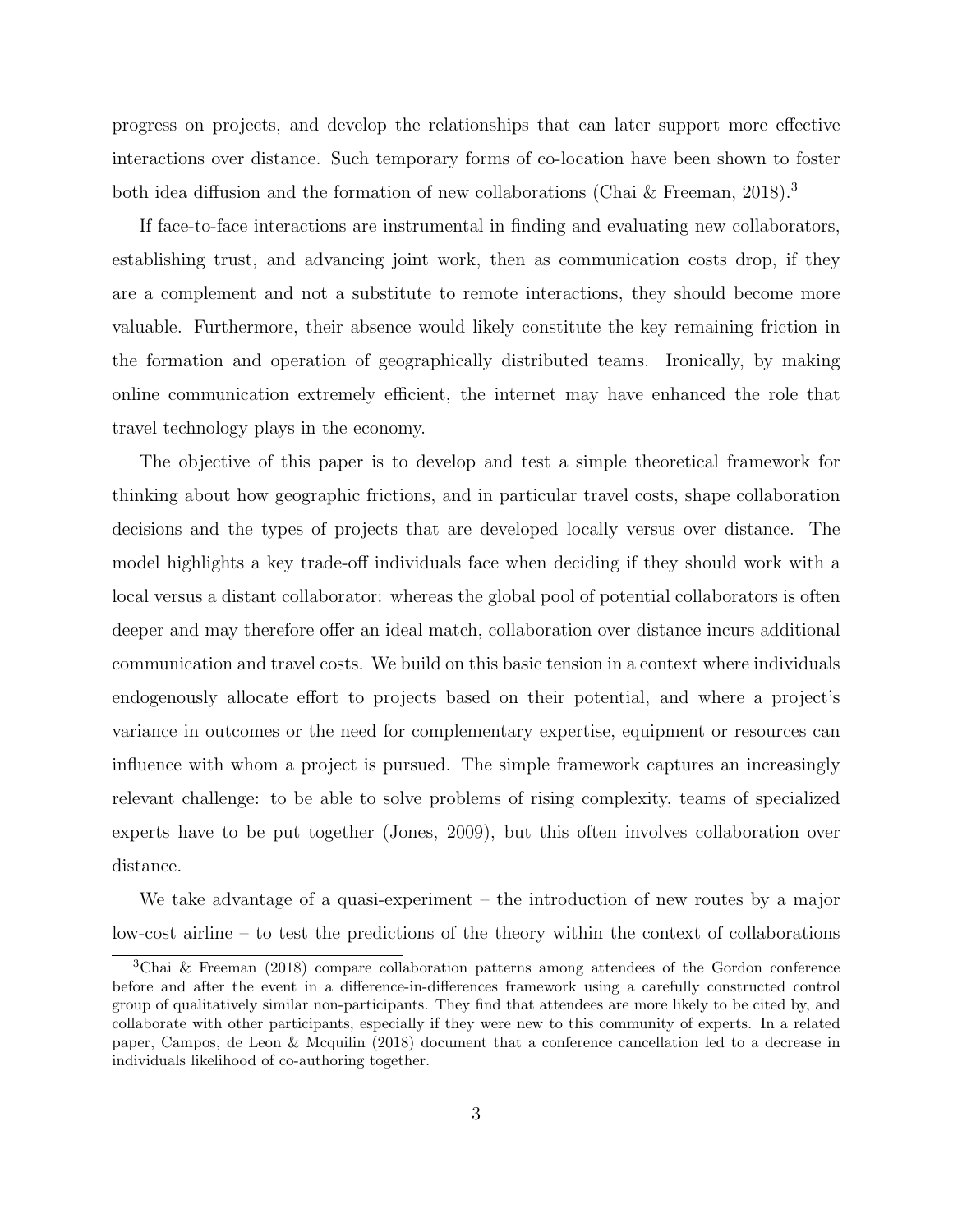progress on projects, and develop the relationships that can later support more effective interactions over distance. Such temporary forms of co-location have been shown to foster both idea diffusion and the formation of new collaborations (Chai & Freeman, 2018).[3]

If face-to-face interactions are instrumental in finding and evaluating new collaborators, establishing trust, and advancing joint work, then as communication costs drop, if they are a complement and not a substitute to remote interactions, they should become more valuable. Furthermore, their absence would likely constitute the key remaining friction in the formation and operation of geographically distributed teams. Ironically, by making online communication extremely efficient, the internet may have enhanced the role that travel technology plays in the economy.

The objective of this paper is to develop and test a simple theoretical framework for thinking about how geographic frictions, and in particular travel costs, shape collaboration decisions and the types of projects that are developed locally versus over distance. The model highlights a key trade-off individuals face when deciding if they should work with a local versus a distant collaborator: whereas the global pool of potential collaborators is often deeper and may therefore offer an ideal match, collaboration over distance incurs additional communication and travel costs. We build on this basic tension in a context where individuals endogenously allocate effort to projects based on their potential, and where a project's variance in outcomes or the need for complementary expertise, equipment or resources can influence with whom a project is pursued. The simple framework captures an increasingly relevant challenge: to be able to solve problems of rising complexity, teams of specialized experts have to be put together (Jones, 2009), but this often involves collaboration over distance.

We take advantage of a quasi-experiment – the introduction of new routes by a major low-cost airline – to test the predictions of the theory within the context of collaborations

[3] Chai & Freeman (2018) compare collaboration patterns among attendees of the Gordon conference before and after the event in a difference-in-differences framework using a carefully constructed control group of qualitatively similar non-participants. They find that attendees are more likely to be cited by, and collaborate with other participants, especially if they were new to this community of experts. In a related paper, Campos, de Leon & Mcquilin (2018) document that a conference cancellation led to a decrease in individuals likelihood of co-authoring together.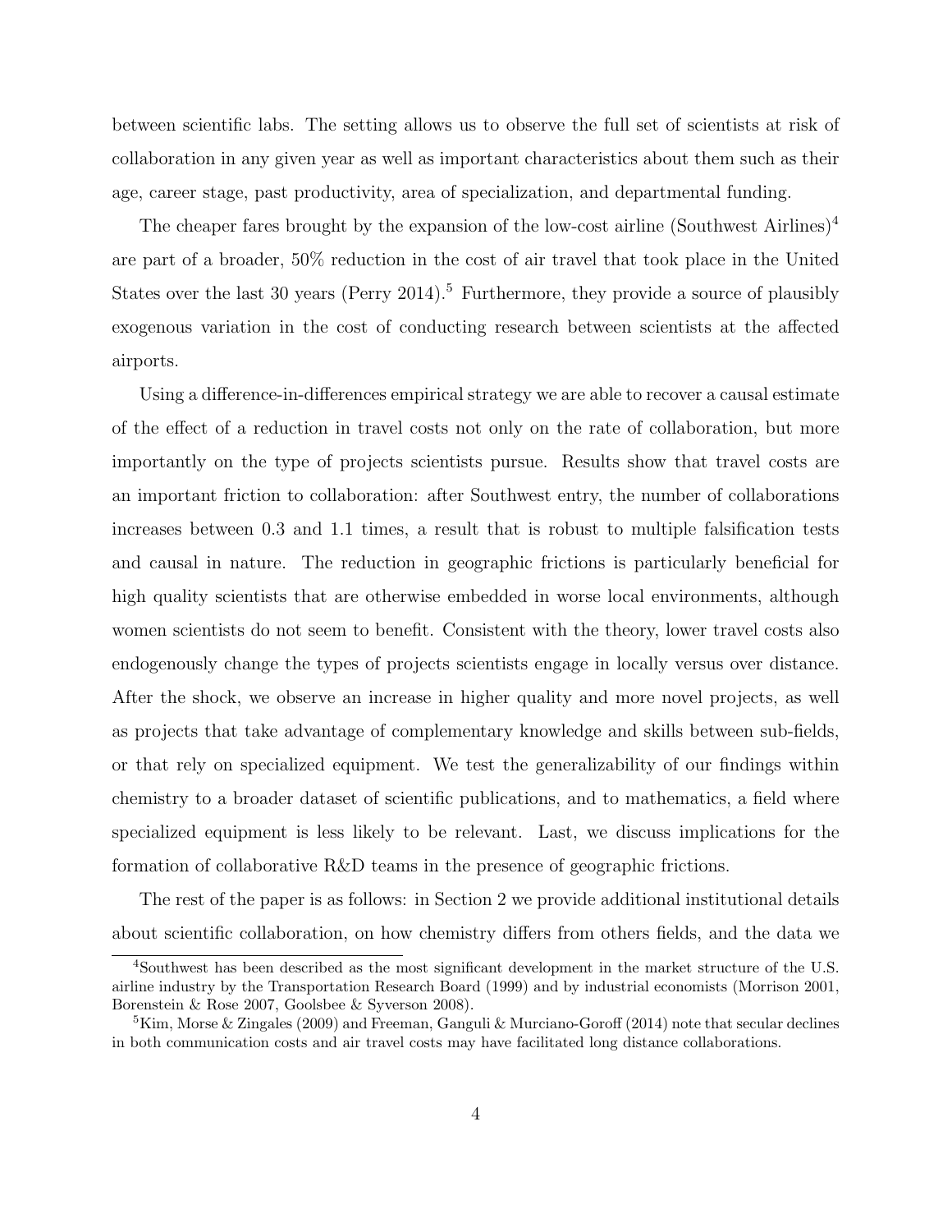between scientific labs. The setting allows us to observe the full set of scientists at risk of collaboration in any given year as well as important characteristics about them such as their age, career stage, past productivity, area of specialization, and departmental funding.

The cheaper fares brought by the expansion of the low-cost airline (Southwest Airlines)[4] are part of a broader, 50% reduction in the cost of air travel that took place in the United States over the last 30 years (Perry 2014).[5] Furthermore, they provide a source of plausibly exogenous variation in the cost of conducting research between scientists at the affected airports.

Using a difference-in-differences empirical strategy we are able to recover a causal estimate of the effect of a reduction in travel costs not only on the rate of collaboration, but more importantly on the type of projects scientists pursue. Results show that travel costs are an important friction to collaboration: after Southwest entry, the number of collaborations increases between 0.3 and 1.1 times, a result that is robust to multiple falsification tests and causal in nature. The reduction in geographic frictions is particularly beneficial for high quality scientists that are otherwise embedded in worse local environments, although women scientists do not seem to benefit. Consistent with the theory, lower travel costs also endogenously change the types of projects scientists engage in locally versus over distance. After the shock, we observe an increase in higher quality and more novel projects, as well as projects that take advantage of complementary knowledge and skills between sub-fields, or that rely on specialized equipment. We test the generalizability of our findings within chemistry to a broader dataset of scientific publications, and to mathematics, a field where specialized equipment is less likely to be relevant. Last, we discuss implications for the formation of collaborative R&D teams in the presence of geographic frictions.

The rest of the paper is as follows: in Section 2 we provide additional institutional details about scientific collaboration, on how chemistry differs from others fields, and the data we

[4] Southwest has been described as the most significant development in the market structure of the U.S. airline industry by the Transportation Research Board (1999) and by industrial economists (Morrison 2001, Borenstein & Rose 2007, Goolsbee & Syverson 2008).

[5] Kim, Morse & Zingales (2009) and Freeman, Ganguli & Murciano-Goroff (2014) note that secular declines in both communication costs and air travel costs may have facilitated long distance collaborations.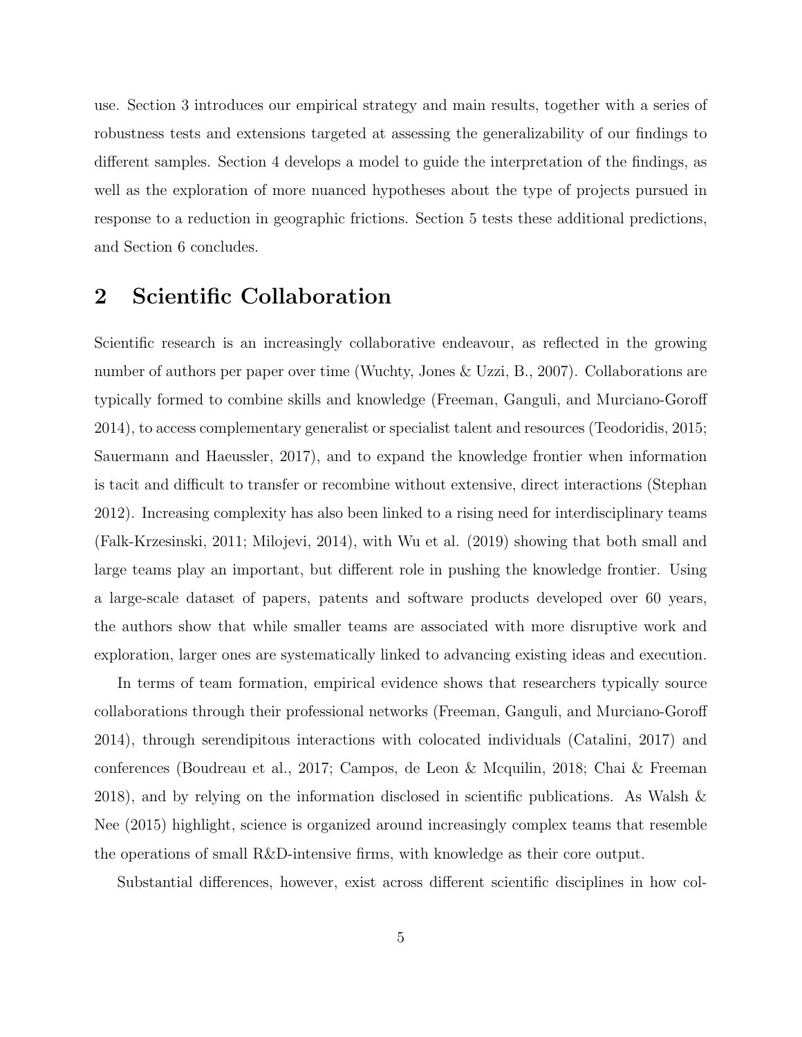use. Section 3 introduces our empirical strategy and main results, together with a series of robustness tests and extensions targeted at assessing the generalizability of our findings to different samples. Section 4 develops a model to guide the interpretation of the findings, as well as the exploration of more nuanced hypotheses about the type of projects pursued in response to a reduction in geographic frictions. Section 5 tests these additional predictions, and Section 6 concludes.

## 2 Scientific Collaboration

Scientific research is an increasingly collaborative endeavour, as reflected in the growing number of authors per paper over time (Wuchty, Jones & Uzzi, B., 2007). Collaborations are typically formed to combine skills and knowledge (Freeman, Ganguli, and Murciano-Goroff 2014), to access complementary generalist or specialist talent and resources (Teodoridis, 2015; Sauermann and Haeussler, 2017), and to expand the knowledge frontier when information is tacit and difficult to transfer or recombine without extensive, direct interactions (Stephan 2012). Increasing complexity has also been linked to a rising need for interdisciplinary teams (Falk-Krzesinski, 2011; Milojevi, 2014), with Wu et al. (2019) showing that both small and large teams play an important, but different role in pushing the knowledge frontier. Using a large-scale dataset of papers, patents and software products developed over 60 years, the authors show that while smaller teams are associated with more disruptive work and exploration, larger ones are systematically linked to advancing existing ideas and execution.

In terms of team formation, empirical evidence shows that researchers typically source collaborations through their professional networks (Freeman, Ganguli, and Murciano-Goroff 2014), through serendipitous interactions with colocated individuals (Catalini, 2017) and conferences (Boudreau et al., 2017; Campos, de Leon & Mcquilin, 2018; Chai & Freeman 2018), and by relying on the information disclosed in scientific publications. As Walsh & Nee (2015) highlight, science is organized around increasingly complex teams that resemble the operations of small R&D-intensive firms, with knowledge as their core output.

Substantial differences, however, exist across different scientific disciplines in how col-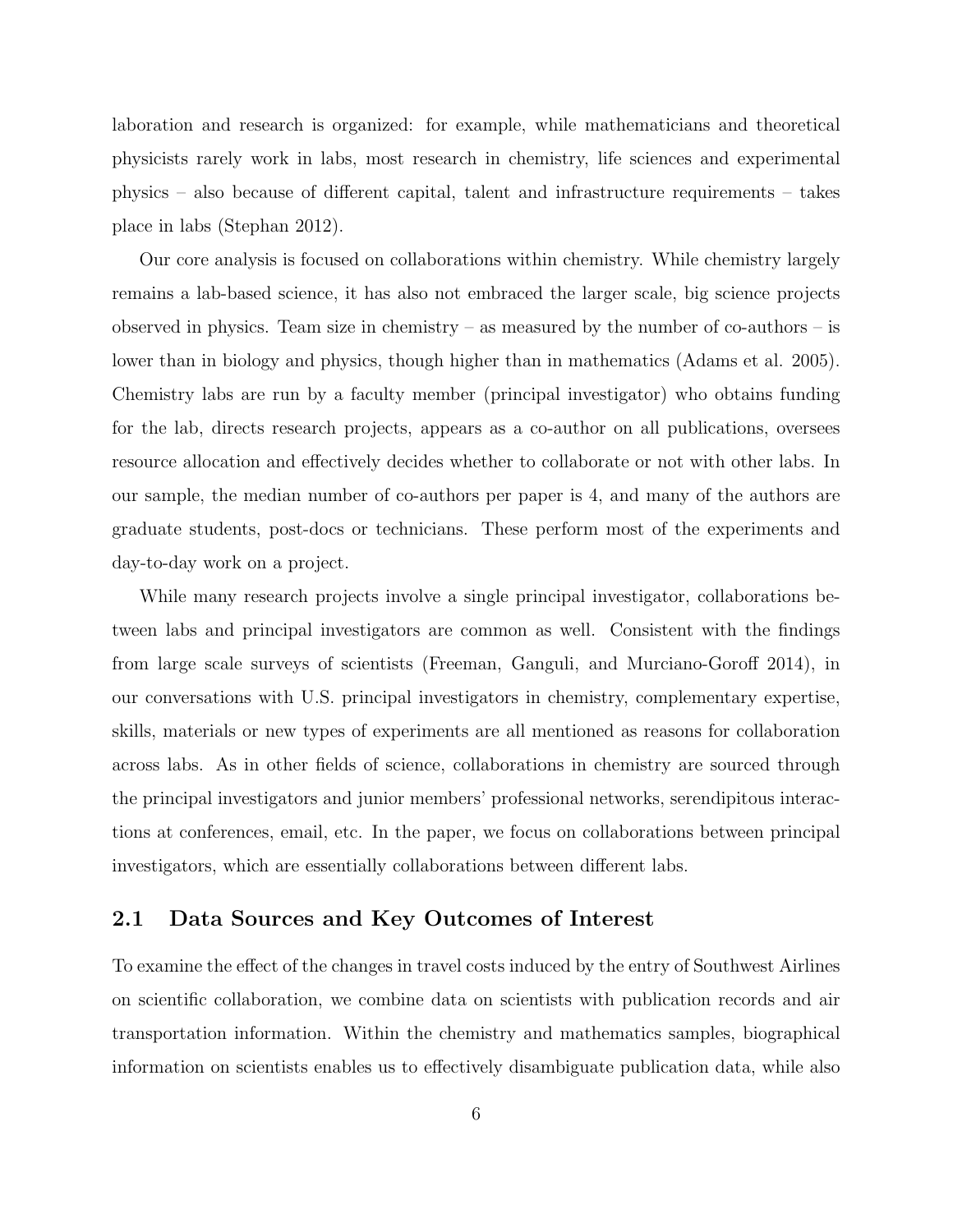laboration and research is organized: for example, while mathematicians and theoretical physicists rarely work in labs, most research in chemistry, life sciences and experimental physics – also because of different capital, talent and infrastructure requirements – takes place in labs (Stephan 2012).

Our core analysis is focused on collaborations within chemistry. While chemistry largely remains a lab-based science, it has also not embraced the larger scale, big science projects observed in physics. Team size in chemistry – as measured by the number of co-authors – is lower than in biology and physics, though higher than in mathematics (Adams et al. 2005). Chemistry labs are run by a faculty member (principal investigator) who obtains funding for the lab, directs research projects, appears as a co-author on all publications, oversees resource allocation and effectively decides whether to collaborate or not with other labs. In our sample, the median number of co-authors per paper is 4, and many of the authors are graduate students, post-docs or technicians. These perform most of the experiments and day-to-day work on a project.

While many research projects involve a single principal investigator, collaborations between labs and principal investigators are common as well. Consistent with the findings from large scale surveys of scientists (Freeman, Ganguli, and Murciano-Goroff 2014), in our conversations with U.S. principal investigators in chemistry, complementary expertise, skills, materials or new types of experiments are all mentioned as reasons for collaboration across labs. As in other fields of science, collaborations in chemistry are sourced through the principal investigators and junior members' professional networks, serendipitous interactions at conferences, email, etc. In the paper, we focus on collaborations between principal investigators, which are essentially collaborations between different labs.

## 2.1 Data Sources and Key Outcomes of Interest

To examine the effect of the changes in travel costs induced by the entry of Southwest Airlines on scientific collaboration, we combine data on scientists with publication records and air transportation information. Within the chemistry and mathematics samples, biographical information on scientists enables us to effectively disambiguate publication data, while also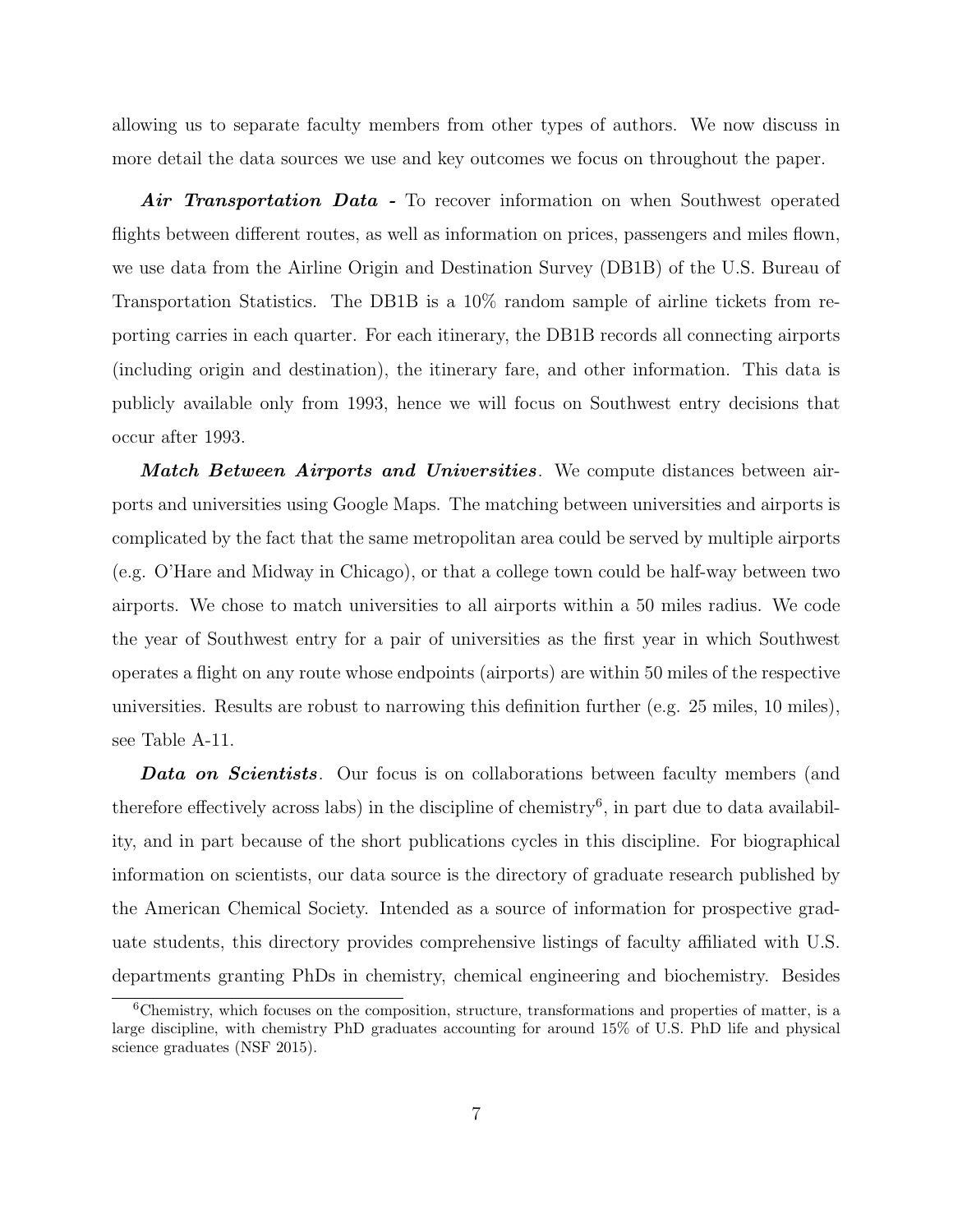allowing us to separate faculty members from other types of authors. We now discuss in more detail the data sources we use and key outcomes we focus on throughout the paper.

***Air Transportation Data -*** To recover information on when Southwest operated flights between different routes, as well as information on prices, passengers and miles flown, we use data from the Airline Origin and Destination Survey (DB1B) of the U.S. Bureau of Transportation Statistics. The DB1B is a 10% random sample of airline tickets from reporting carries in each quarter. For each itinerary, the DB1B records all connecting airports (including origin and destination), the itinerary fare, and other information. This data is publicly available only from 1993, hence we will focus on Southwest entry decisions that occur after 1993.

***Match Between Airports and Universities***. We compute distances between airports and universities using Google Maps. The matching between universities and airports is complicated by the fact that the same metropolitan area could be served by multiple airports (e.g. O'Hare and Midway in Chicago), or that a college town could be half-way between two airports. We chose to match universities to all airports within a 50 miles radius. We code the year of Southwest entry for a pair of universities as the first year in which Southwest operates a flight on any route whose endpoints (airports) are within 50 miles of the respective universities. Results are robust to narrowing this definition further (e.g. 25 miles, 10 miles), see Table A-11.

***Data on Scientists***. Our focus is on collaborations between faculty members (and therefore effectively across labs) in the discipline of chemistry[6], in part due to data availability, and in part because of the short publications cycles in this discipline. For biographical information on scientists, our data source is the directory of graduate research published by the American Chemical Society. Intended as a source of information for prospective graduate students, this directory provides comprehensive listings of faculty affiliated with U.S. departments granting PhDs in chemistry, chemical engineering and biochemistry. Besides

[6]Chemistry, which focuses on the composition, structure, transformations and properties of matter, is a large discipline, with chemistry PhD graduates accounting for around 15% of U.S. PhD life and physical science graduates (NSF 2015).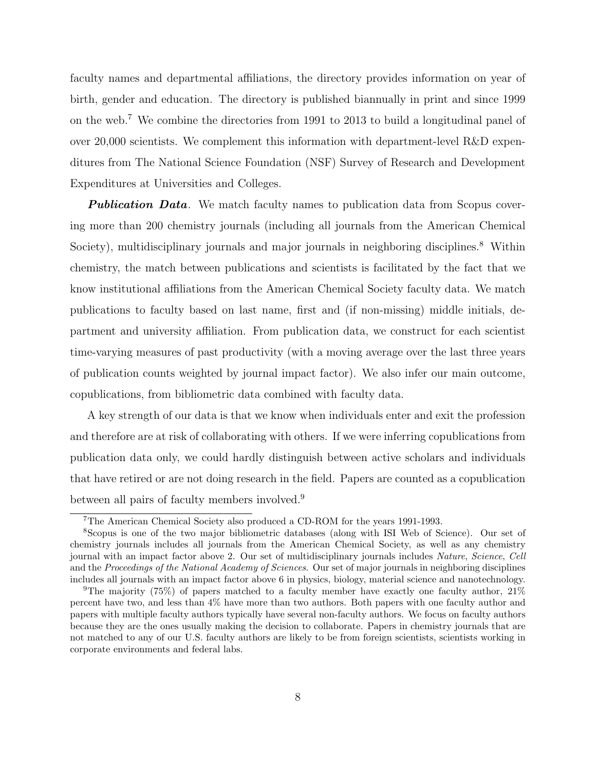faculty names and departmental affiliations, the directory provides information on year of birth, gender and education. The directory is published biannually in print and since 1999 on the web.[7] We combine the directories from 1991 to 2013 to build a longitudinal panel of over 20,000 scientists. We complement this information with department-level R&D expenditures from The National Science Foundation (NSF) Survey of Research and Development Expenditures at Universities and Colleges.

***Publication Data***. We match faculty names to publication data from Scopus covering more than 200 chemistry journals (including all journals from the American Chemical Society), multidisciplinary journals and major journals in neighboring disciplines.[8] Within chemistry, the match between publications and scientists is facilitated by the fact that we know institutional affiliations from the American Chemical Society faculty data. We match publications to faculty based on last name, first and (if non-missing) middle initials, department and university affiliation. From publication data, we construct for each scientist time-varying measures of past productivity (with a moving average over the last three years of publication counts weighted by journal impact factor). We also infer our main outcome, copublications, from bibliometric data combined with faculty data.

A key strength of our data is that we know when individuals enter and exit the profession and therefore are at risk of collaborating with others. If we were inferring copublications from publication data only, we could hardly distinguish between active scholars and individuals that have retired or are not doing research in the field. Papers are counted as a copublication between all pairs of faculty members involved.[9]

[7] The American Chemical Society also produced a CD-ROM for the years 1991-1993.

[8] Scopus is one of the two major bibliometric databases (along with ISI Web of Science). Our set of chemistry journals includes all journals from the American Chemical Society, as well as any chemistry journal with an impact factor above 2. Our set of multidisciplinary journals includes *Nature*, *Science*, *Cell* and the *Proceedings of the National Academy of Sciences*. Our set of major journals in neighboring disciplines includes all journals with an impact factor above 6 in physics, biology, material science and nanotechnology.

[9] The majority (75%) of papers matched to a faculty member have exactly one faculty author, 21% percent have two, and less than 4% have more than two authors. Both papers with one faculty author and papers with multiple faculty authors typically have several non-faculty authors. We focus on faculty authors because they are the ones usually making the decision to collaborate. Papers in chemistry journals that are not matched to any of our U.S. faculty authors are likely to be from foreign scientists, scientists working in corporate environments and federal labs.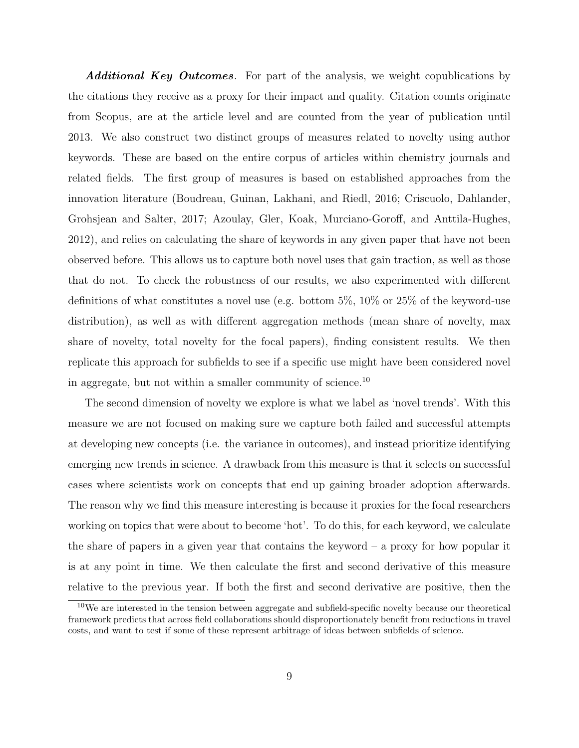***Additional Key Outcomes***. For part of the analysis, we weight copublications by the citations they receive as a proxy for their impact and quality. Citation counts originate from Scopus, are at the article level and are counted from the year of publication until 2013. We also construct two distinct groups of measures related to novelty using author keywords. These are based on the entire corpus of articles within chemistry journals and related fields. The first group of measures is based on established approaches from the innovation literature (Boudreau, Guinan, Lakhani, and Riedl, 2016; Criscuolo, Dahlander, Grohsjean and Salter, 2017; Azoulay, Gler, Koak, Murciano-Goroff, and Anttila-Hughes, 2012), and relies on calculating the share of keywords in any given paper that have not been observed before. This allows us to capture both novel uses that gain traction, as well as those that do not. To check the robustness of our results, we also experimented with different definitions of what constitutes a novel use (e.g. bottom 5%, 10% or 25% of the keyword-use distribution), as well as with different aggregation methods (mean share of novelty, max share of novelty, total novelty for the focal papers), finding consistent results. We then replicate this approach for subfields to see if a specific use might have been considered novel in aggregate, but not within a smaller community of science.[10]

The second dimension of novelty we explore is what we label as 'novel trends'. With this measure we are not focused on making sure we capture both failed and successful attempts at developing new concepts (i.e. the variance in outcomes), and instead prioritize identifying emerging new trends in science. A drawback from this measure is that it selects on successful cases where scientists work on concepts that end up gaining broader adoption afterwards. The reason why we find this measure interesting is because it proxies for the focal researchers working on topics that were about to become 'hot'. To do this, for each keyword, we calculate the share of papers in a given year that contains the keyword – a proxy for how popular it is at any point in time. We then calculate the first and second derivative of this measure relative to the previous year. If both the first and second derivative are positive, then the

[10] We are interested in the tension between aggregate and subfield-specific novelty because our theoretical framework predicts that across field collaborations should disproportionately benefit from reductions in travel costs, and want to test if some of these represent arbitrage of ideas between subfields of science.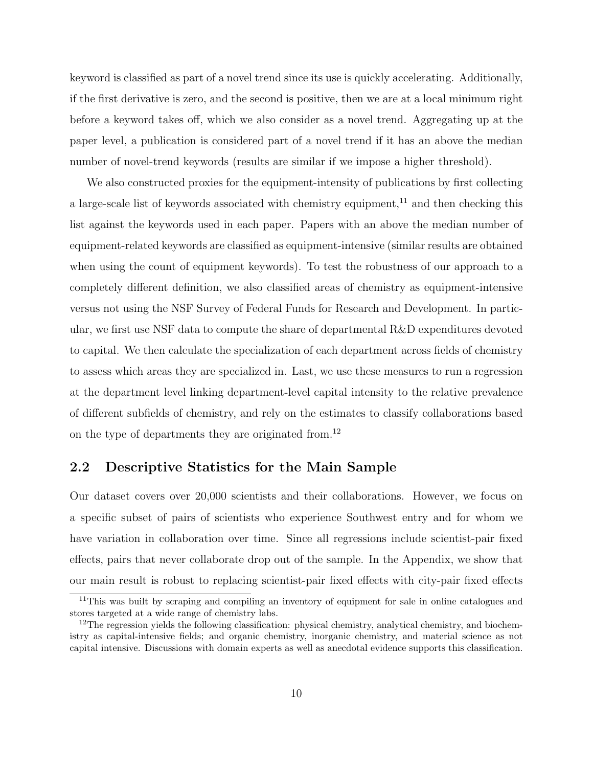keyword is classified as part of a novel trend since its use is quickly accelerating. Additionally, if the first derivative is zero, and the second is positive, then we are at a local minimum right before a keyword takes off, which we also consider as a novel trend. Aggregating up at the paper level, a publication is considered part of a novel trend if it has an above the median number of novel-trend keywords (results are similar if we impose a higher threshold).

We also constructed proxies for the equipment-intensity of publications by first collecting a large-scale list of keywords associated with chemistry equipment,[11] and then checking this list against the keywords used in each paper. Papers with an above the median number of equipment-related keywords are classified as equipment-intensive (similar results are obtained when using the count of equipment keywords). To test the robustness of our approach to a completely different definition, we also classified areas of chemistry as equipment-intensive versus not using the NSF Survey of Federal Funds for Research and Development. In particular, we first use NSF data to compute the share of departmental R&D expenditures devoted to capital. We then calculate the specialization of each department across fields of chemistry to assess which areas they are specialized in. Last, we use these measures to run a regression at the department level linking department-level capital intensity to the relative prevalence of different subfields of chemistry, and rely on the estimates to classify collaborations based on the type of departments they are originated from.[12]

## 2.2 Descriptive Statistics for the Main Sample

Our dataset covers over 20,000 scientists and their collaborations. However, we focus on a specific subset of pairs of scientists who experience Southwest entry and for whom we have variation in collaboration over time. Since all regressions include scientist-pair fixed effects, pairs that never collaborate drop out of the sample. In the Appendix, we show that our main result is robust to replacing scientist-pair fixed effects with city-pair fixed effects

[11] This was built by scraping and compiling an inventory of equipment for sale in online catalogues and stores targeted at a wide range of chemistry labs.

[12] The regression yields the following classification: physical chemistry, analytical chemistry, and biochemistry as capital-intensive fields; and organic chemistry, inorganic chemistry, and material science as not capital intensive. Discussions with domain experts as well as anecdotal evidence supports this classification.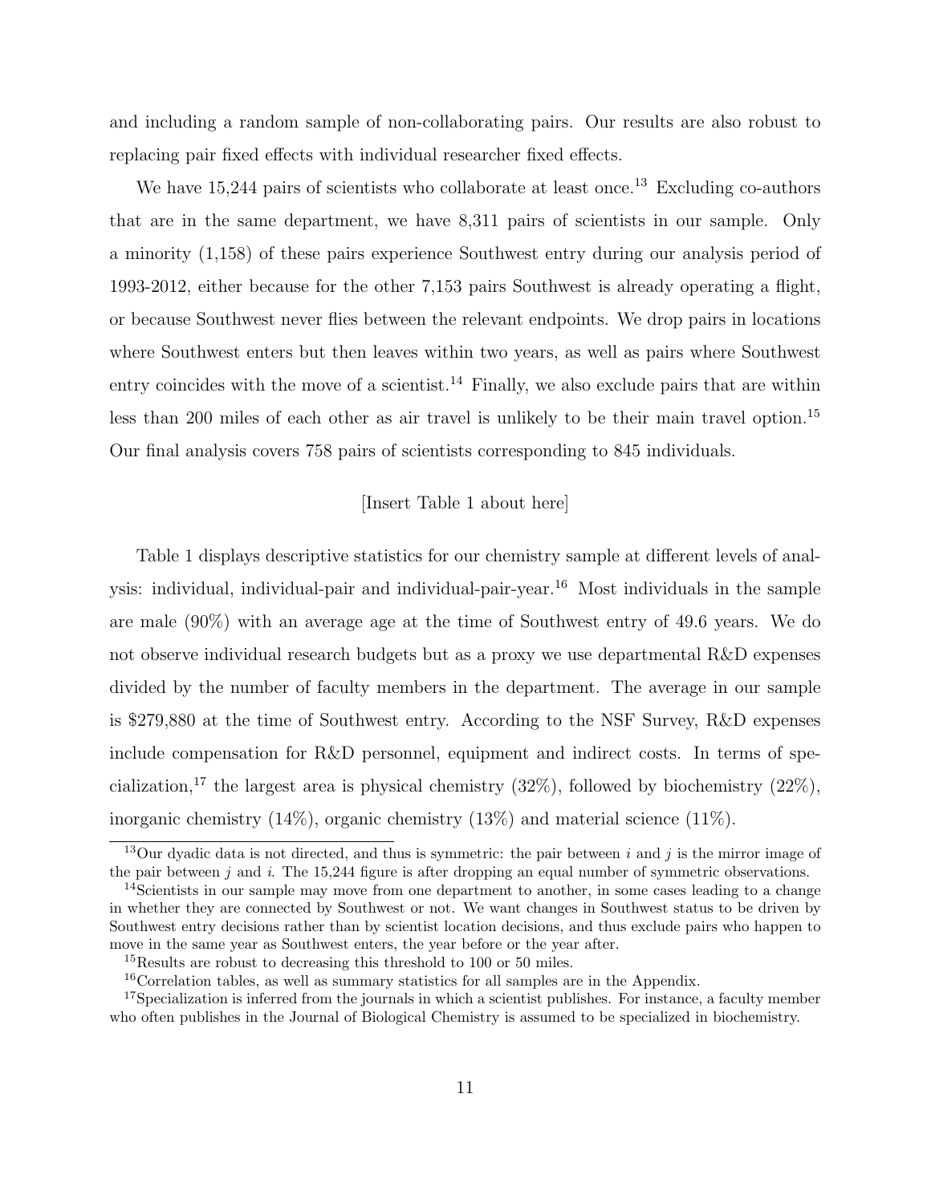and including a random sample of non-collaborating pairs. Our results are also robust to replacing pair fixed effects with individual researcher fixed effects.

We have 15,244 pairs of scientists who collaborate at least once.[13] Excluding co-authors that are in the same department, we have 8,311 pairs of scientists in our sample. Only a minority (1,158) of these pairs experience Southwest entry during our analysis period of 1993-2012, either because for the other 7,153 pairs Southwest is already operating a flight, or because Southwest never flies between the relevant endpoints. We drop pairs in locations where Southwest enters but then leaves within two years, as well as pairs where Southwest entry coincides with the move of a scientist.[14] Finally, we also exclude pairs that are within less than 200 miles of each other as air travel is unlikely to be their main travel option.[15] Our final analysis covers 758 pairs of scientists corresponding to 845 individuals.

[Insert Table 1 about here]

Table 1 displays descriptive statistics for our chemistry sample at different levels of analysis: individual, individual-pair and individual-pair-year.[16] Most individuals in the sample are male (90%) with an average age at the time of Southwest entry of 49.6 years. We do not observe individual research budgets but as a proxy we use departmental R&D expenses divided by the number of faculty members in the department. The average in our sample is $279,880 at the time of Southwest entry. According to the NSF Survey, R&D expenses include compensation for R&D personnel, equipment and indirect costs. In terms of specialization,[17] the largest area is physical chemistry (32%), followed by biochemistry (22%), inorganic chemistry (14%), organic chemistry (13%) and material science (11%).

---

[13] Our dyadic data is not directed, and thus is symmetric: the pair between $i$ and $j$ is the mirror image of the pair between $j$ and $i$. The 15,244 figure is after dropping an equal number of symmetric observations.

[14] Scientists in our sample may move from one department to another, in some cases leading to a change in whether they are connected by Southwest or not. We want changes in Southwest status to be driven by Southwest entry decisions rather than by scientist location decisions, and thus exclude pairs who happen to move in the same year as Southwest enters, the year before or the year after.

[15] Results are robust to decreasing this threshold to 100 or 50 miles.

[16] Correlation tables, as well as summary statistics for all samples are in the Appendix.

[17] Specialization is inferred from the journals in which a scientist publishes. For instance, a faculty member who often publishes in the Journal of Biological Chemistry is assumed to be specialized in biochemistry.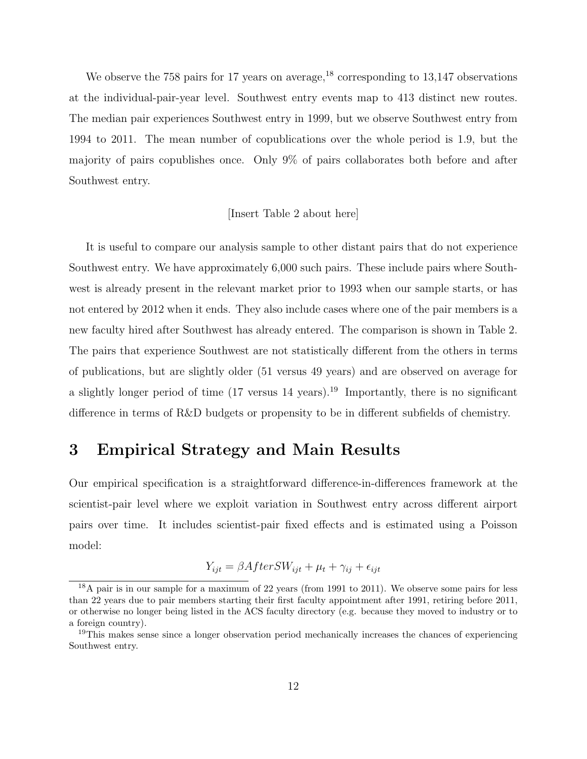We observe the 758 pairs for 17 years on average,[18] corresponding to 13,147 observations at the individual-pair-year level. Southwest entry events map to 413 distinct new routes. The median pair experiences Southwest entry in 1999, but we observe Southwest entry from 1994 to 2011. The mean number of copublications over the whole period is 1.9, but the majority of pairs copublishes once. Only 9% of pairs collaborates both before and after Southwest entry.

[Insert Table 2 about here]

It is useful to compare our analysis sample to other distant pairs that do not experience Southwest entry. We have approximately 6,000 such pairs. These include pairs where Southwest is already present in the relevant market prior to 1993 when our sample starts, or has not entered by 2012 when it ends. They also include cases where one of the pair members is a new faculty hired after Southwest has already entered. The comparison is shown in Table 2. The pairs that experience Southwest are not statistically different from the others in terms of publications, but are slightly older (51 versus 49 years) and are observed on average for a slightly longer period of time (17 versus 14 years).[19] Importantly, there is no significant difference in terms of R&D budgets or propensity to be in different subfields of chemistry.

# 3 Empirical Strategy and Main Results

Our empirical specification is a straightforward difference-in-differences framework at the scientist-pair level where we exploit variation in Southwest entry across different airport pairs over time. It includes scientist-pair fixed effects and is estimated using a Poisson model:

$$Y_{ijt} = \beta AfterSW_{ijt} + \mu_t + \gamma_{ij} + \epsilon_{ijt}$$

[18] A pair is in our sample for a maximum of 22 years (from 1991 to 2011). We observe some pairs for less than 22 years due to pair members starting their first faculty appointment after 1991, retiring before 2011, or otherwise no longer being listed in the ACS faculty directory (e.g. because they moved to industry or to a foreign country).

[19] This makes sense since a longer observation period mechanically increases the chances of experiencing Southwest entry.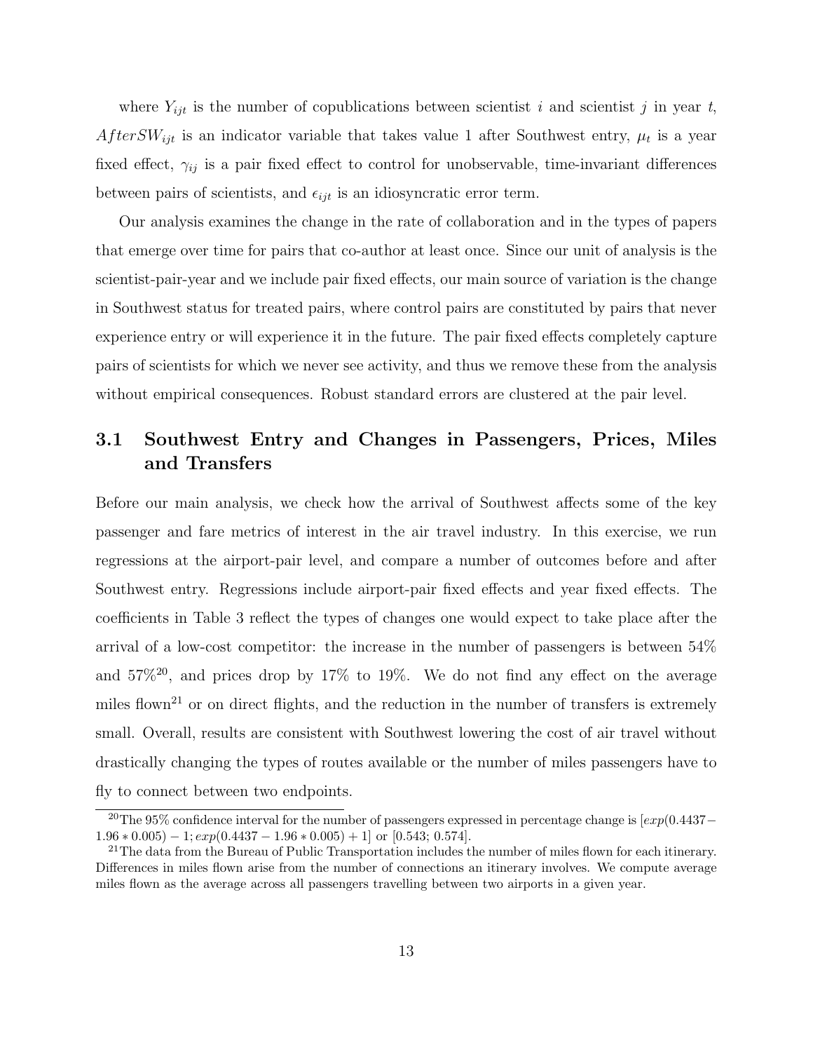where $Y_{ijt}$ is the number of copublications between scientist $i$ and scientist $j$ in year $t$, $AfterSW_{ijt}$ is an indicator variable that takes value 1 after Southwest entry, $\mu_t$ is a year fixed effect, $\gamma_{ij}$ is a pair fixed effect to control for unobservable, time-invariant differences between pairs of scientists, and $\epsilon_{ijt}$ is an idiosyncratic error term.

Our analysis examines the change in the rate of collaboration and in the types of papers that emerge over time for pairs that co-author at least once. Since our unit of analysis is the scientist-pair-year and we include pair fixed effects, our main source of variation is the change in Southwest status for treated pairs, where control pairs are constituted by pairs that never experience entry or will experience it in the future. The pair fixed effects completely capture pairs of scientists for which we never see activity, and thus we remove these from the analysis without empirical consequences. Robust standard errors are clustered at the pair level.

## 3.1 Southwest Entry and Changes in Passengers, Prices, Miles and Transfers

Before our main analysis, we check how the arrival of Southwest affects some of the key passenger and fare metrics of interest in the air travel industry. In this exercise, we run regressions at the airport-pair level, and compare a number of outcomes before and after Southwest entry. Regressions include airport-pair fixed effects and year fixed effects. The coefficients in Table 3 reflect the types of changes one would expect to take place after the arrival of a low-cost competitor: the increase in the number of passengers is between 54% and 57%[20], and prices drop by 17% to 19%. We do not find any effect on the average miles flown[21] or on direct flights, and the reduction in the number of transfers is extremely small. Overall, results are consistent with Southwest lowering the cost of air travel without drastically changing the types of routes available or the number of miles passengers have to fly to connect between two endpoints.

[20] The 95% confidence interval for the number of passengers expressed in percentage change is $[exp(0.4437 - 1.96 * 0.005) - 1; exp(0.4437 - 1.96 * 0.005) + 1]$ or [0.543; 0.574].

[21] The data from the Bureau of Public Transportation includes the number of miles flown for each itinerary. Differences in miles flown arise from the number of connections an itinerary involves. We compute average miles flown as the average across all passengers travelling between two airports in a given year.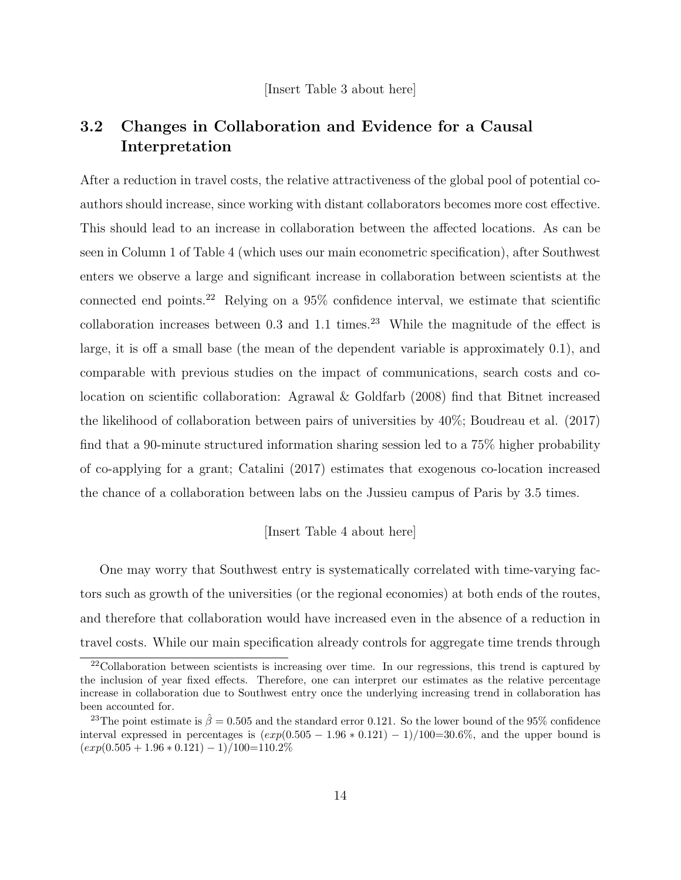[Insert Table 3 about here]

## 3.2 Changes in Collaboration and Evidence for a Causal Interpretation

After a reduction in travel costs, the relative attractiveness of the global pool of potential co-authors should increase, since working with distant collaborators becomes more cost effective. This should lead to an increase in collaboration between the affected locations. As can be seen in Column 1 of Table 4 (which uses our main econometric specification), after Southwest enters we observe a large and significant increase in collaboration between scientists at the connected end points.[22] Relying on a 95% confidence interval, we estimate that scientific collaboration increases between 0.3 and 1.1 times.[23] While the magnitude of the effect is large, it is off a small base (the mean of the dependent variable is approximately 0.1), and comparable with previous studies on the impact of communications, search costs and co-location on scientific collaboration: Agrawal & Goldfarb (2008) find that Bitnet increased the likelihood of collaboration between pairs of universities by 40%; Boudreau et al. (2017) find that a 90-minute structured information sharing session led to a 75% higher probability of co-applying for a grant; Catalini (2017) estimates that exogenous co-location increased the chance of a collaboration between labs on the Jussieu campus of Paris by 3.5 times.

[Insert Table 4 about here]

One may worry that Southwest entry is systematically correlated with time-varying factors such as growth of the universities (or the regional economies) at both ends of the routes, and therefore that collaboration would have increased even in the absence of a reduction in travel costs. While our main specification already controls for aggregate time trends through

[22] Collaboration between scientists is increasing over time. In our regressions, this trend is captured by the inclusion of year fixed effects. Therefore, one can interpret our estimates as the relative percentage increase in collaboration due to Southwest entry once the underlying increasing trend in collaboration has been accounted for.

[23] The point estimate is $\hat{\beta} = 0.505$ and the standard error 0.121. So the lower bound of the 95% confidence interval expressed in percentages is $(exp(0.505 - 1.96 * 0.121) - 1)/100$=30.6%, and the upper bound is $(exp(0.505 + 1.96 * 0.121) - 1)/100$=110.2%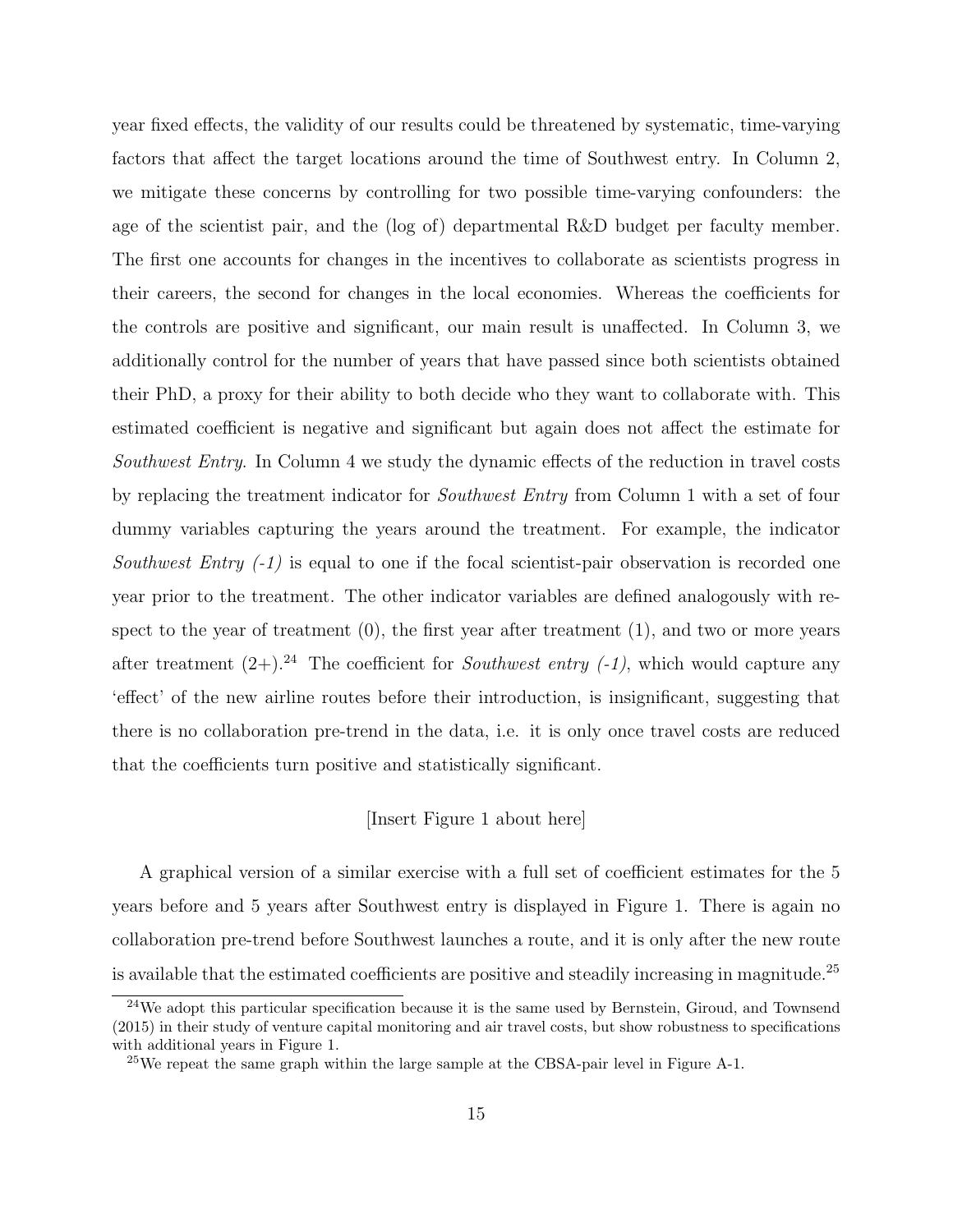year fixed effects, the validity of our results could be threatened by systematic, time-varying factors that affect the target locations around the time of Southwest entry. In Column 2, we mitigate these concerns by controlling for two possible time-varying confounders: the age of the scientist pair, and the (log of) departmental R&D budget per faculty member. The first one accounts for changes in the incentives to collaborate as scientists progress in their careers, the second for changes in the local economies. Whereas the coefficients for the controls are positive and significant, our main result is unaffected. In Column 3, we additionally control for the number of years that have passed since both scientists obtained their PhD, a proxy for their ability to both decide who they want to collaborate with. This estimated coefficient is negative and significant but again does not affect the estimate for *Southwest Entry*. In Column 4 we study the dynamic effects of the reduction in travel costs by replacing the treatment indicator for *Southwest Entry* from Column 1 with a set of four dummy variables capturing the years around the treatment. For example, the indicator *Southwest Entry (-1)* is equal to one if the focal scientist-pair observation is recorded one year prior to the treatment. The other indicator variables are defined analogously with respect to the year of treatment (0), the first year after treatment (1), and two or more years after treatment (2+).[24] The coefficient for *Southwest entry (-1)*, which would capture any 'effect' of the new airline routes before their introduction, is insignificant, suggesting that there is no collaboration pre-trend in the data, i.e. it is only once travel costs are reduced that the coefficients turn positive and statistically significant.

[Insert Figure 1 about here]

A graphical version of a similar exercise with a full set of coefficient estimates for the 5 years before and 5 years after Southwest entry is displayed in Figure 1. There is again no collaboration pre-trend before Southwest launches a route, and it is only after the new route is available that the estimated coefficients are positive and steadily increasing in magnitude.[25]

[24] We adopt this particular specification because it is the same used by Bernstein, Giroud, and Townsend (2015) in their study of venture capital monitoring and air travel costs, but show robustness to specifications with additional years in Figure 1.

[25] We repeat the same graph within the large sample at the CBSA-pair level in Figure A-1.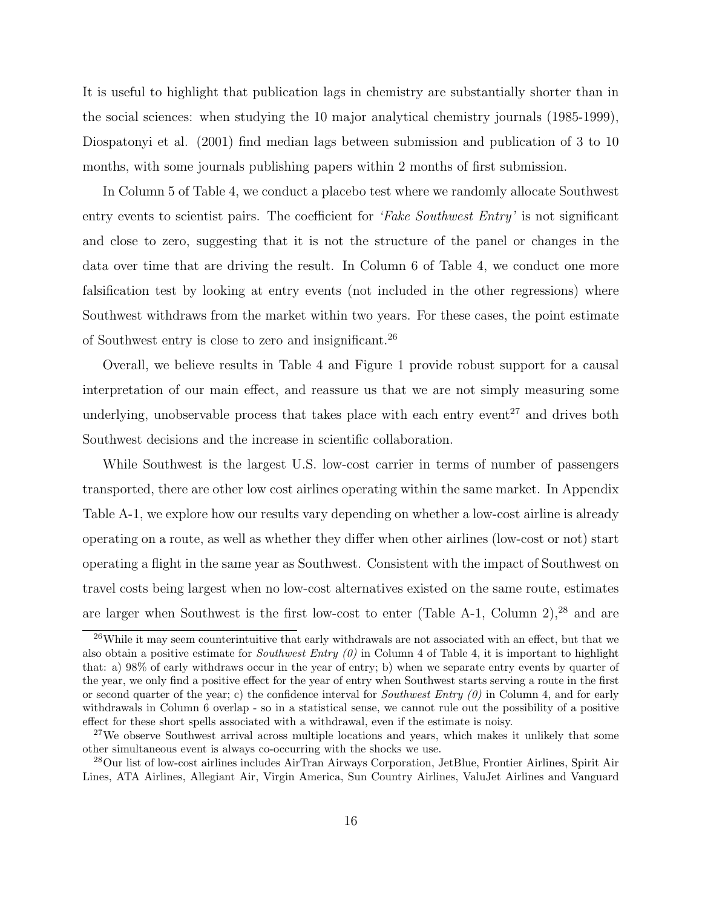It is useful to highlight that publication lags in chemistry are substantially shorter than in the social sciences: when studying the 10 major analytical chemistry journals (1985-1999), Diospatonyi et al. (2001) find median lags between submission and publication of 3 to 10 months, with some journals publishing papers within 2 months of first submission.

In Column 5 of Table 4, we conduct a placebo test where we randomly allocate Southwest entry events to scientist pairs. The coefficient for *'Fake Southwest Entry'* is not significant and close to zero, suggesting that it is not the structure of the panel or changes in the data over time that are driving the result. In Column 6 of Table 4, we conduct one more falsification test by looking at entry events (not included in the other regressions) where Southwest withdraws from the market within two years. For these cases, the point estimate of Southwest entry is close to zero and insignificant.[26]

Overall, we believe results in Table 4 and Figure 1 provide robust support for a causal interpretation of our main effect, and reassure us that we are not simply measuring some underlying, unobservable process that takes place with each entry event[27] and drives both Southwest decisions and the increase in scientific collaboration.

While Southwest is the largest U.S. low-cost carrier in terms of number of passengers transported, there are other low cost airlines operating within the same market. In Appendix Table A-1, we explore how our results vary depending on whether a low-cost airline is already operating on a route, as well as whether they differ when other airlines (low-cost or not) start operating a flight in the same year as Southwest. Consistent with the impact of Southwest on travel costs being largest when no low-cost alternatives existed on the same route, estimates are larger when Southwest is the first low-cost to enter (Table A-1, Column 2),[28] and are

[26]While it may seem counterintuitive that early withdrawals are not associated with an effect, but that we also obtain a positive estimate for *Southwest Entry (0)* in Column 4 of Table 4, it is important to highlight that: a) 98% of early withdraws occur in the year of entry; b) when we separate entry events by quarter of the year, we only find a positive effect for the year of entry when Southwest starts serving a route in the first or second quarter of the year; c) the confidence interval for *Southwest Entry (0)* in Column 4, and for early withdrawals in Column 6 overlap - so in a statistical sense, we cannot rule out the possibility of a positive effect for these short spells associated with a withdrawal, even if the estimate is noisy.

[27]We observe Southwest arrival across multiple locations and years, which makes it unlikely that some other simultaneous event is always co-occurring with the shocks we use.

[28]Our list of low-cost airlines includes AirTran Airways Corporation, JetBlue, Frontier Airlines, Spirit Air Lines, ATA Airlines, Allegiant Air, Virgin America, Sun Country Airlines, ValuJet Airlines and Vanguard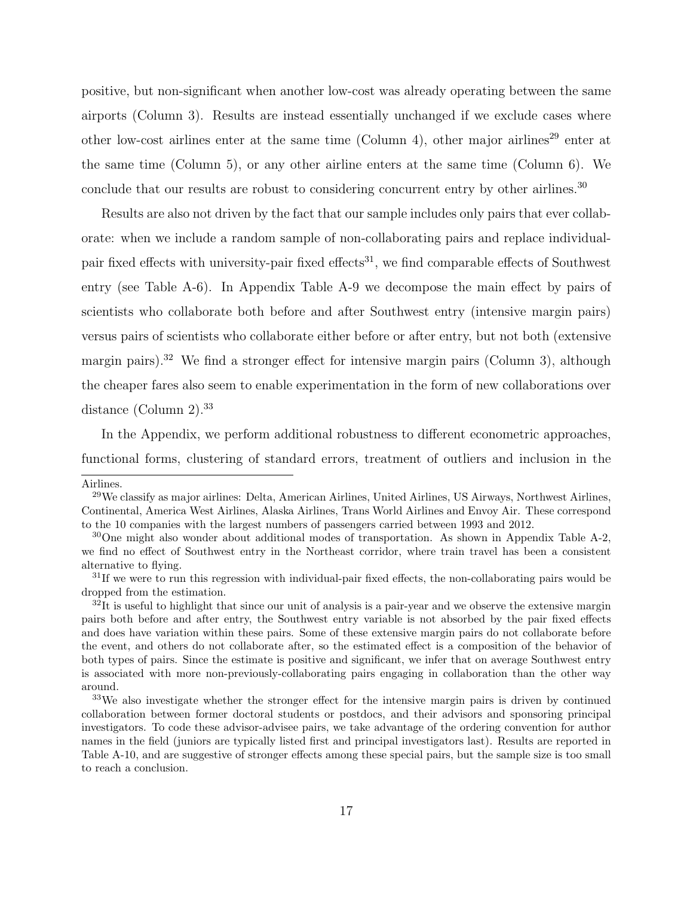positive, but non-significant when another low-cost was already operating between the same airports (Column 3). Results are instead essentially unchanged if we exclude cases where other low-cost airlines enter at the same time (Column 4), other major airlines[29] enter at the same time (Column 5), or any other airline enters at the same time (Column 6). We conclude that our results are robust to considering concurrent entry by other airlines.[30]

Results are also not driven by the fact that our sample includes only pairs that ever collaborate: when we include a random sample of non-collaborating pairs and replace individual-pair fixed effects with university-pair fixed effects[31], we find comparable effects of Southwest entry (see Table A-6). In Appendix Table A-9 we decompose the main effect by pairs of scientists who collaborate both before and after Southwest entry (intensive margin pairs) versus pairs of scientists who collaborate either before or after entry, but not both (extensive margin pairs).[32] We find a stronger effect for intensive margin pairs (Column 3), although the cheaper fares also seem to enable experimentation in the form of new collaborations over distance (Column 2).[33]

In the Appendix, we perform additional robustness to different econometric approaches, functional forms, clustering of standard errors, treatment of outliers and inclusion in the

---

Airlines.

[29] We classify as major airlines: Delta, American Airlines, United Airlines, US Airways, Northwest Airlines, Continental, America West Airlines, Alaska Airlines, Trans World Airlines and Envoy Air. These correspond to the 10 companies with the largest numbers of passengers carried between 1993 and 2012.

[30] One might also wonder about additional modes of transportation. As shown in Appendix Table A-2, we find no effect of Southwest entry in the Northeast corridor, where train travel has been a consistent alternative to flying.

[31] If we were to run this regression with individual-pair fixed effects, the non-collaborating pairs would be dropped from the estimation.

[32] It is useful to highlight that since our unit of analysis is a pair-year and we observe the extensive margin pairs both before and after entry, the Southwest entry variable is not absorbed by the pair fixed effects and does have variation within these pairs. Some of these extensive margin pairs do not collaborate before the event, and others do not collaborate after, so the estimated effect is a composition of the behavior of both types of pairs. Since the estimate is positive and significant, we infer that on average Southwest entry is associated with more non-previously-collaborating pairs engaging in collaboration than the other way around.

[33] We also investigate whether the stronger effect for the intensive margin pairs is driven by continued collaboration between former doctoral students or postdocs, and their advisors and sponsoring principal investigators. To code these advisor-advisee pairs, we take advantage of the ordering convention for author names in the field (juniors are typically listed first and principal investigators last). Results are reported in Table A-10, and are suggestive of stronger effects among these special pairs, but the sample size is too small to reach a conclusion.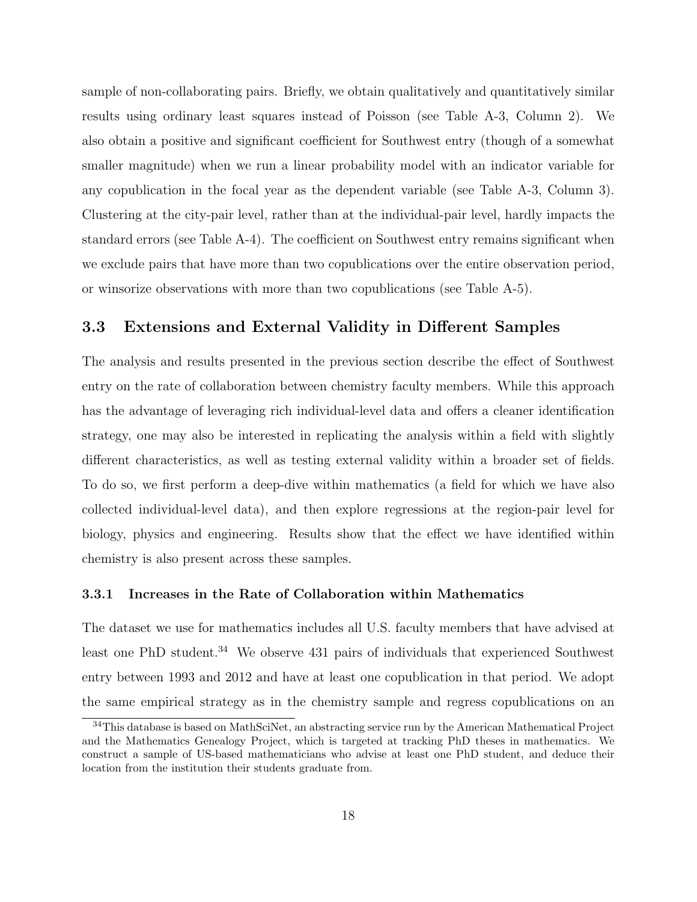sample of non-collaborating pairs. Briefly, we obtain qualitatively and quantitatively similar results using ordinary least squares instead of Poisson (see Table A-3, Column 2). We also obtain a positive and significant coefficient for Southwest entry (though of a somewhat smaller magnitude) when we run a linear probability model with an indicator variable for any copublication in the focal year as the dependent variable (see Table A-3, Column 3). Clustering at the city-pair level, rather than at the individual-pair level, hardly impacts the standard errors (see Table A-4). The coefficient on Southwest entry remains significant when we exclude pairs that have more than two copublications over the entire observation period, or winsorize observations with more than two copublications (see Table A-5).

## 3.3 Extensions and External Validity in Different Samples

The analysis and results presented in the previous section describe the effect of Southwest entry on the rate of collaboration between chemistry faculty members. While this approach has the advantage of leveraging rich individual-level data and offers a cleaner identification strategy, one may also be interested in replicating the analysis within a field with slightly different characteristics, as well as testing external validity within a broader set of fields. To do so, we first perform a deep-dive within mathematics (a field for which we have also collected individual-level data), and then explore regressions at the region-pair level for biology, physics and engineering. Results show that the effect we have identified within chemistry is also present across these samples.

### 3.3.1 Increases in the Rate of Collaboration within Mathematics

The dataset we use for mathematics includes all U.S. faculty members that have advised at least one PhD student.[34] We observe 431 pairs of individuals that experienced Southwest entry between 1993 and 2012 and have at least one copublication in that period. We adopt the same empirical strategy as in the chemistry sample and regress copublications on an

[34] This database is based on MathSciNet, an abstracting service run by the American Mathematical Project and the Mathematics Genealogy Project, which is targeted at tracking PhD theses in mathematics. We construct a sample of US-based mathematicians who advise at least one PhD student, and deduce their location from the institution their students graduate from.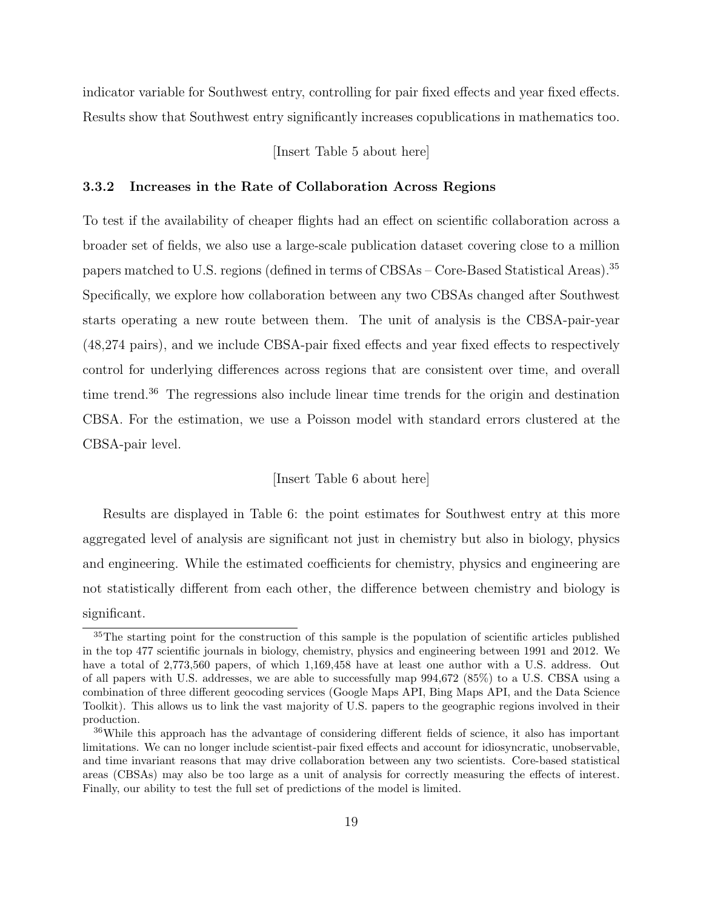indicator variable for Southwest entry, controlling for pair fixed effects and year fixed effects. Results show that Southwest entry significantly increases copublications in mathematics too.

[Insert Table 5 about here]

### 3.3.2 Increases in the Rate of Collaboration Across Regions

To test if the availability of cheaper flights had an effect on scientific collaboration across a broader set of fields, we also use a large-scale publication dataset covering close to a million papers matched to U.S. regions (defined in terms of CBSAs – Core-Based Statistical Areas).[35] Specifically, we explore how collaboration between any two CBSAs changed after Southwest starts operating a new route between them. The unit of analysis is the CBSA-pair-year (48,274 pairs), and we include CBSA-pair fixed effects and year fixed effects to respectively control for underlying differences across regions that are consistent over time, and overall time trend.[36] The regressions also include linear time trends for the origin and destination CBSA. For the estimation, we use a Poisson model with standard errors clustered at the CBSA-pair level.

[Insert Table 6 about here]

Results are displayed in Table 6: the point estimates for Southwest entry at this more aggregated level of analysis are significant not just in chemistry but also in biology, physics and engineering. While the estimated coefficients for chemistry, physics and engineering are not statistically different from each other, the difference between chemistry and biology is significant.

[35] The starting point for the construction of this sample is the population of scientific articles published in the top 477 scientific journals in biology, chemistry, physics and engineering between 1991 and 2012. We have a total of 2,773,560 papers, of which 1,169,458 have at least one author with a U.S. address. Out of all papers with U.S. addresses, we are able to successfully map 994,672 (85%) to a U.S. CBSA using a combination of three different geocoding services (Google Maps API, Bing Maps API, and the Data Science Toolkit). This allows us to link the vast majority of U.S. papers to the geographic regions involved in their production.

[36] While this approach has the advantage of considering different fields of science, it also has important limitations. We can no longer include scientist-pair fixed effects and account for idiosyncratic, unobservable, and time invariant reasons that may drive collaboration between any two scientists. Core-based statistical areas (CBSAs) may also be too large as a unit of analysis for correctly measuring the effects of interest. Finally, our ability to test the full set of predictions of the model is limited.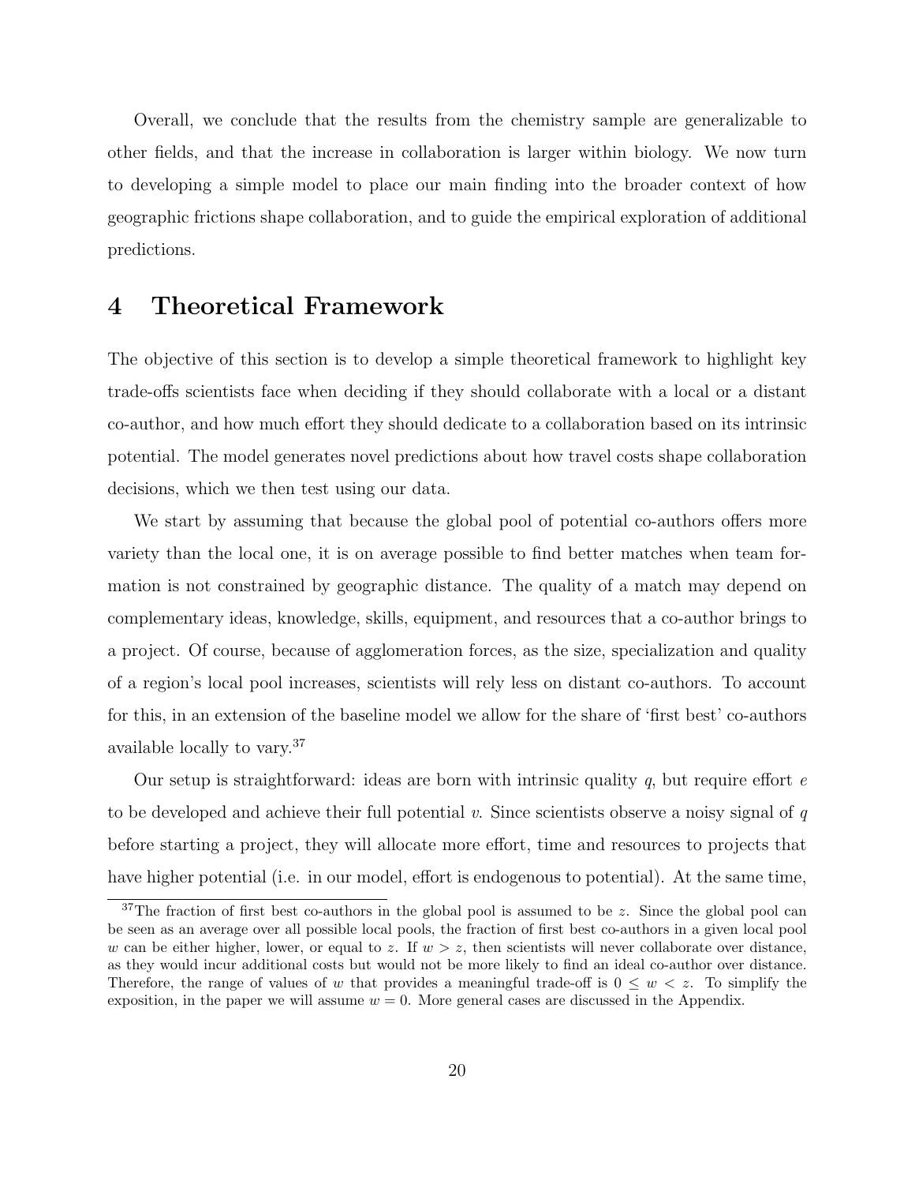Overall, we conclude that the results from the chemistry sample are generalizable to other fields, and that the increase in collaboration is larger within biology. We now turn to developing a simple model to place our main finding into the broader context of how geographic frictions shape collaboration, and to guide the empirical exploration of additional predictions.

# 4 Theoretical Framework

The objective of this section is to develop a simple theoretical framework to highlight key trade-offs scientists face when deciding if they should collaborate with a local or a distant co-author, and how much effort they should dedicate to a collaboration based on its intrinsic potential. The model generates novel predictions about how travel costs shape collaboration decisions, which we then test using our data.

We start by assuming that because the global pool of potential co-authors offers more variety than the local one, it is on average possible to find better matches when team formation is not constrained by geographic distance. The quality of a match may depend on complementary ideas, knowledge, skills, equipment, and resources that a co-author brings to a project. Of course, because of agglomeration forces, as the size, specialization and quality of a region's local pool increases, scientists will rely less on distant co-authors. To account for this, in an extension of the baseline model we allow for the share of 'first best' co-authors available locally to vary.[37]

Our setup is straightforward: ideas are born with intrinsic quality $q$, but require effort $e$ to be developed and achieve their full potential $v$. Since scientists observe a noisy signal of $q$ before starting a project, they will allocate more effort, time and resources to projects that have higher potential (i.e. in our model, effort is endogenous to potential). At the same time,

[37] The fraction of first best co-authors in the global pool is assumed to be $z$. Since the global pool can be seen as an average over all possible local pools, the fraction of first best co-authors in a given local pool $w$ can be either higher, lower, or equal to $z$. If $w > z$, then scientists will never collaborate over distance, as they would incur additional costs but would not be more likely to find an ideal co-author over distance. Therefore, the range of values of $w$ that provides a meaningful trade-off is $0 \leq w < z$. To simplify the exposition, in the paper we will assume $w = 0$. More general cases are discussed in the Appendix.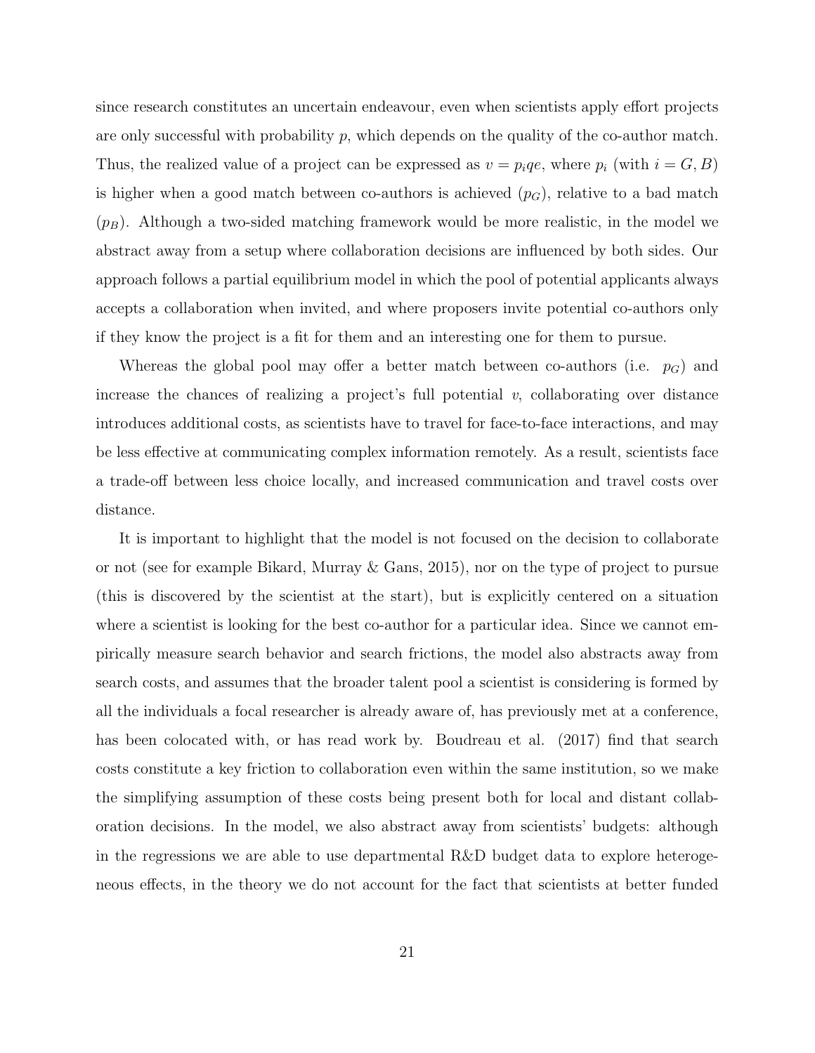since research constitutes an uncertain endeavour, even when scientists apply effort projects are only successful with probability $p$, which depends on the quality of the co-author match. Thus, the realized value of a project can be expressed as $v = p_i q e$, where $p_i$ (with $i = G, B$) is higher when a good match between co-authors is achieved ($p_G$), relative to a bad match ($p_B$). Although a two-sided matching framework would be more realistic, in the model we abstract away from a setup where collaboration decisions are influenced by both sides. Our approach follows a partial equilibrium model in which the pool of potential applicants always accepts a collaboration when invited, and where proposers invite potential co-authors only if they know the project is a fit for them and an interesting one for them to pursue.

Whereas the global pool may offer a better match between co-authors (i.e. $p_G$) and increase the chances of realizing a project's full potential $v$, collaborating over distance introduces additional costs, as scientists have to travel for face-to-face interactions, and may be less effective at communicating complex information remotely. As a result, scientists face a trade-off between less choice locally, and increased communication and travel costs over distance.

It is important to highlight that the model is not focused on the decision to collaborate or not (see for example Bikard, Murray & Gans, 2015), nor on the type of project to pursue (this is discovered by the scientist at the start), but is explicitly centered on a situation where a scientist is looking for the best co-author for a particular idea. Since we cannot empirically measure search behavior and search frictions, the model also abstracts away from search costs, and assumes that the broader talent pool a scientist is considering is formed by all the individuals a focal researcher is already aware of, has previously met at a conference, has been colocated with, or has read work by. Boudreau et al. (2017) find that search costs constitute a key friction to collaboration even within the same institution, so we make the simplifying assumption of these costs being present both for local and distant collaboration decisions. In the model, we also abstract away from scientists' budgets: although in the regressions we are able to use departmental R&D budget data to explore heterogeneous effects, in the theory we do not account for the fact that scientists at better funded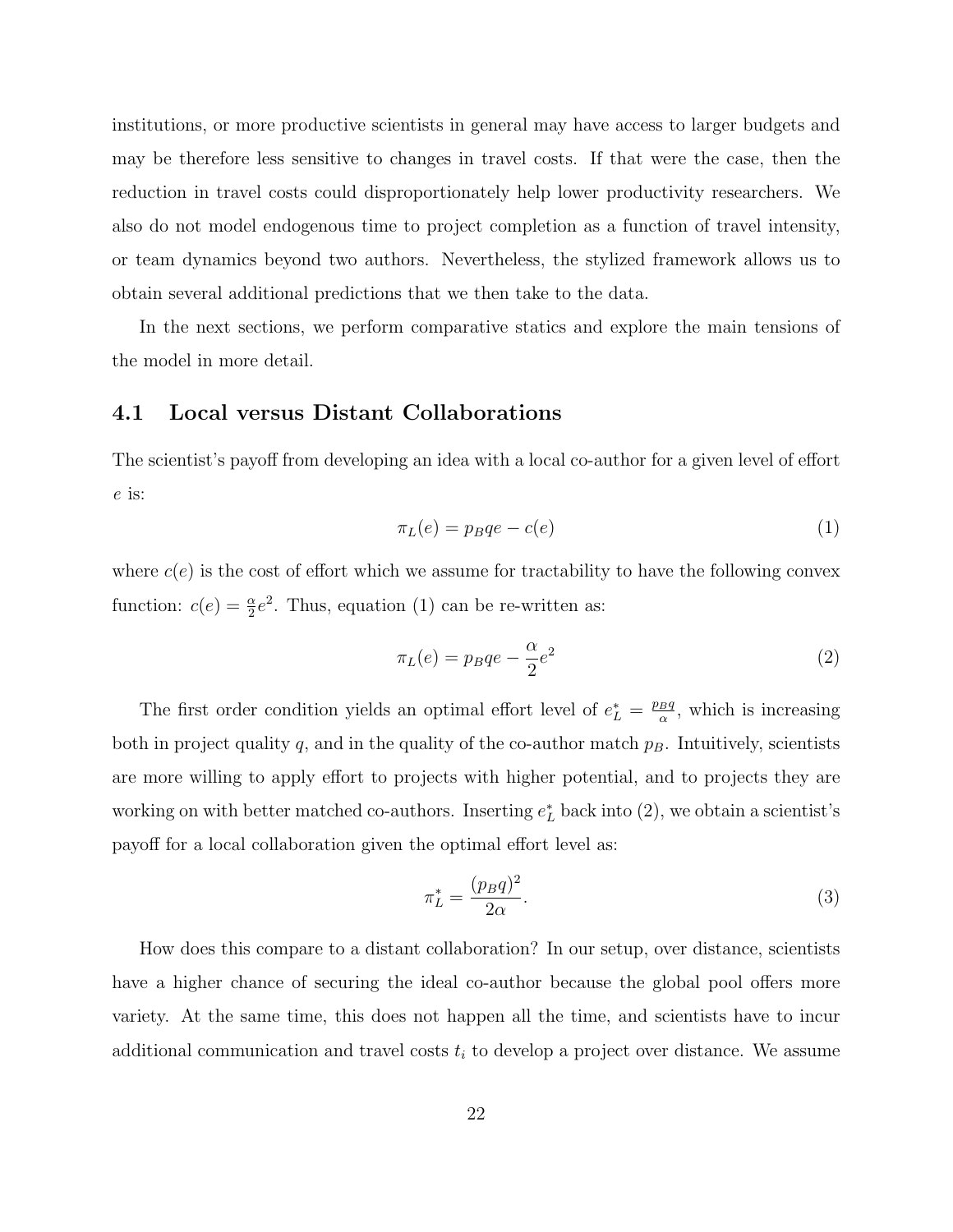institutions, or more productive scientists in general may have access to larger budgets and may be therefore less sensitive to changes in travel costs. If that were the case, then the reduction in travel costs could disproportionately help lower productivity researchers. We also do not model endogenous time to project completion as a function of travel intensity, or team dynamics beyond two authors. Nevertheless, the stylized framework allows us to obtain several additional predictions that we then take to the data.

In the next sections, we perform comparative statics and explore the main tensions of the model in more detail.

### 4.1 Local versus Distant Collaborations

The scientist's payoff from developing an idea with a local co-author for a given level of effort $e$ is:

$$\pi_L(e) = p_B q e - c(e) \tag{1}$$

where $c(e)$ is the cost of effort which we assume for tractability to have the following convex function: $c(e) = \frac{\alpha}{2}e^2$. Thus, equation (1) can be re-written as:

$$\pi_L(e) = p_B q e - \frac{\alpha}{2}e^2 \tag{2}$$

The first order condition yields an optimal effort level of $e_L^* = \frac{p_B q}{\alpha}$, which is increasing both in project quality $q$, and in the quality of the co-author match $p_B$. Intuitively, scientists are more willing to apply effort to projects with higher potential, and to projects they are working on with better matched co-authors. Inserting $e_L^*$ back into (2), we obtain a scientist's payoff for a local collaboration given the optimal effort level as:

$$\pi_L^* = \frac{(p_B q)^2}{2\alpha}. \tag{3}$$

How does this compare to a distant collaboration? In our setup, over distance, scientists have a higher chance of securing the ideal co-author because the global pool offers more variety. At the same time, this does not happen all the time, and scientists have to incur additional communication and travel costs $t_i$ to develop a project over distance. We assume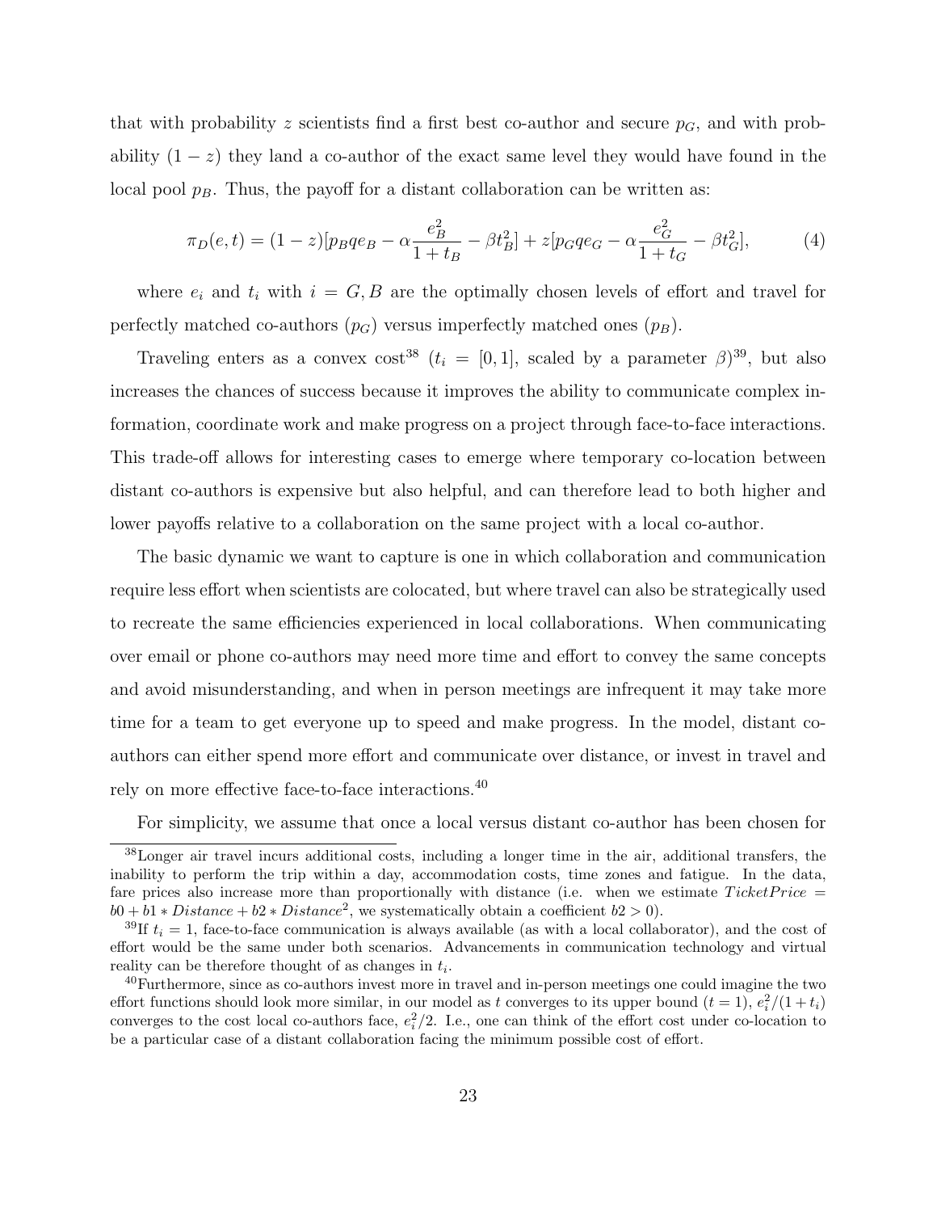that with probability $z$ scientists find a first best co-author and secure $p_G$, and with probability $(1-z)$ they land a co-author of the exact same level they would have found in the local pool $p_B$. Thus, the payoff for a distant collaboration can be written as:

$$\pi_D(e,t) = (1-z)[p_B q e_B - \alpha\frac{e_B^2}{1+t_B} - \beta t_B^2] + z[p_G q e_G - \alpha\frac{e_G^2}{1+t_G} - \beta t_G^2], \tag{4}$$

where $e_i$ and $t_i$ with $i = G, B$ are the optimally chosen levels of effort and travel for perfectly matched co-authors ($p_G$) versus imperfectly matched ones ($p_B$).

Traveling enters as a convex cost[38] ($t_i = [0,1]$, scaled by a parameter $\beta$)[39], but also increases the chances of success because it improves the ability to communicate complex information, coordinate work and make progress on a project through face-to-face interactions. This trade-off allows for interesting cases to emerge where temporary co-location between distant co-authors is expensive but also helpful, and can therefore lead to both higher and lower payoffs relative to a collaboration on the same project with a local co-author.

The basic dynamic we want to capture is one in which collaboration and communication require less effort when scientists are colocated, but where travel can also be strategically used to recreate the same efficiencies experienced in local collaborations. When communicating over email or phone co-authors may need more time and effort to convey the same concepts and avoid misunderstanding, and when in person meetings are infrequent it may take more time for a team to get everyone up to speed and make progress. In the model, distant co-authors can either spend more effort and communicate over distance, or invest in travel and rely on more effective face-to-face interactions.[40]

For simplicity, we assume that once a local versus distant co-author has been chosen for

---

[38] Longer air travel incurs additional costs, including a longer time in the air, additional transfers, the inability to perform the trip within a day, accommodation costs, time zones and fatigue. In the data, fare prices also increase more than proportionally with distance (i.e. when we estimate $TicketPrice = b0 + b1 * Distance + b2 * Distance^2$, we systematically obtain a coefficient $b2 > 0$).

[39] If $t_i = 1$, face-to-face communication is always available (as with a local collaborator), and the cost of effort would be the same under both scenarios. Advancements in communication technology and virtual reality can be therefore thought of as changes in $t_i$.

[40] Furthermore, since as co-authors invest more in travel and in-person meetings one could imagine the two effort functions should look more similar, in our model as $t$ converges to its upper bound ($t = 1$), $e_i^2/(1+t_i)$ converges to the cost local co-authors face, $e_i^2/2$. I.e., one can think of the effort cost under co-location to be a particular case of a distant collaboration facing the minimum possible cost of effort.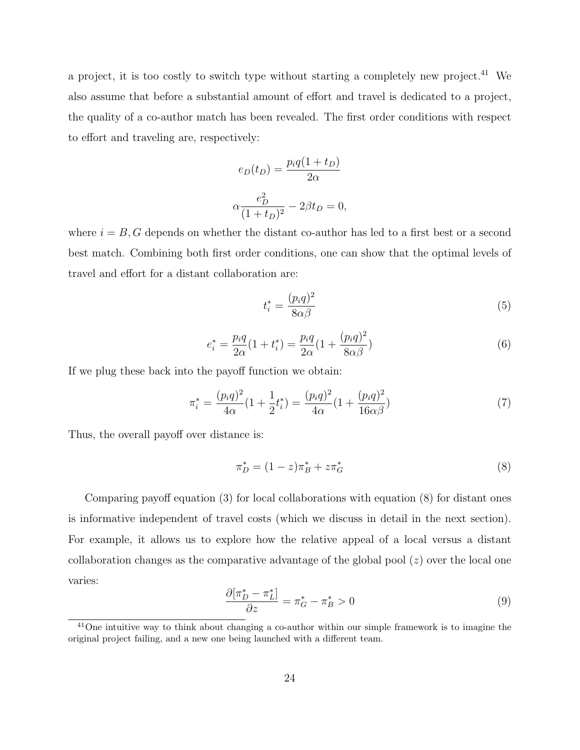a project, it is too costly to switch type without starting a completely new project.[41] We also assume that before a substantial amount of effort and travel is dedicated to a project, the quality of a co-author match has been revealed. The first order conditions with respect to effort and traveling are, respectively:

$$e_D(t_D) = \frac{p_i q(1+t_D)}{2\alpha}$$

$$\alpha \frac{e_D^2}{(1+t_D)^2} - 2\beta t_D = 0,$$

where $i = B, G$ depends on whether the distant co-author has led to a first best or a second best match. Combining both first order conditions, one can show that the optimal levels of travel and effort for a distant collaboration are:

$$t_i^* = \frac{(p_i q)^2}{8\alpha\beta} \tag{5}$$

$$e_i^* = \frac{p_i q}{2\alpha}(1+t_i^*) = \frac{p_i q}{2\alpha}(1+\frac{(p_i q)^2}{8\alpha\beta}) \tag{6}$$

If we plug these back into the payoff function we obtain:

$$\pi_i^* = \frac{(p_i q)^2}{4\alpha}(1+\frac{1}{2}t_i^*) = \frac{(p_i q)^2}{4\alpha}(1+\frac{(p_i q)^2}{16\alpha\beta}) \tag{7}$$

Thus, the overall payoff over distance is:

$$\pi_D^* = (1-z)\pi_B^* + z\pi_G^* \tag{8}$$

Comparing payoff equation (3) for local collaborations with equation (8) for distant ones is informative independent of travel costs (which we discuss in detail in the next section). For example, it allows us to explore how the relative appeal of a local versus a distant collaboration changes as the comparative advantage of the global pool ($z$) over the local one varies:

$$\frac{\partial[\pi_D^* - \pi_L^*]}{\partial z} = \pi_G^* - \pi_B^* > 0 \tag{9}$$

[41] One intuitive way to think about changing a co-author within our simple framework is to imagine the original project failing, and a new one being launched with a different team.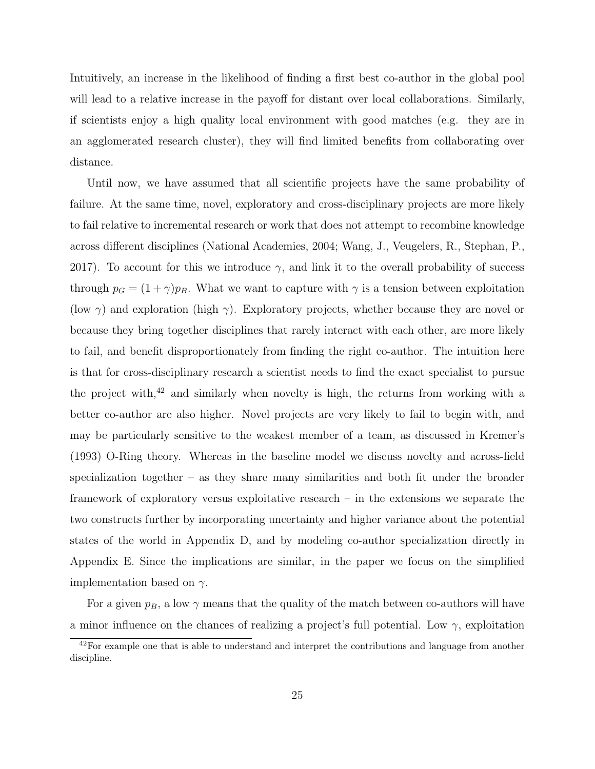Intuitively, an increase in the likelihood of finding a first best co-author in the global pool will lead to a relative increase in the payoff for distant over local collaborations. Similarly, if scientists enjoy a high quality local environment with good matches (e.g. they are in an agglomerated research cluster), they will find limited benefits from collaborating over distance.

Until now, we have assumed that all scientific projects have the same probability of failure. At the same time, novel, exploratory and cross-disciplinary projects are more likely to fail relative to incremental research or work that does not attempt to recombine knowledge across different disciplines (National Academies, 2004; Wang, J., Veugelers, R., Stephan, P., 2017). To account for this we introduce $\gamma$, and link it to the overall probability of success through $p_G = (1 + \gamma)p_B$. What we want to capture with $\gamma$ is a tension between exploitation (low $\gamma$) and exploration (high $\gamma$). Exploratory projects, whether because they are novel or because they bring together disciplines that rarely interact with each other, are more likely to fail, and benefit disproportionately from finding the right co-author. The intuition here is that for cross-disciplinary research a scientist needs to find the exact specialist to pursue the project with,[42] and similarly when novelty is high, the returns from working with a better co-author are also higher. Novel projects are very likely to fail to begin with, and may be particularly sensitive to the weakest member of a team, as discussed in Kremer's (1993) O-Ring theory. Whereas in the baseline model we discuss novelty and across-field specialization together – as they share many similarities and both fit under the broader framework of exploratory versus exploitative research – in the extensions we separate the two constructs further by incorporating uncertainty and higher variance about the potential states of the world in Appendix D, and by modeling co-author specialization directly in Appendix E. Since the implications are similar, in the paper we focus on the simplified implementation based on $\gamma$.

For a given $p_B$, a low $\gamma$ means that the quality of the match between co-authors will have a minor influence on the chances of realizing a project's full potential. Low $\gamma$, exploitation

[42] For example one that is able to understand and interpret the contributions and language from another discipline.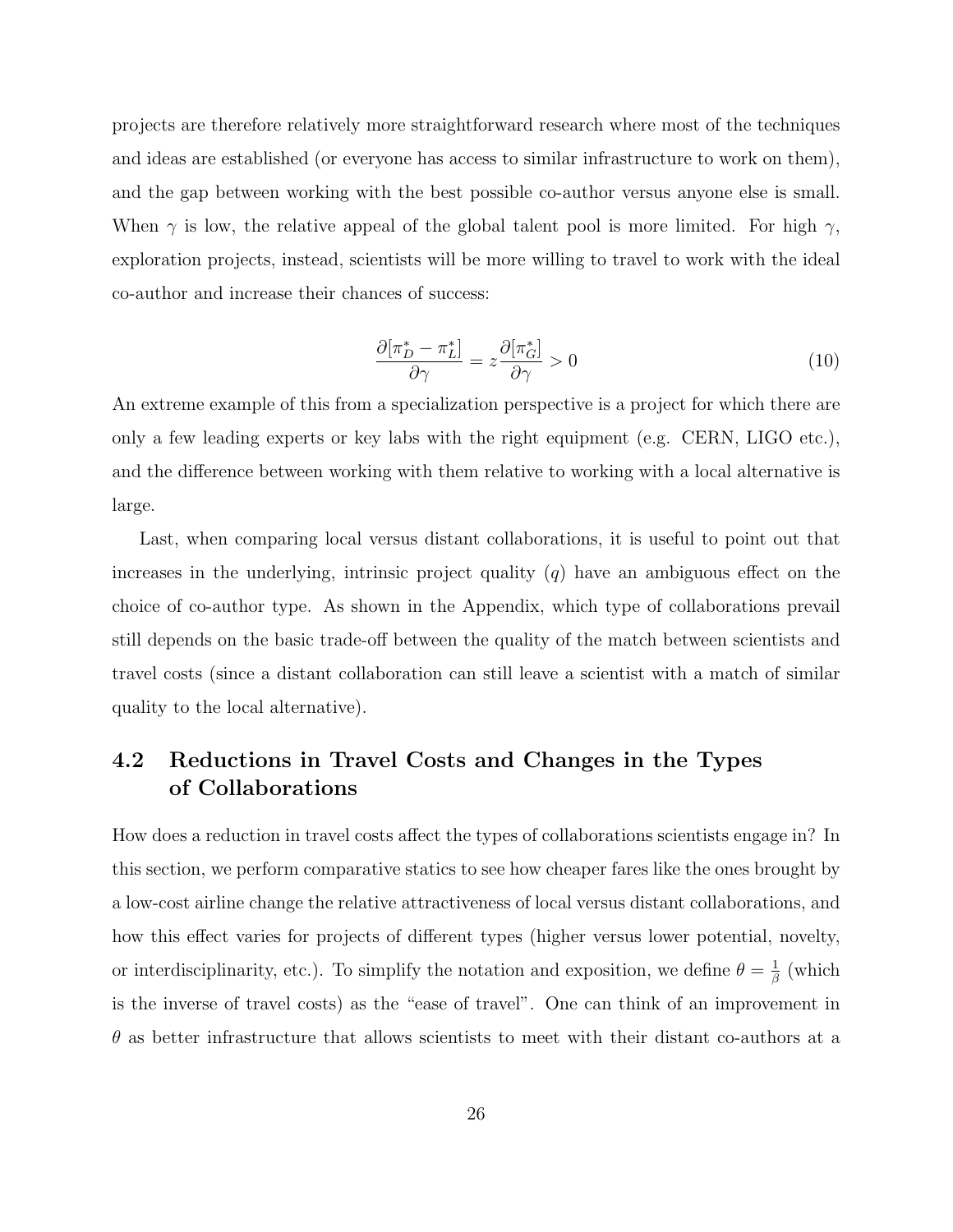projects are therefore relatively more straightforward research where most of the techniques and ideas are established (or everyone has access to similar infrastructure to work on them), and the gap between working with the best possible co-author versus anyone else is small. When $\gamma$ is low, the relative appeal of the global talent pool is more limited. For high $\gamma$, exploration projects, instead, scientists will be more willing to travel to work with the ideal co-author and increase their chances of success:

$$\frac{\partial[\pi_D^* - \pi_L^*]}{\partial \gamma} = z \frac{\partial[\pi_G^*]}{\partial \gamma} > 0 \tag{10}$$

An extreme example of this from a specialization perspective is a project for which there are only a few leading experts or key labs with the right equipment (e.g. CERN, LIGO etc.), and the difference between working with them relative to working with a local alternative is large.

Last, when comparing local versus distant collaborations, it is useful to point out that increases in the underlying, intrinsic project quality ($q$) have an ambiguous effect on the choice of co-author type. As shown in the Appendix, which type of collaborations prevail still depends on the basic trade-off between the quality of the match between scientists and travel costs (since a distant collaboration can still leave a scientist with a match of similar quality to the local alternative).

## 4.2 Reductions in Travel Costs and Changes in the Types of Collaborations

How does a reduction in travel costs affect the types of collaborations scientists engage in? In this section, we perform comparative statics to see how cheaper fares like the ones brought by a low-cost airline change the relative attractiveness of local versus distant collaborations, and how this effect varies for projects of different types (higher versus lower potential, novelty, or interdisciplinarity, etc.). To simplify the notation and exposition, we define $\theta = \frac{1}{\beta}$ (which is the inverse of travel costs) as the "ease of travel". One can think of an improvement in $\theta$ as better infrastructure that allows scientists to meet with their distant co-authors at a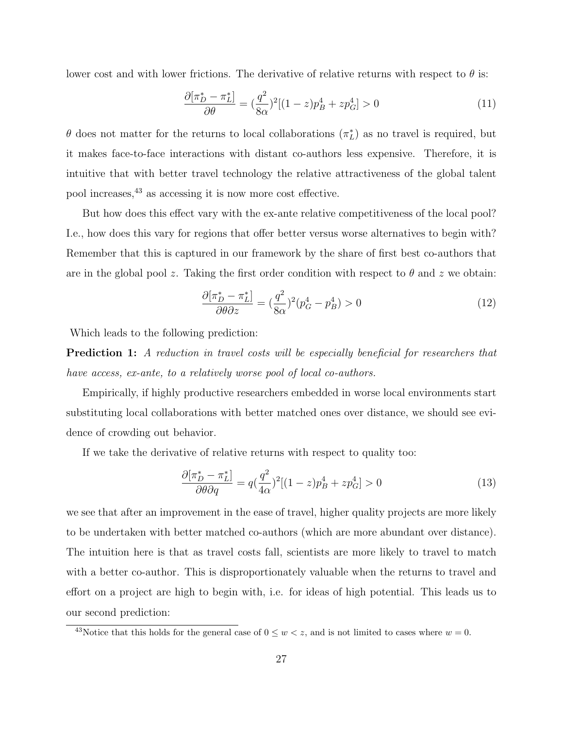lower cost and with lower frictions. The derivative of relative returns with respect to $\theta$ is:

$$\frac{\partial[\pi_D^* - \pi_L^*]}{\partial\theta} = (\frac{q^2}{8\alpha})^2[(1-z)p_B^4 + zp_G^4] > 0 \tag{11}$$

$\theta$ does not matter for the returns to local collaborations ($\pi_L^*$) as no travel is required, but it makes face-to-face interactions with distant co-authors less expensive. Therefore, it is intuitive that with better travel technology the relative attractiveness of the global talent pool increases,[43] as accessing it is now more cost effective.

But how does this effect vary with the ex-ante relative competitiveness of the local pool? I.e., how does this vary for regions that offer better versus worse alternatives to begin with? Remember that this is captured in our framework by the share of first best co-authors that are in the global pool $z$. Taking the first order condition with respect to $\theta$ and $z$ we obtain:

$$\frac{\partial[\pi_D^* - \pi_L^*]}{\partial\theta\partial z} = (\frac{q^2}{8\alpha})^2(p_G^4 - p_B^4) > 0 \tag{12}$$

Which leads to the following prediction:

**Prediction 1:** *A reduction in travel costs will be especially beneficial for researchers that have access, ex-ante, to a relatively worse pool of local co-authors.*

Empirically, if highly productive researchers embedded in worse local environments start substituting local collaborations with better matched ones over distance, we should see evidence of crowding out behavior.

If we take the derivative of relative returns with respect to quality too:

$$\frac{\partial[\pi_D^* - \pi_L^*]}{\partial\theta\partial q} = q(\frac{q^2}{4\alpha})^2[(1-z)p_B^4 + zp_G^4] > 0 \tag{13}$$

we see that after an improvement in the ease of travel, higher quality projects are more likely to be undertaken with better matched co-authors (which are more abundant over distance). The intuition here is that as travel costs fall, scientists are more likely to travel to match with a better co-author. This is disproportionately valuable when the returns to travel and effort on a project are high to begin with, i.e. for ideas of high potential. This leads us to our second prediction:

[43] Notice that this holds for the general case of $0 \leq w < z$, and is not limited to cases where $w = 0$.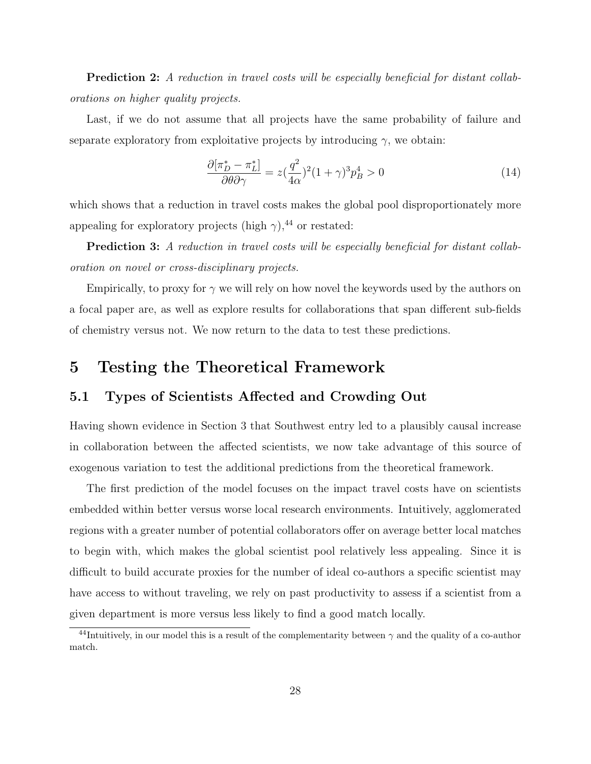**Prediction 2:** *A reduction in travel costs will be especially beneficial for distant collaborations on higher quality projects.*

Last, if we do not assume that all projects have the same probability of failure and separate exploratory from exploitative projects by introducing $\gamma$, we obtain:

$$\frac{\partial[\pi_D^* - \pi_L^*]}{\partial\theta\partial\gamma} = z(\frac{q^2}{4\alpha})^2(1+\gamma)^3 p_B^4 > 0 \tag{14}$$

which shows that a reduction in travel costs makes the global pool disproportionately more appealing for exploratory projects (high $\gamma$),[44] or restated:

**Prediction 3:** *A reduction in travel costs will be especially beneficial for distant collaboration on novel or cross-disciplinary projects.*

Empirically, to proxy for $\gamma$ we will rely on how novel the keywords used by the authors on a focal paper are, as well as explore results for collaborations that span different sub-fields of chemistry versus not. We now return to the data to test these predictions.

# 5 Testing the Theoretical Framework

## 5.1 Types of Scientists Affected and Crowding Out

Having shown evidence in Section 3 that Southwest entry led to a plausibly causal increase in collaboration between the affected scientists, we now take advantage of this source of exogenous variation to test the additional predictions from the theoretical framework.

The first prediction of the model focuses on the impact travel costs have on scientists embedded within better versus worse local research environments. Intuitively, agglomerated regions with a greater number of potential collaborators offer on average better local matches to begin with, which makes the global scientist pool relatively less appealing. Since it is difficult to build accurate proxies for the number of ideal co-authors a specific scientist may have access to without traveling, we rely on past productivity to assess if a scientist from a given department is more versus less likely to find a good match locally.

[44] Intuitively, in our model this is a result of the complementarity between $\gamma$ and the quality of a co-author match.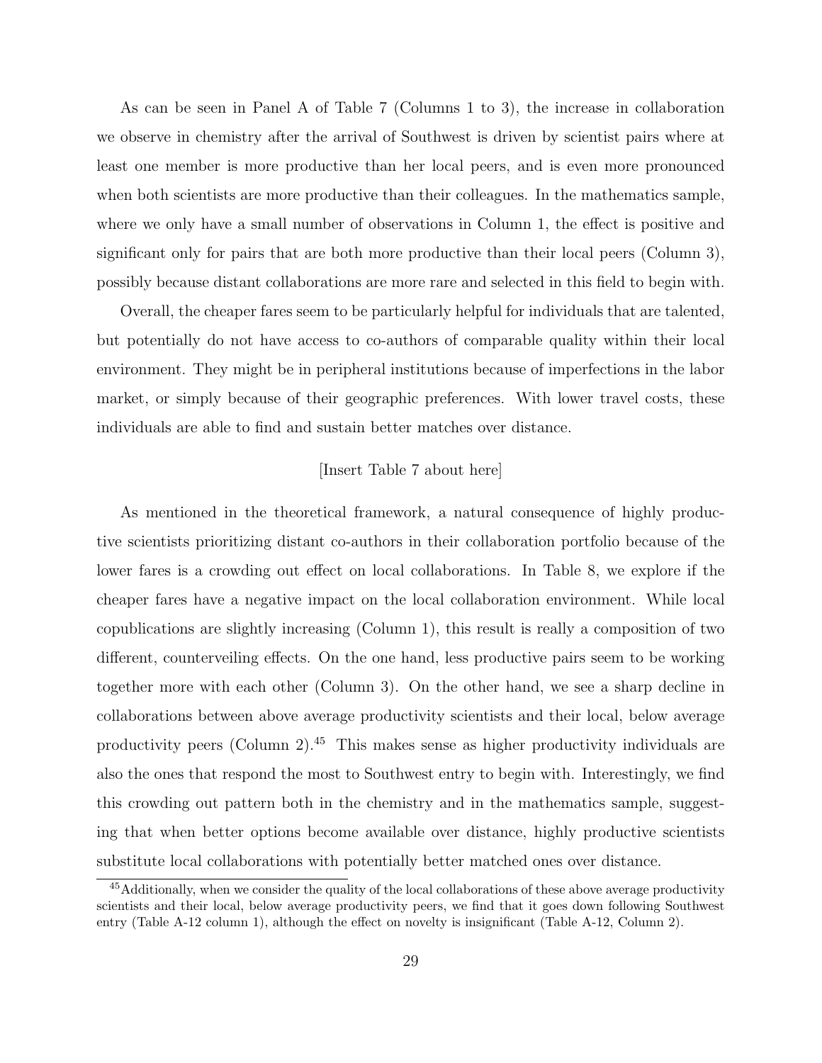As can be seen in Panel A of Table 7 (Columns 1 to 3), the increase in collaboration we observe in chemistry after the arrival of Southwest is driven by scientist pairs where at least one member is more productive than her local peers, and is even more pronounced when both scientists are more productive than their colleagues. In the mathematics sample, where we only have a small number of observations in Column 1, the effect is positive and significant only for pairs that are both more productive than their local peers (Column 3), possibly because distant collaborations are more rare and selected in this field to begin with.

Overall, the cheaper fares seem to be particularly helpful for individuals that are talented, but potentially do not have access to co-authors of comparable quality within their local environment. They might be in peripheral institutions because of imperfections in the labor market, or simply because of their geographic preferences. With lower travel costs, these individuals are able to find and sustain better matches over distance.

[Insert Table 7 about here]

As mentioned in the theoretical framework, a natural consequence of highly productive scientists prioritizing distant co-authors in their collaboration portfolio because of the lower fares is a crowding out effect on local collaborations. In Table 8, we explore if the cheaper fares have a negative impact on the local collaboration environment. While local copublications are slightly increasing (Column 1), this result is really a composition of two different, counterveiling effects. On the one hand, less productive pairs seem to be working together more with each other (Column 3). On the other hand, we see a sharp decline in collaborations between above average productivity scientists and their local, below average productivity peers (Column 2).[45] This makes sense as higher productivity individuals are also the ones that respond the most to Southwest entry to begin with. Interestingly, we find this crowding out pattern both in the chemistry and in the mathematics sample, suggesting that when better options become available over distance, highly productive scientists substitute local collaborations with potentially better matched ones over distance.

[45] Additionally, when we consider the quality of the local collaborations of these above average productivity scientists and their local, below average productivity peers, we find that it goes down following Southwest entry (Table A-12 column 1), although the effect on novelty is insignificant (Table A-12, Column 2).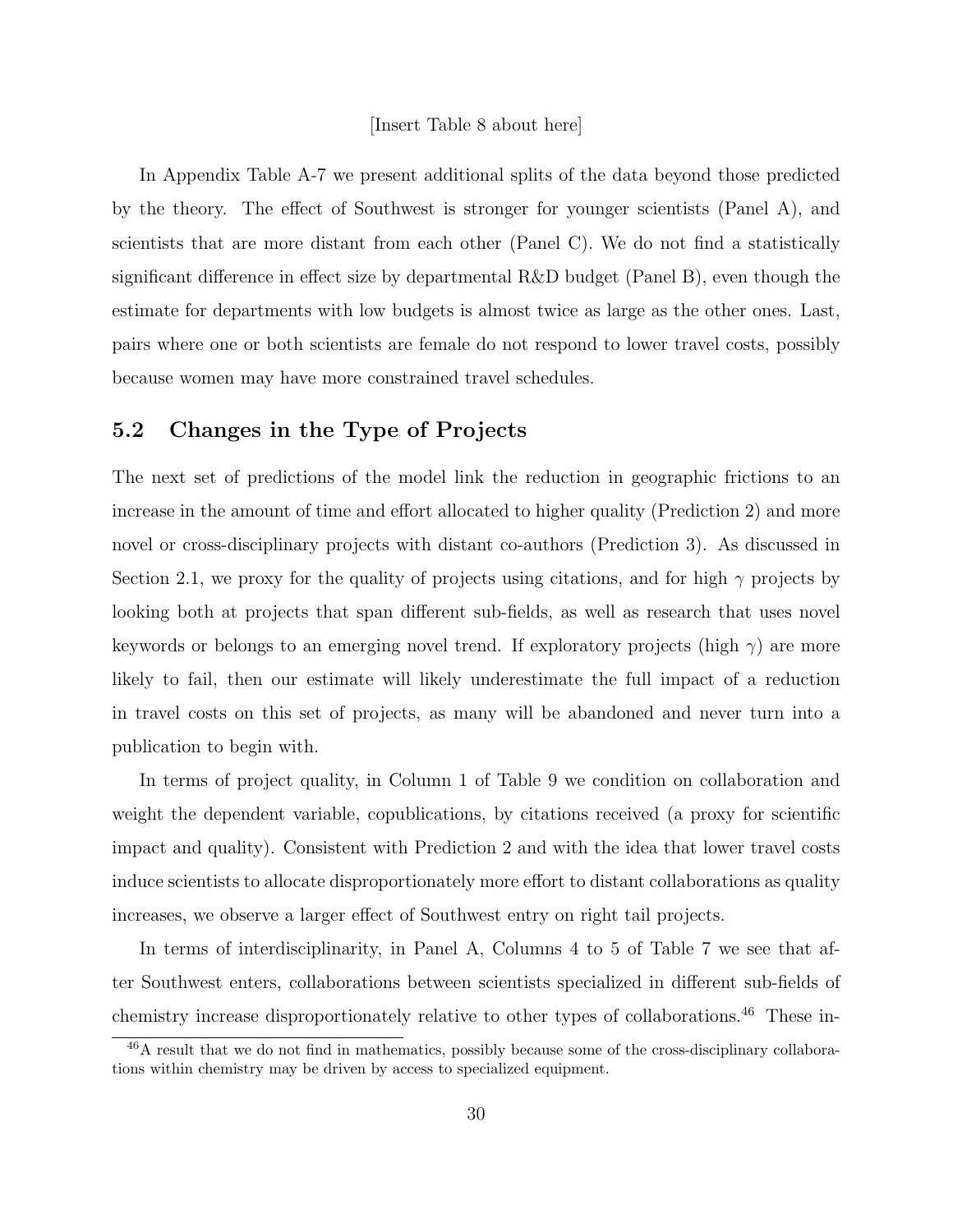[Insert Table 8 about here]

In Appendix Table A-7 we present additional splits of the data beyond those predicted by the theory. The effect of Southwest is stronger for younger scientists (Panel A), and scientists that are more distant from each other (Panel C). We do not find a statistically significant difference in effect size by departmental R&D budget (Panel B), even though the estimate for departments with low budgets is almost twice as large as the other ones. Last, pairs where one or both scientists are female do not respond to lower travel costs, possibly because women may have more constrained travel schedules.

## 5.2 Changes in the Type of Projects

The next set of predictions of the model link the reduction in geographic frictions to an increase in the amount of time and effort allocated to higher quality (Prediction 2) and more novel or cross-disciplinary projects with distant co-authors (Prediction 3). As discussed in Section 2.1, we proxy for the quality of projects using citations, and for high $\gamma$ projects by looking both at projects that span different sub-fields, as well as research that uses novel keywords or belongs to an emerging novel trend. If exploratory projects (high $\gamma$) are more likely to fail, then our estimate will likely underestimate the full impact of a reduction in travel costs on this set of projects, as many will be abandoned and never turn into a publication to begin with.

In terms of project quality, in Column 1 of Table 9 we condition on collaboration and weight the dependent variable, copublications, by citations received (a proxy for scientific impact and quality). Consistent with Prediction 2 and with the idea that lower travel costs induce scientists to allocate disproportionately more effort to distant collaborations as quality increases, we observe a larger effect of Southwest entry on right tail projects.

In terms of interdisciplinarity, in Panel A, Columns 4 to 5 of Table 7 we see that after Southwest enters, collaborations between scientists specialized in different sub-fields of chemistry increase disproportionately relative to other types of collaborations.[46] These in-

[46] A result that we do not find in mathematics, possibly because some of the cross-disciplinary collaborations within chemistry may be driven by access to specialized equipment.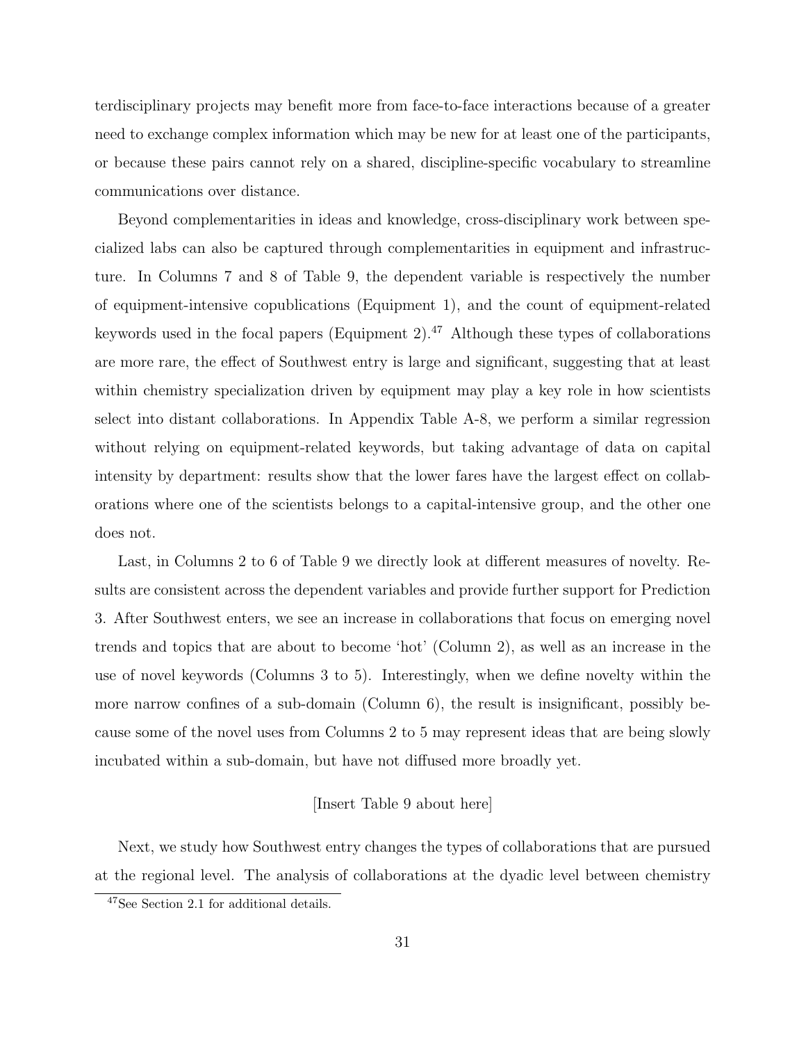terdisciplinary projects may benefit more from face-to-face interactions because of a greater need to exchange complex information which may be new for at least one of the participants, or because these pairs cannot rely on a shared, discipline-specific vocabulary to streamline communications over distance.

Beyond complementarities in ideas and knowledge, cross-disciplinary work between specialized labs can also be captured through complementarities in equipment and infrastructure. In Columns 7 and 8 of Table 9, the dependent variable is respectively the number of equipment-intensive copublications (Equipment 1), and the count of equipment-related keywords used in the focal papers (Equipment 2).[47] Although these types of collaborations are more rare, the effect of Southwest entry is large and significant, suggesting that at least within chemistry specialization driven by equipment may play a key role in how scientists select into distant collaborations. In Appendix Table A-8, we perform a similar regression without relying on equipment-related keywords, but taking advantage of data on capital intensity by department: results show that the lower fares have the largest effect on collaborations where one of the scientists belongs to a capital-intensive group, and the other one does not.

Last, in Columns 2 to 6 of Table 9 we directly look at different measures of novelty. Results are consistent across the dependent variables and provide further support for Prediction 3. After Southwest enters, we see an increase in collaborations that focus on emerging novel trends and topics that are about to become 'hot' (Column 2), as well as an increase in the use of novel keywords (Columns 3 to 5). Interestingly, when we define novelty within the more narrow confines of a sub-domain (Column 6), the result is insignificant, possibly because some of the novel uses from Columns 2 to 5 may represent ideas that are being slowly incubated within a sub-domain, but have not diffused more broadly yet.

[Insert Table 9 about here]

Next, we study how Southwest entry changes the types of collaborations that are pursued at the regional level. The analysis of collaborations at the dyadic level between chemistry

[47] See Section 2.1 for additional details.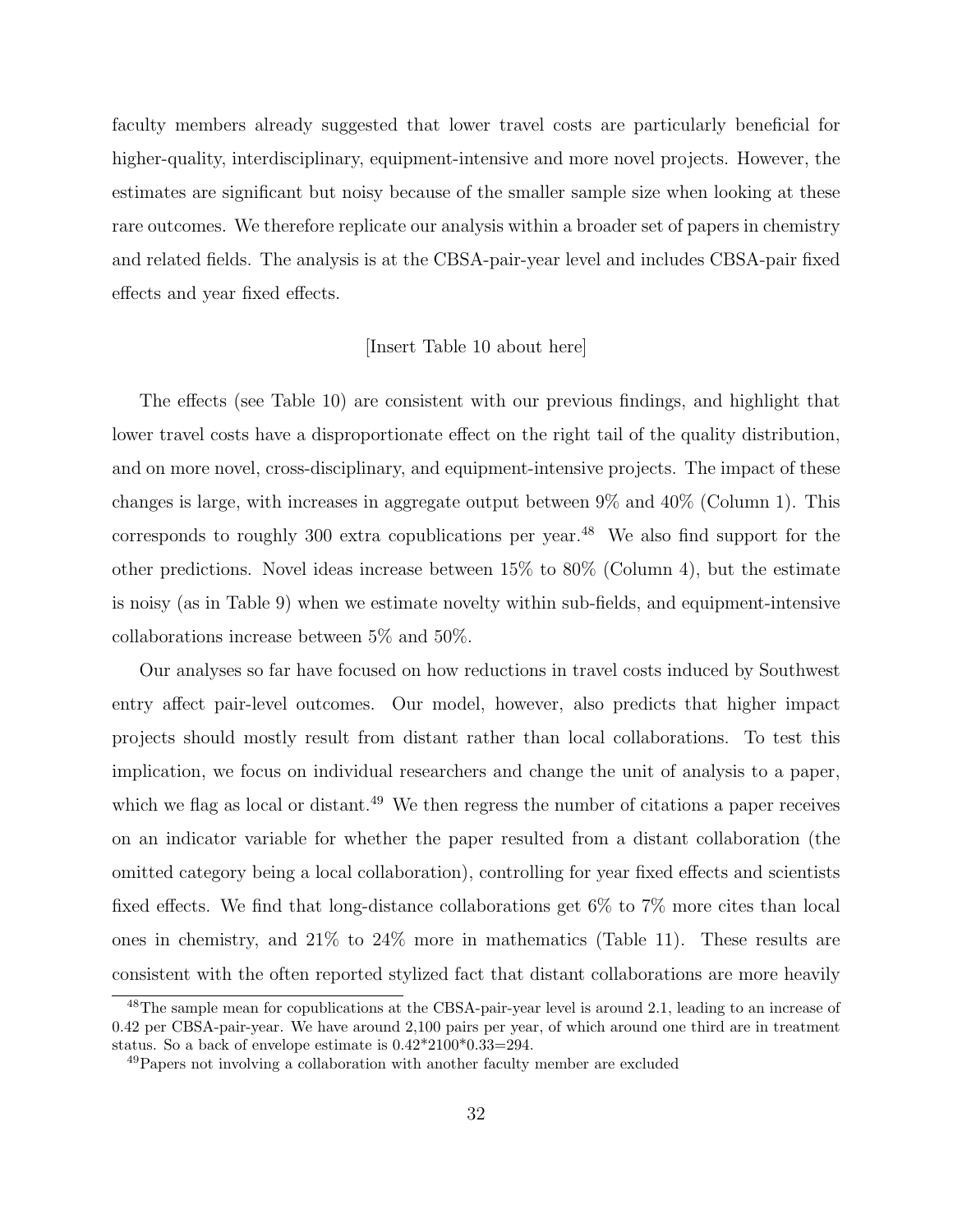faculty members already suggested that lower travel costs are particularly beneficial for higher-quality, interdisciplinary, equipment-intensive and more novel projects. However, the estimates are significant but noisy because of the smaller sample size when looking at these rare outcomes. We therefore replicate our analysis within a broader set of papers in chemistry and related fields. The analysis is at the CBSA-pair-year level and includes CBSA-pair fixed effects and year fixed effects.

[Insert Table 10 about here]

The effects (see Table 10) are consistent with our previous findings, and highlight that lower travel costs have a disproportionate effect on the right tail of the quality distribution, and on more novel, cross-disciplinary, and equipment-intensive projects. The impact of these changes is large, with increases in aggregate output between 9% and 40% (Column 1). This corresponds to roughly 300 extra copublications per year.[48] We also find support for the other predictions. Novel ideas increase between 15% to 80% (Column 4), but the estimate is noisy (as in Table 9) when we estimate novelty within sub-fields, and equipment-intensive collaborations increase between 5% and 50%.

Our analyses so far have focused on how reductions in travel costs induced by Southwest entry affect pair-level outcomes. Our model, however, also predicts that higher impact projects should mostly result from distant rather than local collaborations. To test this implication, we focus on individual researchers and change the unit of analysis to a paper, which we flag as local or distant.[49] We then regress the number of citations a paper receives on an indicator variable for whether the paper resulted from a distant collaboration (the omitted category being a local collaboration), controlling for year fixed effects and scientists fixed effects. We find that long-distance collaborations get 6% to 7% more cites than local ones in chemistry, and 21% to 24% more in mathematics (Table 11). These results are consistent with the often reported stylized fact that distant collaborations are more heavily

[48] The sample mean for copublications at the CBSA-pair-year level is around 2.1, leading to an increase of 0.42 per CBSA-pair-year. We have around 2,100 pairs per year, of which around one third are in treatment status. So a back of envelope estimate is 0.42*2100*0.33=294.

[49] Papers not involving a collaboration with another faculty member are excluded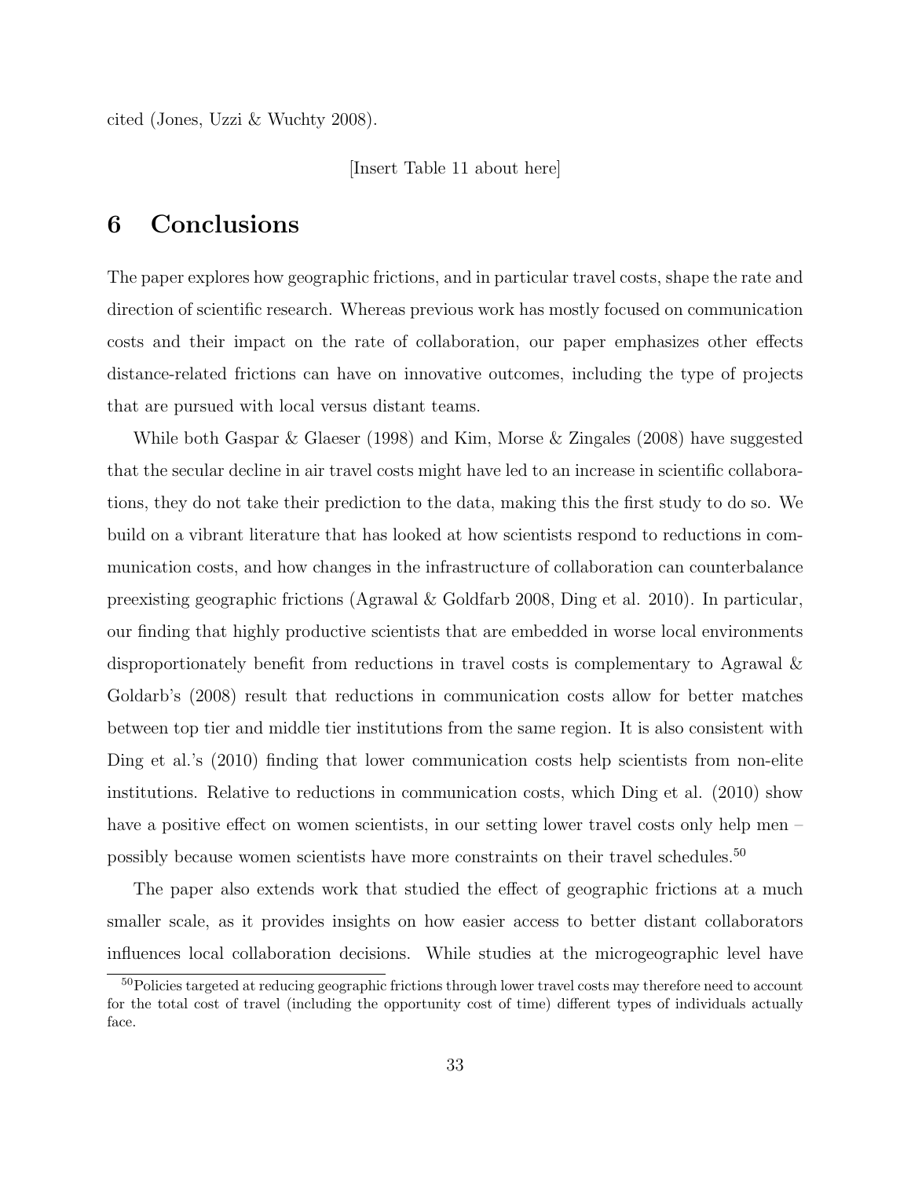cited (Jones, Uzzi & Wuchty 2008).

[Insert Table 11 about here]

# 6 Conclusions

The paper explores how geographic frictions, and in particular travel costs, shape the rate and direction of scientific research. Whereas previous work has mostly focused on communication costs and their impact on the rate of collaboration, our paper emphasizes other effects distance-related frictions can have on innovative outcomes, including the type of projects that are pursued with local versus distant teams.

While both Gaspar & Glaeser (1998) and Kim, Morse & Zingales (2008) have suggested that the secular decline in air travel costs might have led to an increase in scientific collaborations, they do not take their prediction to the data, making this the first study to do so. We build on a vibrant literature that has looked at how scientists respond to reductions in communication costs, and how changes in the infrastructure of collaboration can counterbalance preexisting geographic frictions (Agrawal & Goldfarb 2008, Ding et al. 2010). In particular, our finding that highly productive scientists that are embedded in worse local environments disproportionately benefit from reductions in travel costs is complementary to Agrawal & Goldarb's (2008) result that reductions in communication costs allow for better matches between top tier and middle tier institutions from the same region. It is also consistent with Ding et al.'s (2010) finding that lower communication costs help scientists from non-elite institutions. Relative to reductions in communication costs, which Ding et al. (2010) show have a positive effect on women scientists, in our setting lower travel costs only help men – possibly because women scientists have more constraints on their travel schedules.[50]

The paper also extends work that studied the effect of geographic frictions at a much smaller scale, as it provides insights on how easier access to better distant collaborators influences local collaboration decisions. While studies at the microgeographic level have

[50] Policies targeted at reducing geographic frictions through lower travel costs may therefore need to account for the total cost of travel (including the opportunity cost of time) different types of individuals actually face.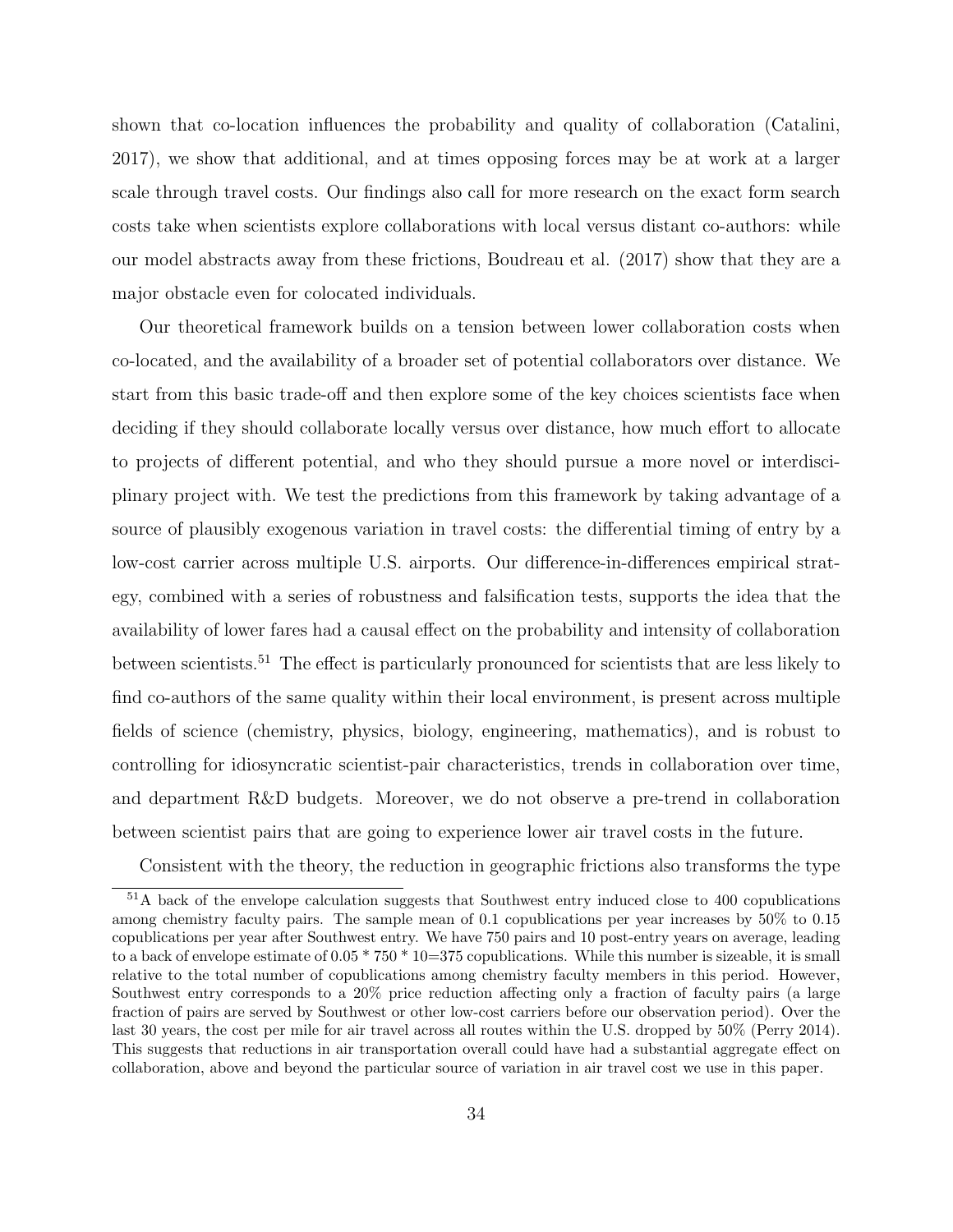shown that co-location influences the probability and quality of collaboration (Catalini, 2017), we show that additional, and at times opposing forces may be at work at a larger scale through travel costs. Our findings also call for more research on the exact form search costs take when scientists explore collaborations with local versus distant co-authors: while our model abstracts away from these frictions, Boudreau et al. (2017) show that they are a major obstacle even for colocated individuals.

Our theoretical framework builds on a tension between lower collaboration costs when co-located, and the availability of a broader set of potential collaborators over distance. We start from this basic trade-off and then explore some of the key choices scientists face when deciding if they should collaborate locally versus over distance, how much effort to allocate to projects of different potential, and who they should pursue a more novel or interdisciplinary project with. We test the predictions from this framework by taking advantage of a source of plausibly exogenous variation in travel costs: the differential timing of entry by a low-cost carrier across multiple U.S. airports. Our difference-in-differences empirical strategy, combined with a series of robustness and falsification tests, supports the idea that the availability of lower fares had a causal effect on the probability and intensity of collaboration between scientists.[51] The effect is particularly pronounced for scientists that are less likely to find co-authors of the same quality within their local environment, is present across multiple fields of science (chemistry, physics, biology, engineering, mathematics), and is robust to controlling for idiosyncratic scientist-pair characteristics, trends in collaboration over time, and department R&D budgets. Moreover, we do not observe a pre-trend in collaboration between scientist pairs that are going to experience lower air travel costs in the future.

Consistent with the theory, the reduction in geographic frictions also transforms the type

[51] A back of the envelope calculation suggests that Southwest entry induced close to 400 copublications among chemistry faculty pairs. The sample mean of 0.1 copublications per year increases by 50% to 0.15 copublications per year after Southwest entry. We have 750 pairs and 10 post-entry years on average, leading to a back of envelope estimate of 0.05 * 750 * 10=375 copublications. While this number is sizeable, it is small relative to the total number of copublications among chemistry faculty members in this period. However, Southwest entry corresponds to a 20% price reduction affecting only a fraction of faculty pairs (a large fraction of pairs are served by Southwest or other low-cost carriers before our observation period). Over the last 30 years, the cost per mile for air travel across all routes within the U.S. dropped by 50% (Perry 2014). This suggests that reductions in air transportation overall could have had a substantial aggregate effect on collaboration, above and beyond the particular source of variation in air travel cost we use in this paper.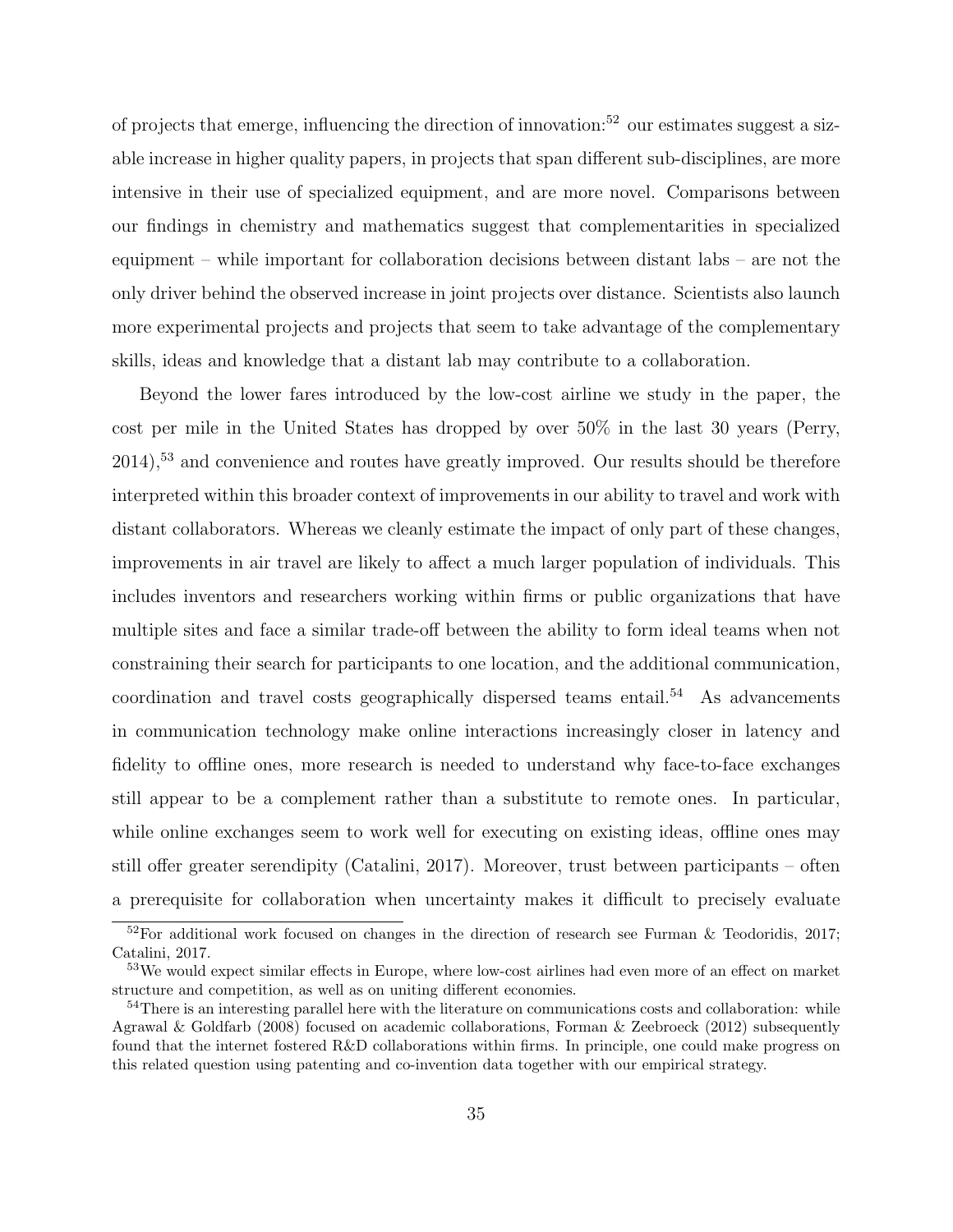of projects that emerge, influencing the direction of innovation:[52] our estimates suggest a sizable increase in higher quality papers, in projects that span different sub-disciplines, are more intensive in their use of specialized equipment, and are more novel. Comparisons between our findings in chemistry and mathematics suggest that complementarities in specialized equipment – while important for collaboration decisions between distant labs – are not the only driver behind the observed increase in joint projects over distance. Scientists also launch more experimental projects and projects that seem to take advantage of the complementary skills, ideas and knowledge that a distant lab may contribute to a collaboration.

Beyond the lower fares introduced by the low-cost airline we study in the paper, the cost per mile in the United States has dropped by over 50% in the last 30 years (Perry, 2014),[53] and convenience and routes have greatly improved. Our results should be therefore interpreted within this broader context of improvements in our ability to travel and work with distant collaborators. Whereas we cleanly estimate the impact of only part of these changes, improvements in air travel are likely to affect a much larger population of individuals. This includes inventors and researchers working within firms or public organizations that have multiple sites and face a similar trade-off between the ability to form ideal teams when not constraining their search for participants to one location, and the additional communication, coordination and travel costs geographically dispersed teams entail.[54] As advancements in communication technology make online interactions increasingly closer in latency and fidelity to offline ones, more research is needed to understand why face-to-face exchanges still appear to be a complement rather than a substitute to remote ones. In particular, while online exchanges seem to work well for executing on existing ideas, offline ones may still offer greater serendipity (Catalini, 2017). Moreover, trust between participants – often a prerequisite for collaboration when uncertainty makes it difficult to precisely evaluate

[52] For additional work focused on changes in the direction of research see Furman & Teodoridis, 2017; Catalini, 2017.

[53] We would expect similar effects in Europe, where low-cost airlines had even more of an effect on market structure and competition, as well as on uniting different economies.

[54] There is an interesting parallel here with the literature on communications costs and collaboration: while Agrawal & Goldfarb (2008) focused on academic collaborations, Forman & Zeebroeck (2012) subsequently found that the internet fostered R&D collaborations within firms. In principle, one could make progress on this related question using patenting and co-invention data together with our empirical strategy.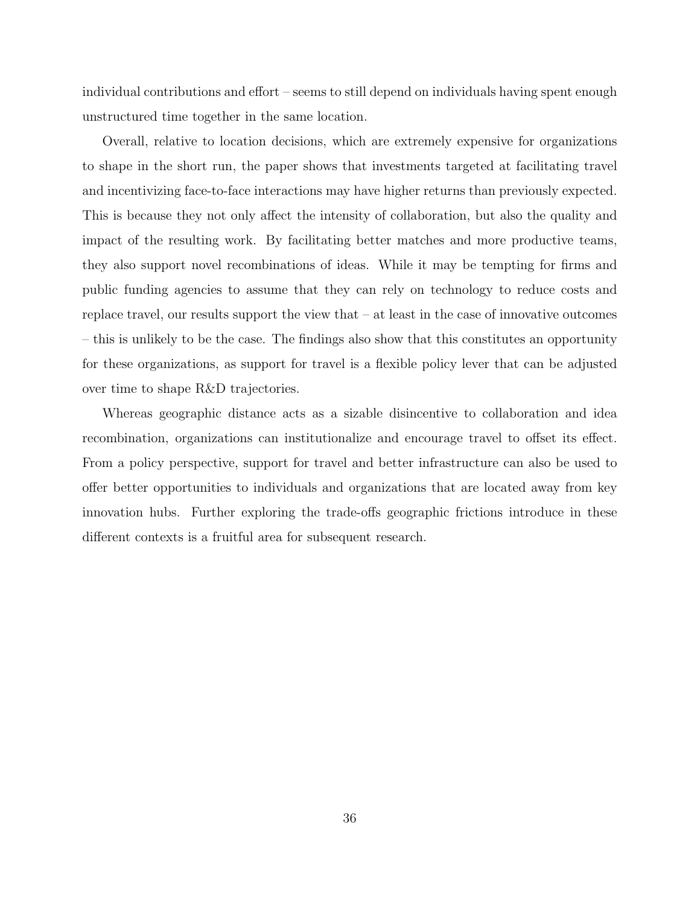individual contributions and effort – seems to still depend on individuals having spent enough unstructured time together in the same location.

Overall, relative to location decisions, which are extremely expensive for organizations to shape in the short run, the paper shows that investments targeted at facilitating travel and incentivizing face-to-face interactions may have higher returns than previously expected. This is because they not only affect the intensity of collaboration, but also the quality and impact of the resulting work. By facilitating better matches and more productive teams, they also support novel recombinations of ideas. While it may be tempting for firms and public funding agencies to assume that they can rely on technology to reduce costs and replace travel, our results support the view that – at least in the case of innovative outcomes – this is unlikely to be the case. The findings also show that this constitutes an opportunity for these organizations, as support for travel is a flexible policy lever that can be adjusted over time to shape R&D trajectories.

Whereas geographic distance acts as a sizable disincentive to collaboration and idea recombination, organizations can institutionalize and encourage travel to offset its effect. From a policy perspective, support for travel and better infrastructure can also be used to offer better opportunities to individuals and organizations that are located away from key innovation hubs. Further exploring the trade-offs geographic frictions introduce in these different contexts is a fruitful area for subsequent research.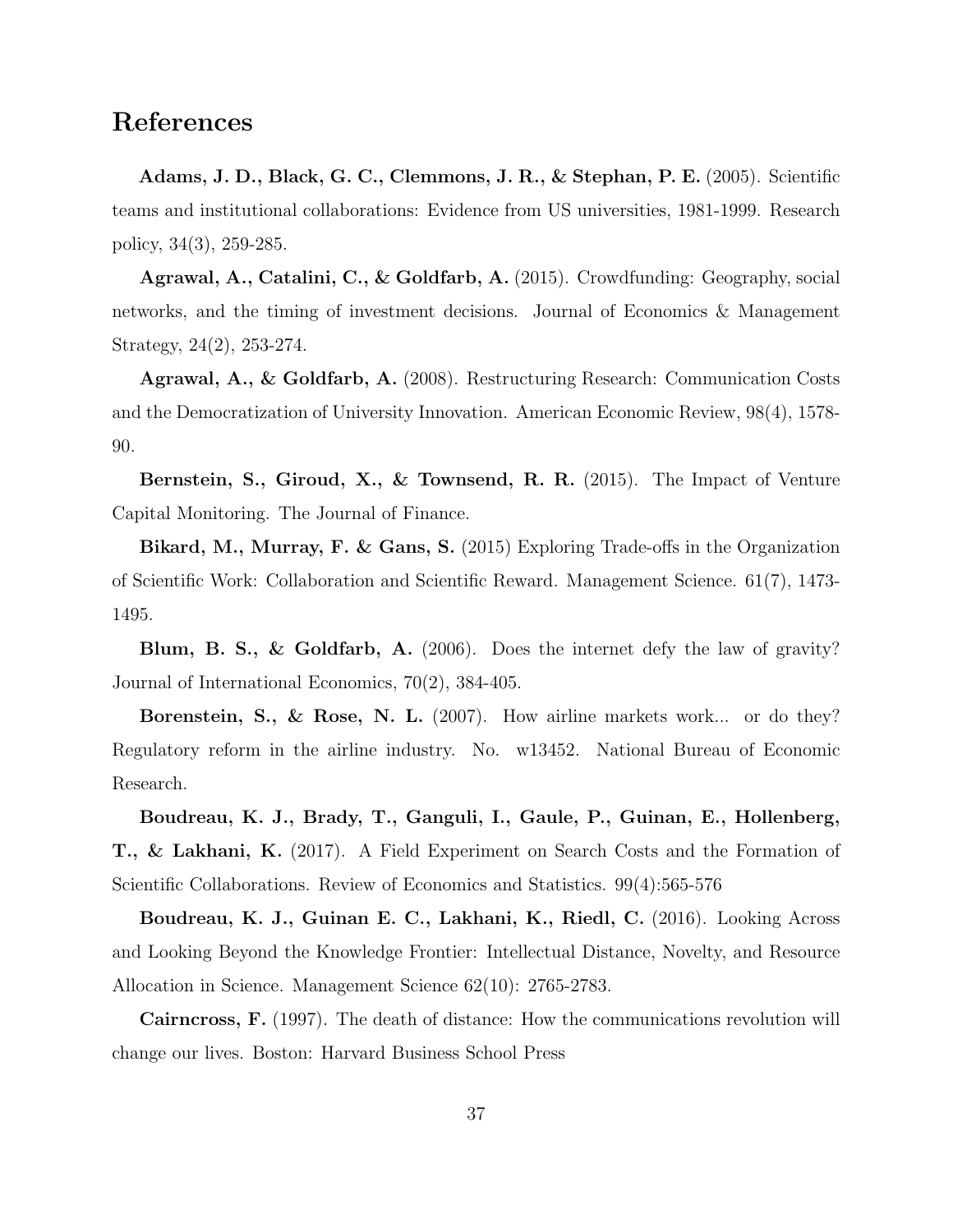# References

**Adams, J. D., Black, G. C., Clemmons, J. R., & Stephan, P. E.** (2005). Scientific teams and institutional collaborations: Evidence from US universities, 1981-1999. Research policy, 34(3), 259-285.

**Agrawal, A., Catalini, C., & Goldfarb, A.** (2015). Crowdfunding: Geography, social networks, and the timing of investment decisions. Journal of Economics & Management Strategy, 24(2), 253-274.

**Agrawal, A., & Goldfarb, A.** (2008). Restructuring Research: Communication Costs and the Democratization of University Innovation. American Economic Review, 98(4), 1578-90.

**Bernstein, S., Giroud, X., & Townsend, R. R.** (2015). The Impact of Venture Capital Monitoring. The Journal of Finance.

**Bikard, M., Murray, F. & Gans, S.** (2015) Exploring Trade-offs in the Organization of Scientific Work: Collaboration and Scientific Reward. Management Science. 61(7), 1473-1495.

**Blum, B. S., & Goldfarb, A.** (2006). Does the internet defy the law of gravity? Journal of International Economics, 70(2), 384-405.

**Borenstein, S., & Rose, N. L.** (2007). How airline markets work... or do they? Regulatory reform in the airline industry. No. w13452. National Bureau of Economic Research.

**Boudreau, K. J., Brady, T., Ganguli, I., Gaule, P., Guinan, E., Hollenberg, T., & Lakhani, K.** (2017). A Field Experiment on Search Costs and the Formation of Scientific Collaborations. Review of Economics and Statistics. 99(4):565-576

**Boudreau, K. J., Guinan E. C., Lakhani, K., Riedl, C.** (2016). Looking Across and Looking Beyond the Knowledge Frontier: Intellectual Distance, Novelty, and Resource Allocation in Science. Management Science 62(10): 2765-2783.

**Cairncross, F.** (1997). The death of distance: How the communications revolution will change our lives. Boston: Harvard Business School Press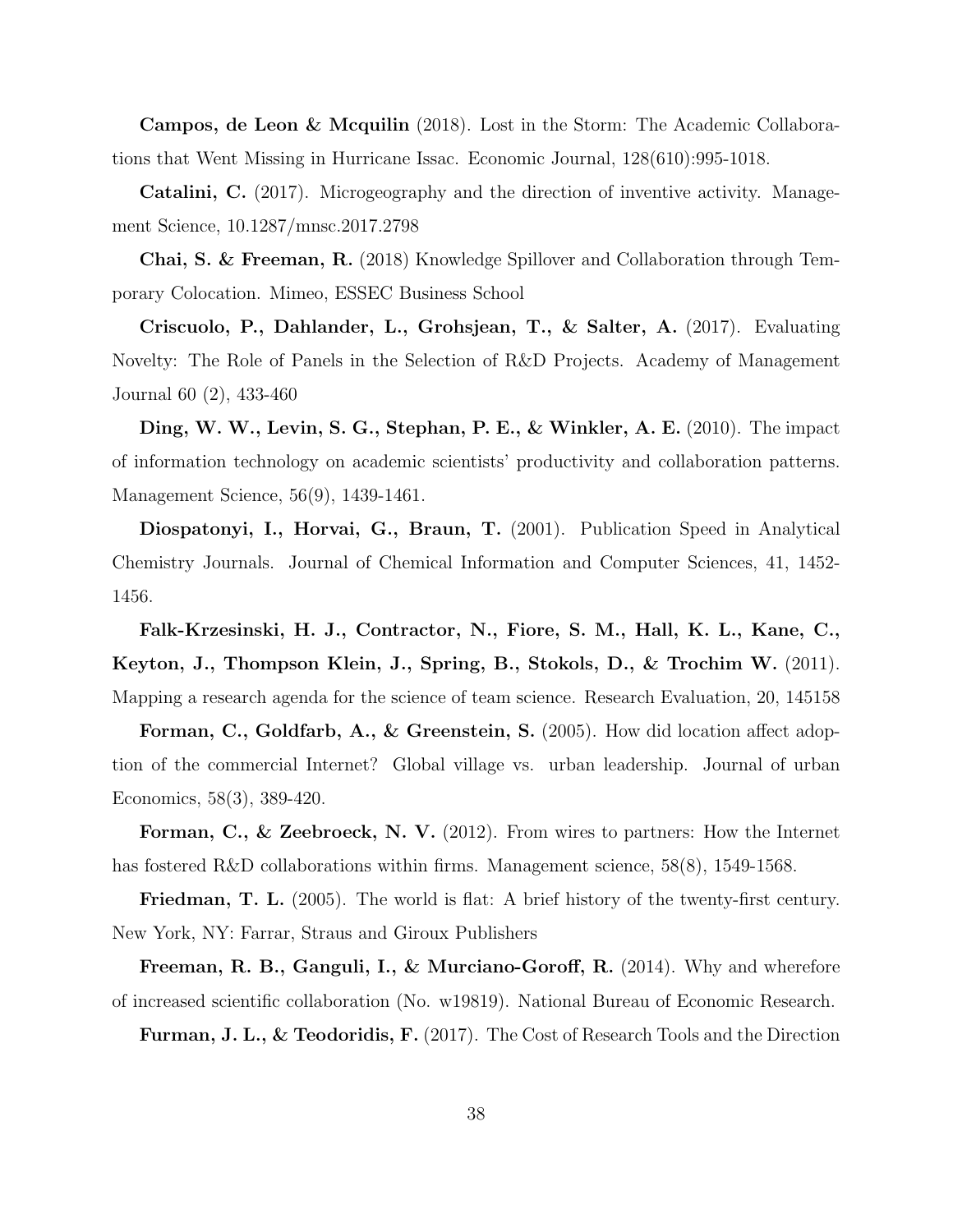**Campos, de Leon & Mcquilin** (2018). Lost in the Storm: The Academic Collaborations that Went Missing in Hurricane Issac. Economic Journal, 128(610):995-1018.

**Catalini, C.** (2017). Microgeography and the direction of inventive activity. Management Science, 10.1287/mnsc.2017.2798

**Chai, S. & Freeman, R.** (2018) Knowledge Spillover and Collaboration through Temporary Colocation. Mimeo, ESSEC Business School

**Criscuolo, P., Dahlander, L., Grohsjean, T., & Salter, A.** (2017). Evaluating Novelty: The Role of Panels in the Selection of R&D Projects. Academy of Management Journal 60 (2), 433-460

**Ding, W. W., Levin, S. G., Stephan, P. E., & Winkler, A. E.** (2010). The impact of information technology on academic scientists' productivity and collaboration patterns. Management Science, 56(9), 1439-1461.

**Diospatonyi, I., Horvai, G., Braun, T.** (2001). Publication Speed in Analytical Chemistry Journals. Journal of Chemical Information and Computer Sciences, 41, 1452-1456.

**Falk-Krzesinski, H. J., Contractor, N., Fiore, S. M., Hall, K. L., Kane, C., Keyton, J., Thompson Klein, J., Spring, B., Stokols, D., & Trochim W.** (2011). Mapping a research agenda for the science of team science. Research Evaluation, 20, 145158

**Forman, C., Goldfarb, A., & Greenstein, S.** (2005). How did location affect adoption of the commercial Internet? Global village vs. urban leadership. Journal of urban Economics, 58(3), 389-420.

**Forman, C., & Zeebroeck, N. V.** (2012). From wires to partners: How the Internet has fostered R&D collaborations within firms. Management science, 58(8), 1549-1568.

**Friedman, T. L.** (2005). The world is flat: A brief history of the twenty-first century. New York, NY: Farrar, Straus and Giroux Publishers

**Freeman, R. B., Ganguli, I., & Murciano-Goroff, R.** (2014). Why and wherefore of increased scientific collaboration (No. w19819). National Bureau of Economic Research.

**Furman, J. L., & Teodoridis, F.** (2017). The Cost of Research Tools and the Direction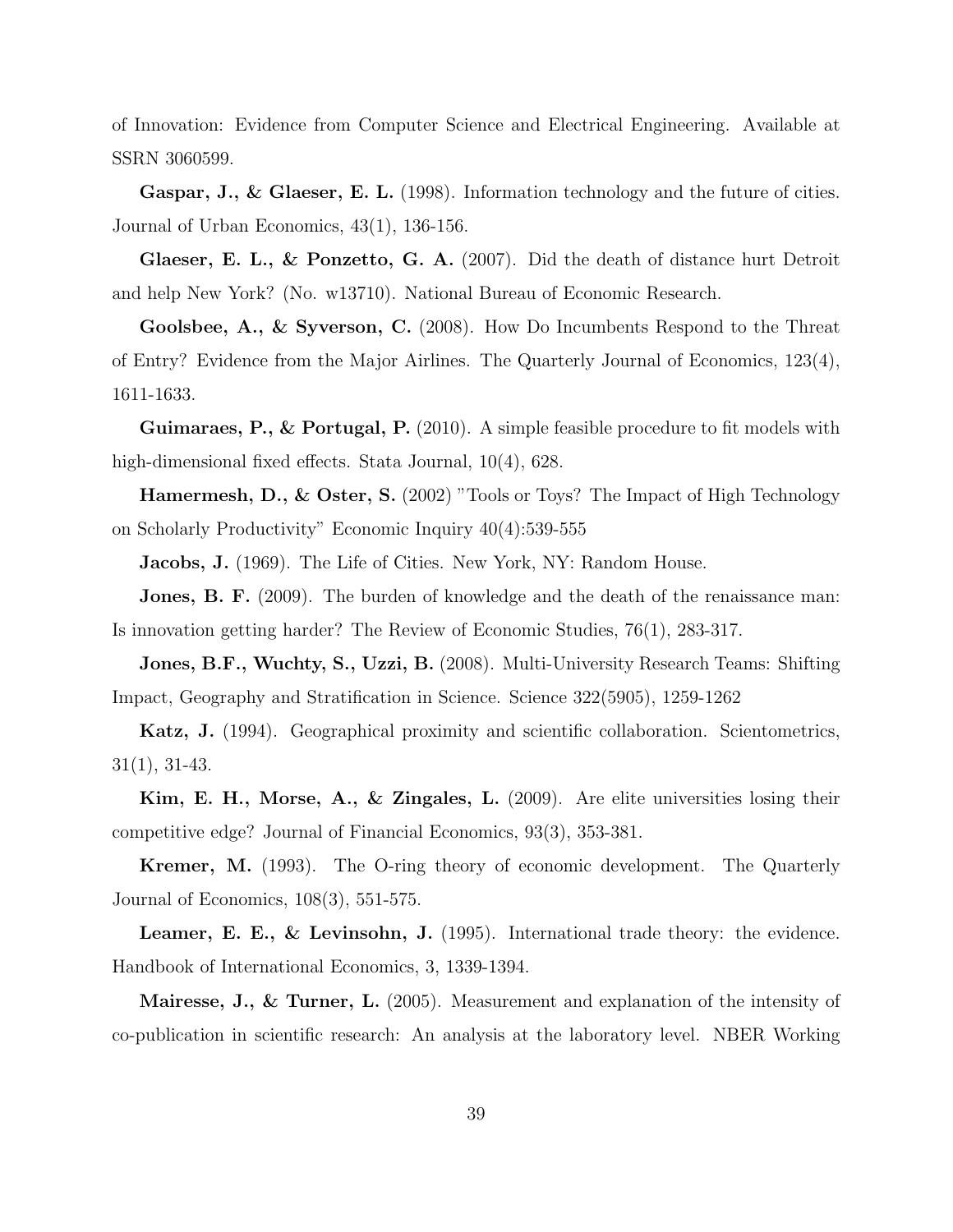of Innovation: Evidence from Computer Science and Electrical Engineering. Available at SSRN 3060599.

**Gaspar, J., & Glaeser, E. L.** (1998). Information technology and the future of cities. Journal of Urban Economics, 43(1), 136-156.

**Glaeser, E. L., & Ponzetto, G. A.** (2007). Did the death of distance hurt Detroit and help New York? (No. w13710). National Bureau of Economic Research.

**Goolsbee, A., & Syverson, C.** (2008). How Do Incumbents Respond to the Threat of Entry? Evidence from the Major Airlines. The Quarterly Journal of Economics, 123(4), 1611-1633.

**Guimaraes, P., & Portugal, P.** (2010). A simple feasible procedure to fit models with high-dimensional fixed effects. Stata Journal, 10(4), 628.

**Hamermesh, D., & Oster, S.** (2002) "Tools or Toys? The Impact of High Technology on Scholarly Productivity" Economic Inquiry 40(4):539-555

**Jacobs, J.** (1969). The Life of Cities. New York, NY: Random House.

**Jones, B. F.** (2009). The burden of knowledge and the death of the renaissance man: Is innovation getting harder? The Review of Economic Studies, 76(1), 283-317.

**Jones, B.F., Wuchty, S., Uzzi, B.** (2008). Multi-University Research Teams: Shifting Impact, Geography and Stratification in Science. Science 322(5905), 1259-1262

**Katz, J.** (1994). Geographical proximity and scientific collaboration. Scientometrics, 31(1), 31-43.

**Kim, E. H., Morse, A., & Zingales, L.** (2009). Are elite universities losing their competitive edge? Journal of Financial Economics, 93(3), 353-381.

**Kremer, M.** (1993). The O-ring theory of economic development. The Quarterly Journal of Economics, 108(3), 551-575.

**Leamer, E. E., & Levinsohn, J.** (1995). International trade theory: the evidence. Handbook of International Economics, 3, 1339-1394.

**Mairesse, J., & Turner, L.** (2005). Measurement and explanation of the intensity of co-publication in scientific research: An analysis at the laboratory level. NBER Working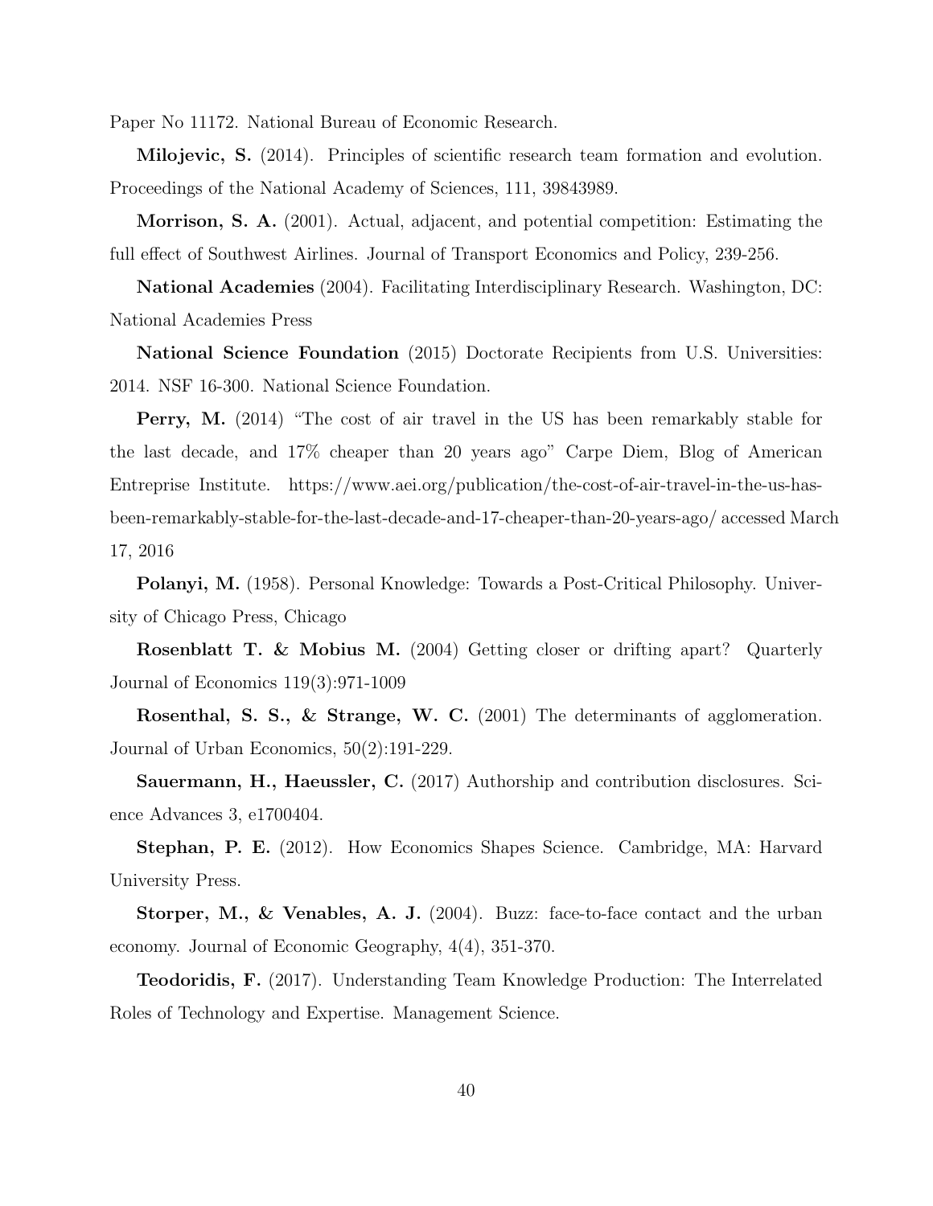Paper No 11172. National Bureau of Economic Research.

**Milojevic, S.** (2014). Principles of scientific research team formation and evolution. Proceedings of the National Academy of Sciences, 111, 39843989.

**Morrison, S. A.** (2001). Actual, adjacent, and potential competition: Estimating the full effect of Southwest Airlines. Journal of Transport Economics and Policy, 239-256.

**National Academies** (2004). Facilitating Interdisciplinary Research. Washington, DC: National Academies Press

**National Science Foundation** (2015) Doctorate Recipients from U.S. Universities: 2014. NSF 16-300. National Science Foundation.

**Perry, M.** (2014) "The cost of air travel in the US has been remarkably stable for the last decade, and 17% cheaper than 20 years ago" Carpe Diem, Blog of American Entreprise Institute. https://www.aei.org/publication/the-cost-of-air-travel-in-the-us-has-been-remarkably-stable-for-the-last-decade-and-17-cheaper-than-20-years-ago/ accessed March 17, 2016

**Polanyi, M.** (1958). Personal Knowledge: Towards a Post-Critical Philosophy. University of Chicago Press, Chicago

**Rosenblatt T. & Mobius M.** (2004) Getting closer or drifting apart? Quarterly Journal of Economics 119(3):971-1009

**Rosenthal, S. S., & Strange, W. C.** (2001) The determinants of agglomeration. Journal of Urban Economics, 50(2):191-229.

**Sauermann, H., Haeussler, C.** (2017) Authorship and contribution disclosures. Science Advances 3, e1700404.

**Stephan, P. E.** (2012). How Economics Shapes Science. Cambridge, MA: Harvard University Press.

**Storper, M., & Venables, A. J.** (2004). Buzz: face-to-face contact and the urban economy. Journal of Economic Geography, 4(4), 351-370.

**Teodoridis, F.** (2017). Understanding Team Knowledge Production: The Interrelated Roles of Technology and Expertise. Management Science.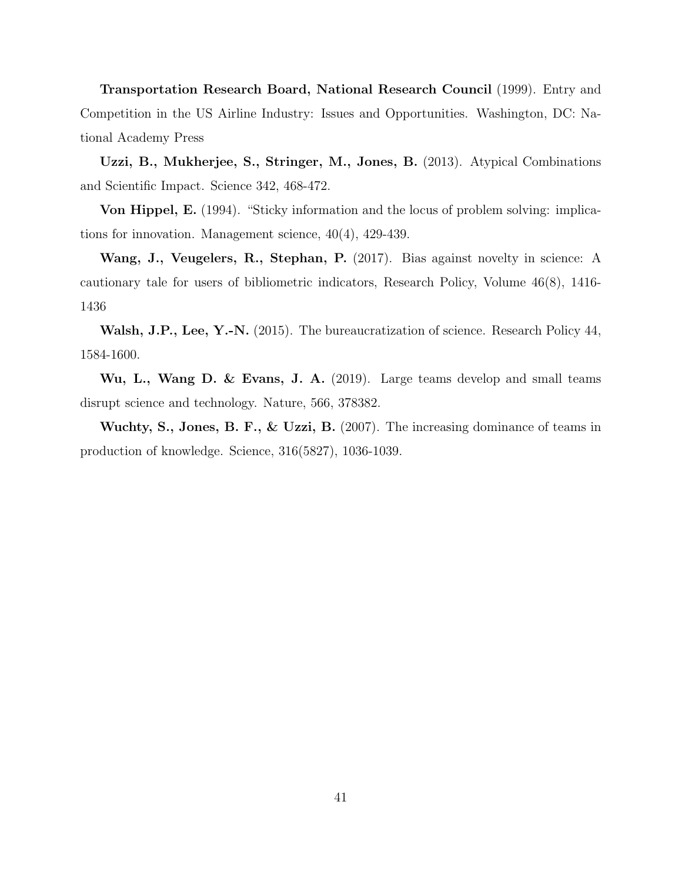**Transportation Research Board, National Research Council** (1999). Entry and Competition in the US Airline Industry: Issues and Opportunities. Washington, DC: National Academy Press

**Uzzi, B., Mukherjee, S., Stringer, M., Jones, B.** (2013). Atypical Combinations and Scientific Impact. Science 342, 468-472.

**Von Hippel, E.** (1994). "Sticky information and the locus of problem solving: implications for innovation. Management science, 40(4), 429-439.

**Wang, J., Veugelers, R., Stephan, P.** (2017). Bias against novelty in science: A cautionary tale for users of bibliometric indicators, Research Policy, Volume 46(8), 1416-1436

**Walsh, J.P., Lee, Y.-N.** (2015). The bureaucratization of science. Research Policy 44, 1584-1600.

**Wu, L., Wang D. & Evans, J. A.** (2019). Large teams develop and small teams disrupt science and technology. Nature, 566, 378382.

**Wuchty, S., Jones, B. F., & Uzzi, B.** (2007). The increasing dominance of teams in production of knowledge. Science, 316(5827), 1036-1039.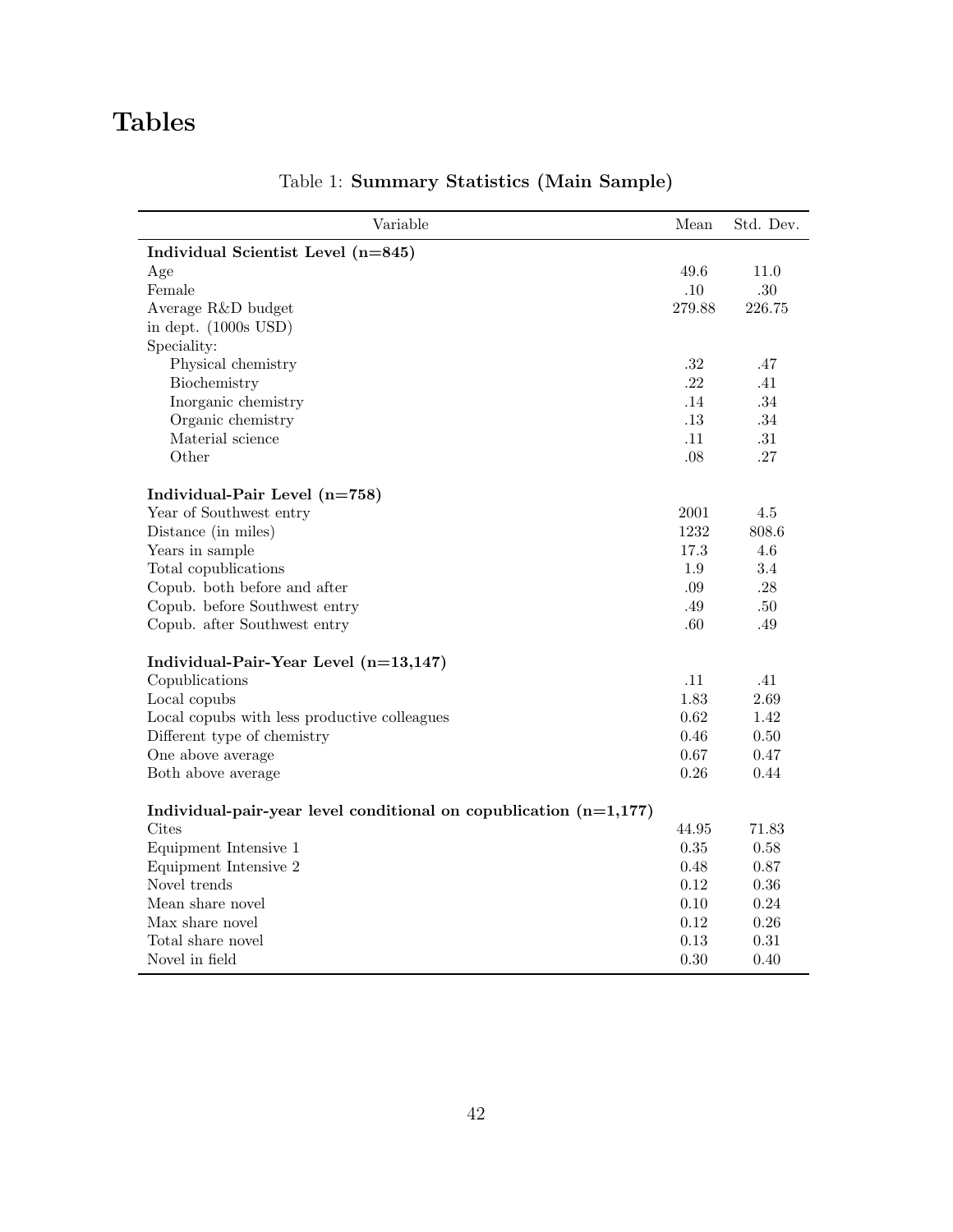# Tables

Table 1: **Summary Statistics (Main Sample)**

| Variable | Mean | Std. Dev. |
|---|---|---|
| **Individual Scientist Level (n=845)** | | |
| Age | 49.6 | 11.0 |
| Female | .10 | .30 |
| Average R&D budget in dept. (1000s USD) | 279.88 | 226.75 |
| Speciality: | | |
| Physical chemistry | .32 | .47 |
| Biochemistry | .22 | .41 |
| Inorganic chemistry | .14 | .34 |
| Organic chemistry | .13 | .34 |
| Material science | .11 | .31 |
| Other | .08 | .27 |
| **Individual-Pair Level (n=758)** | | |
| Year of Southwest entry | 2001 | 4.5 |
| Distance (in miles) | 1232 | 808.6 |
| Years in sample | 17.3 | 4.6 |
| Total copublications | 1.9 | 3.4 |
| Copub. both before and after | .09 | .28 |
| Copub. before Southwest entry | .49 | .50 |
| Copub. after Southwest entry | .60 | .49 |
| **Individual-Pair-Year Level (n=13,147)** | | |
| Copublications | .11 | .41 |
| Local copubs | 1.83 | 2.69 |
| Local copubs with less productive colleagues | 0.62 | 1.42 |
| Different type of chemistry | 0.46 | 0.50 |
| One above average | 0.67 | 0.47 |
| Both above average | 0.26 | 0.44 |
| **Individual-pair-year level conditional on copublication (n=1,177)** | | |
| Cites | 44.95 | 71.83 |
| Equipment Intensive 1 | 0.35 | 0.58 |
| Equipment Intensive 2 | 0.48 | 0.87 |
| Novel trends | 0.12 | 0.36 |
| Mean share novel | 0.10 | 0.24 |
| Max share novel | 0.12 | 0.26 |
| Total share novel | 0.13 | 0.31 |
| Novel in field | 0.30 | 0.40 |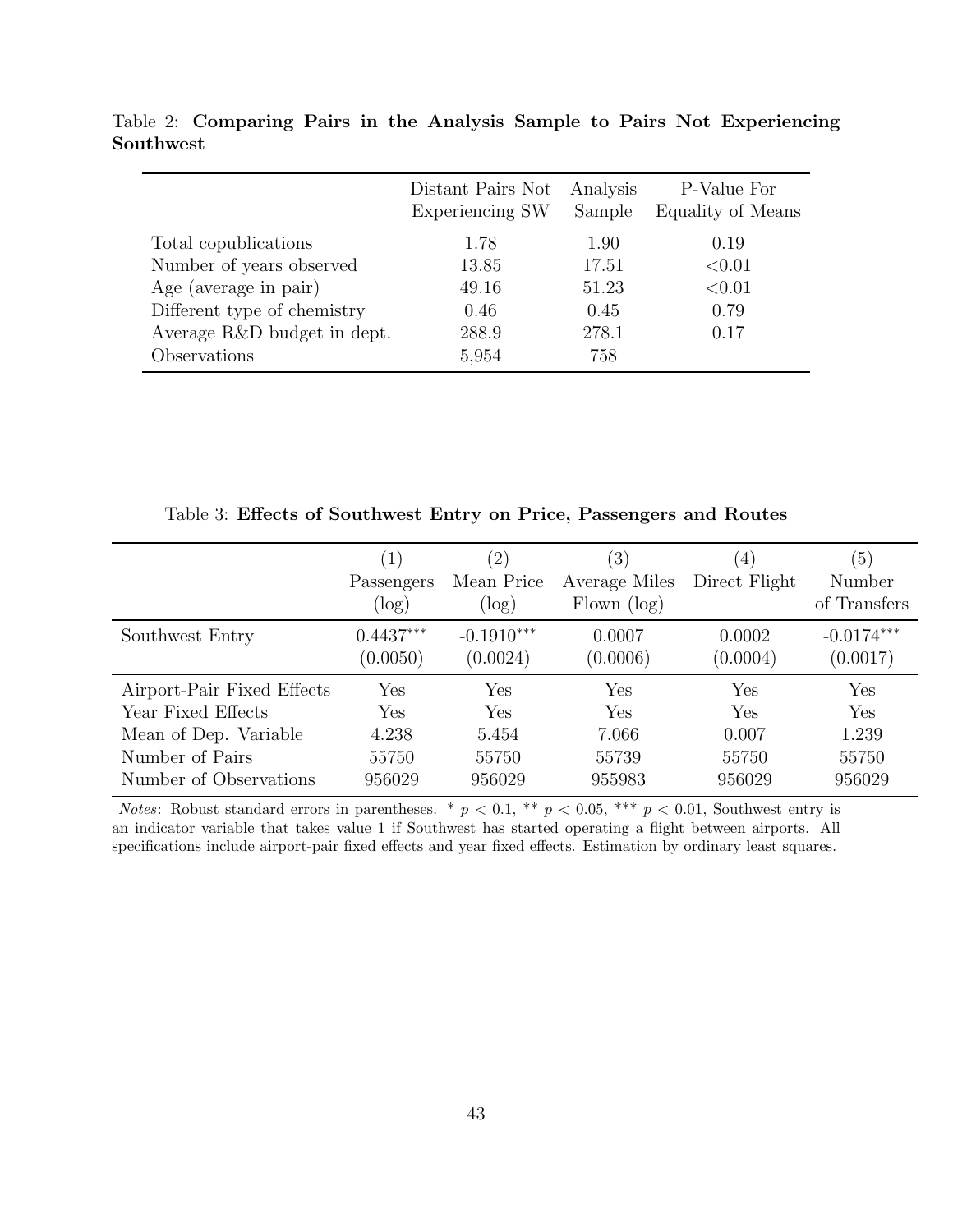Table 2: **Comparing Pairs in the Analysis Sample to Pairs Not Experiencing Southwest**

| | Distant Pairs Not Experiencing SW | Analysis Sample | P-Value For Equality of Means |
|---|---|---|---|
| Total copublications | 1.78 | 1.90 | 0.19 |
| Number of years observed | 13.85 | 17.51 | <0.01 |
| Age (average in pair) | 49.16 | 51.23 | <0.01 |
| Different type of chemistry | 0.46 | 0.45 | 0.79 |
| Average R&D budget in dept. | 288.9 | 278.1 | 0.17 |
| Observations | 5,954 | 758 | |

Table 3: **Effects of Southwest Entry on Price, Passengers and Routes**

| | (1) Passengers (log) | (2) Mean Price (log) | (3) Average Miles Flown (log) | (4) Direct Flight | (5) Number of Transfers |
|---|---|---|---|---|---|
| Southwest Entry | 0.4437*** | -0.1910*** | 0.0007 | 0.0002 | -0.0174*** |
| | (0.0050) | (0.0024) | (0.0006) | (0.0004) | (0.0017) |
| Airport-Pair Fixed Effects | Yes | Yes | Yes | Yes | Yes |
| Year Fixed Effects | Yes | Yes | Yes | Yes | Yes |
| Mean of Dep. Variable | 4.238 | 5.454 | 7.066 | 0.007 | 1.239 |
| Number of Pairs | 55750 | 55750 | 55739 | 55750 | 55750 |
| Number of Observations | 956029 | 956029 | 955983 | 956029 | 956029 |

*Notes*: Robust standard errors in parentheses. * $p < 0.1$, ** $p < 0.05$, *** $p < 0.01$, Southwest entry is an indicator variable that takes value 1 if Southwest has started operating a flight between airports. All specifications include airport-pair fixed effects and year fixed effects. Estimation by ordinary least squares.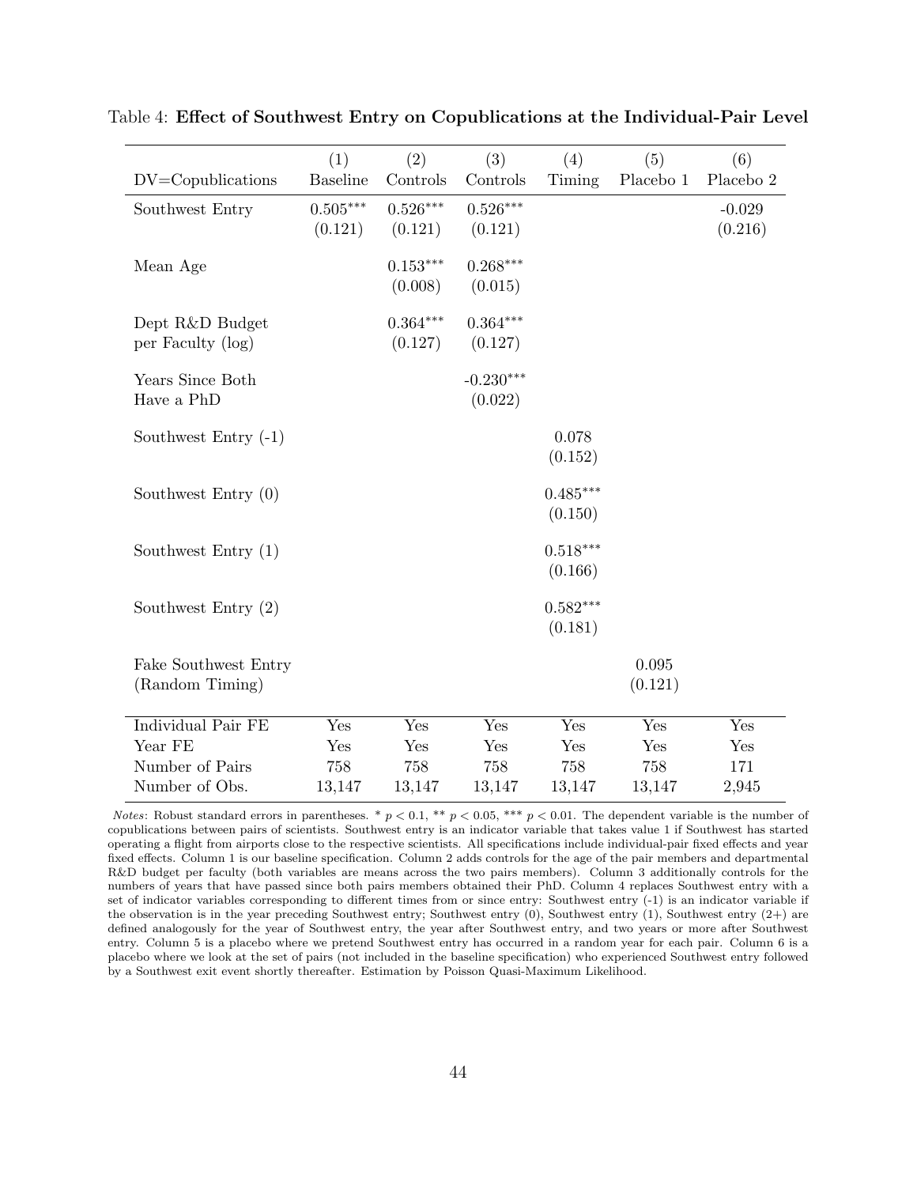Table 4: **Effect of Southwest Entry on Copublications at the Individual-Pair Level**

| DV=Copublications | (1) Baseline | (2) Controls | (3) Controls | (4) Timing | (5) Placebo 1 | (6) Placebo 2 |
|---|---|---|---|---|---|---|
| Southwest Entry | 0.505*** | 0.526*** | 0.526*** | | | -0.029 |
| | (0.121) | (0.121) | (0.121) | | | (0.216) |
| Mean Age | | 0.153*** | 0.268*** | | | |
| | | (0.008) | (0.015) | | | |
| Dept R&D Budget per Faculty (log) | | 0.364*** | 0.364*** | | | |
| | | (0.127) | (0.127) | | | |
| Years Since Both Have a PhD | | | -0.230*** | | | |
| | | | (0.022) | | | |
| Southwest Entry (-1) | | | | 0.078 | | |
| | | | | (0.152) | | |
| Southwest Entry (0) | | | | 0.485*** | | |
| | | | | (0.150) | | |
| Southwest Entry (1) | | | | 0.518*** | | |
| | | | | (0.166) | | |
| Southwest Entry (2) | | | | 0.582*** | | |
| | | | | (0.181) | | |
| Fake Southwest Entry (Random Timing) | | | | | 0.095 | |
| | | | | | (0.121) | |
| Individual Pair FE | Yes | Yes | Yes | Yes | Yes | Yes |
| Year FE | Yes | Yes | Yes | Yes | Yes | Yes |
| Number of Pairs | 758 | 758 | 758 | 758 | 758 | 171 |
| Number of Obs. | 13,147 | 13,147 | 13,147 | 13,147 | 13,147 | 2,945 |

*Notes*: Robust standard errors in parentheses. * $p < 0.1$, ** $p < 0.05$, *** $p < 0.01$. The dependent variable is the number of copublications between pairs of scientists. Southwest entry is an indicator variable that takes value 1 if Southwest has started operating a flight from airports close to the respective scientists. All specifications include individual-pair fixed effects and year fixed effects. Column 1 is our baseline specification. Column 2 adds controls for the age of the pair members and departmental R&D budget per faculty (both variables are means across the two pairs members). Column 3 additionally controls for the numbers of years that have passed since both pairs members obtained their PhD. Column 4 replaces Southwest entry with a set of indicator variables corresponding to different times from or since entry: Southwest entry (-1) is an indicator variable if the observation is in the year preceding Southwest entry; Southwest entry (0), Southwest entry (1), Southwest entry (2+) are defined analogously for the year of Southwest entry, the year after Southwest entry, and two years or more after Southwest entry. Column 5 is a placebo where we pretend Southwest entry has occurred in a random year for each pair. Column 6 is a placebo where we look at the set of pairs (not included in the baseline specification) who experienced Southwest entry followed by a Southwest exit event shortly thereafter. Estimation by Poisson Quasi-Maximum Likelihood.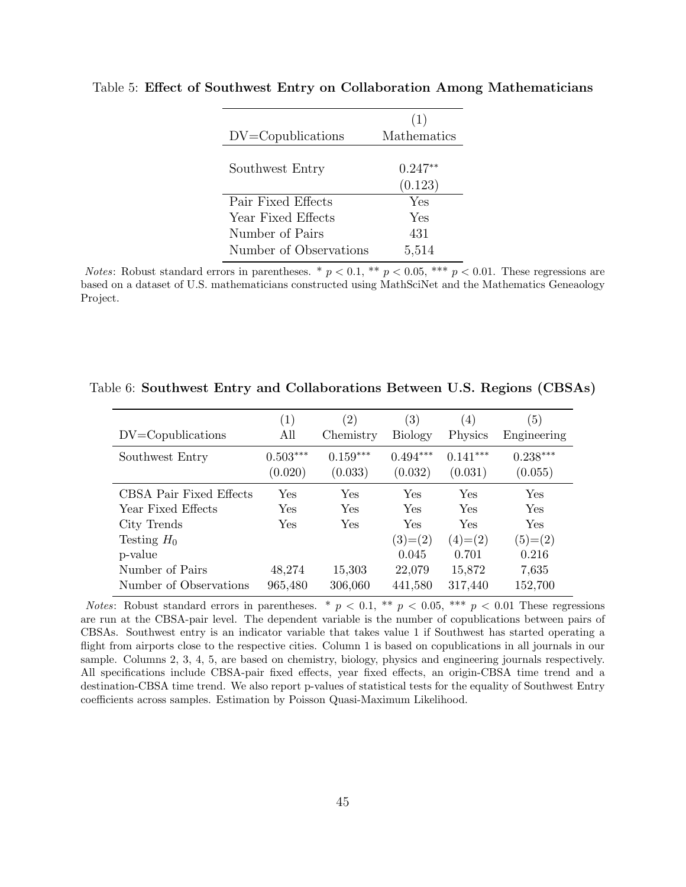Table 5: **Effect of Southwest Entry on Collaboration Among Mathematicians**

| DV=Copublications | (1) Mathematics |
|---|---|
| Southwest Entry | 0.247** |
| | (0.123) |
| Pair Fixed Effects | Yes |
| Year Fixed Effects | Yes |
| Number of Pairs | 431 |
| Number of Observations | 5,514 |

*Notes*: Robust standard errors in parentheses. * $p < 0.1$, ** $p < 0.05$, *** $p < 0.01$. These regressions are based on a dataset of U.S. mathematicians constructed using MathSciNet and the Mathematics Geneaology Project.

Table 6: **Southwest Entry and Collaborations Between U.S. Regions (CBSAs)**

| DV=Copublications | (1) All | (2) Chemistry | (3) Biology | (4) Physics | (5) Engineering |
|---|---|---|---|---|---|
| Southwest Entry | 0.503*** | 0.159*** | 0.494*** | 0.141*** | 0.238*** |
| | (0.020) | (0.033) | (0.032) | (0.031) | (0.055) |
| CBSA Pair Fixed Effects | Yes | Yes | Yes | Yes | Yes |
| Year Fixed Effects | Yes | Yes | Yes | Yes | Yes |
| City Trends | Yes | Yes | Yes | Yes | Yes |
| Testing $H_0$ | | | (3)=(2) | (4)=(2) | (5)=(2) |
| p-value | | | 0.045 | 0.701 | 0.216 |
| Number of Pairs | 48,274 | 15,303 | 22,079 | 15,872 | 7,635 |
| Number of Observations | 965,480 | 306,060 | 441,580 | 317,440 | 152,700 |

*Notes*: Robust standard errors in parentheses. * $p < 0.1$, ** $p < 0.05$, *** $p < 0.01$ These regressions are run at the CBSA-pair level. The dependent variable is the number of copublications between pairs of CBSAs. Southwest entry is an indicator variable that takes value 1 if Southwest has started operating a flight from airports close to the respective cities. Column 1 is based on copublications in all journals in our sample. Columns 2, 3, 4, 5, are based on chemistry, biology, physics and engineering journals respectively. All specifications include CBSA-pair fixed effects, year fixed effects, an origin-CBSA time trend and a destination-CBSA time trend. We also report p-values of statistical tests for the equality of Southwest Entry coefficients across samples. Estimation by Poisson Quasi-Maximum Likelihood.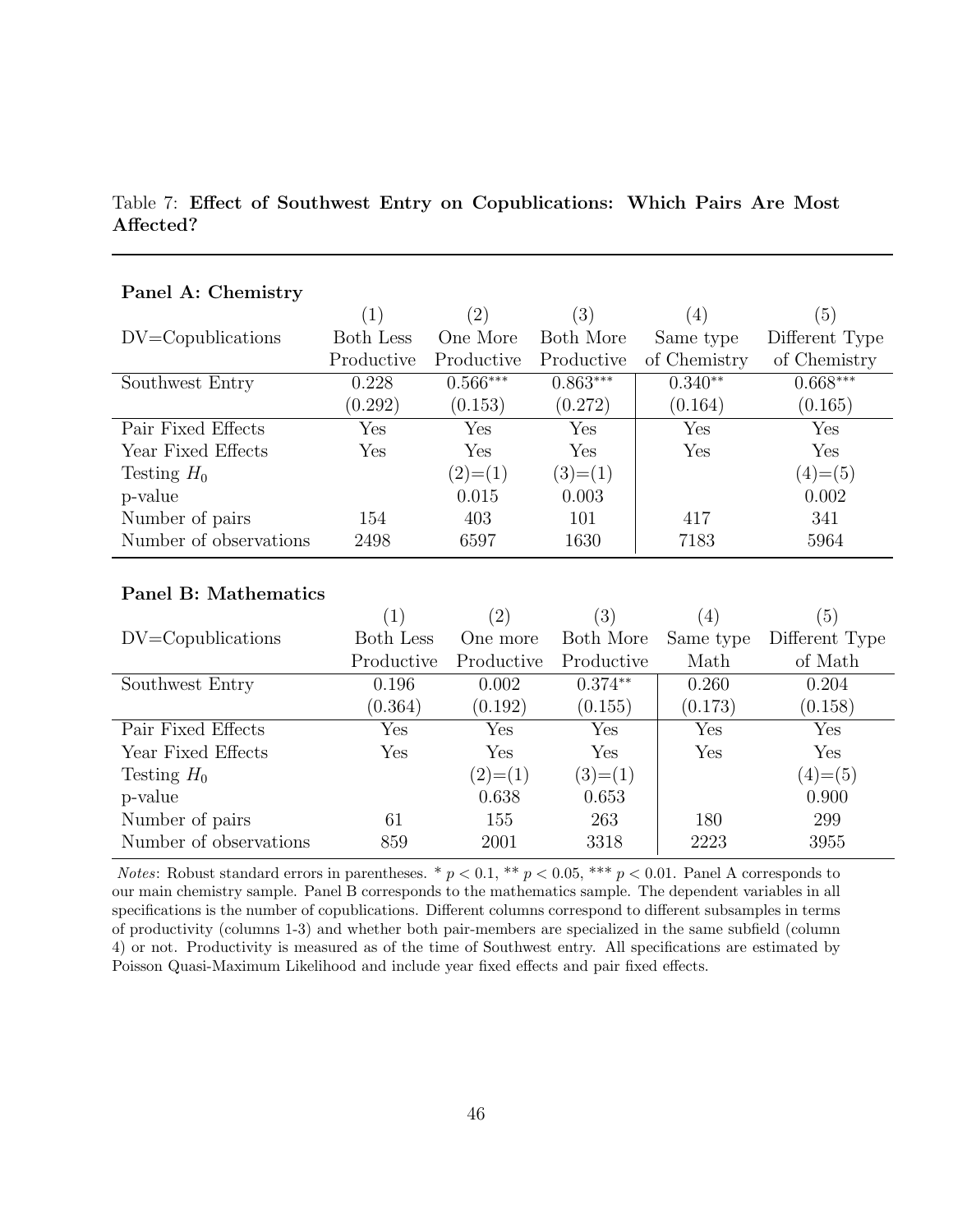Table 7: **Effect of Southwest Entry on Copublications: Which Pairs Are Most Affected?**

**Panel A: Chemistry**

| | (1) | (2) | (3) | (4) | (5) |
|---|---|---|---|---|---|
| DV=Copublications | Both Less Productive | One More Productive | Both More Productive | Same type of Chemistry | Different Type of Chemistry |
| Southwest Entry | 0.228 | 0.566*** | 0.863*** | 0.340** | 0.668*** |
| | (0.292) | (0.153) | (0.272) | (0.164) | (0.165) |
| Pair Fixed Effects | Yes | Yes | Yes | Yes | Yes |
| Year Fixed Effects | Yes | Yes | Yes | Yes | Yes |
| Testing $H_0$ | | (2)=(1) | (3)=(1) | | (4)=(5) |
| p-value | | 0.015 | 0.003 | | 0.002 |
| Number of pairs | 154 | 403 | 101 | 417 | 341 |
| Number of observations | 2498 | 6597 | 1630 | 7183 | 5964 |

**Panel B: Mathematics**

| | (1) | (2) | (3) | (4) | (5) |
|---|---|---|---|---|---|
| DV=Copublications | Both Less Productive | One more Productive | Both More Productive | Same type Math | Different Type of Math |
| Southwest Entry | 0.196 | 0.002 | 0.374** | 0.260 | 0.204 |
| | (0.364) | (0.192) | (0.155) | (0.173) | (0.158) |
| Pair Fixed Effects | Yes | Yes | Yes | Yes | Yes |
| Year Fixed Effects | Yes | Yes | Yes | Yes | Yes |
| Testing $H_0$ | | (2)=(1) | (3)=(1) | | (4)=(5) |
| p-value | | 0.638 | 0.653 | | 0.900 |
| Number of pairs | 61 | 155 | 263 | 180 | 299 |
| Number of observations | 859 | 2001 | 3318 | 2223 | 3955 |

*Notes*: Robust standard errors in parentheses. * $p < 0.1$, ** $p < 0.05$, *** $p < 0.01$. Panel A corresponds to our main chemistry sample. Panel B corresponds to the mathematics sample. The dependent variables in all specifications is the number of copublications. Different columns correspond to different subsamples in terms of productivity (columns 1-3) and whether both pair-members are specialized in the same subfield (column 4) or not. Productivity is measured as of the time of Southwest entry. All specifications are estimated by Poisson Quasi-Maximum Likelihood and include year fixed effects and pair fixed effects.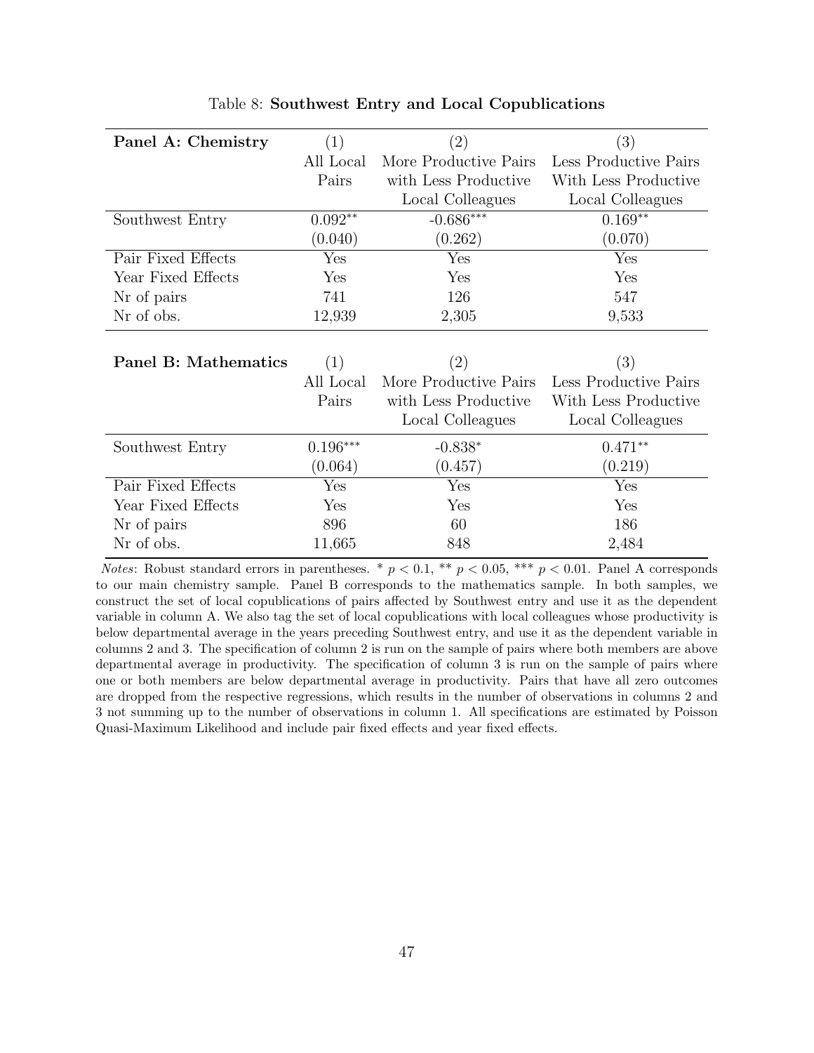Table 8: **Southwest Entry and Local Copublications**

| **Panel A: Chemistry** | (1) All Local Pairs | (2) More Productive Pairs with Less Productive Local Colleagues | (3) Less Productive Pairs With Less Productive Local Colleagues |
|---|---|---|---|
| Southwest Entry | 0.092** | -0.686*** | 0.169** |
| | (0.040) | (0.262) | (0.070) |
| Pair Fixed Effects | Yes | Yes | Yes |
| Year Fixed Effects | Yes | Yes | Yes |
| Nr of pairs | 741 | 126 | 547 |
| Nr of obs. | 12,939 | 2,305 | 9,533 |

| **Panel B: Mathematics** | (1) All Local Pairs | (2) More Productive Pairs with Less Productive Local Colleagues | (3) Less Productive Pairs With Less Productive Local Colleagues |
|---|---|---|---|
| Southwest Entry | 0.196*** | -0.838* | 0.471** |
| | (0.064) | (0.457) | (0.219) |
| Pair Fixed Effects | Yes | Yes | Yes |
| Year Fixed Effects | Yes | Yes | Yes |
| Nr of pairs | 896 | 60 | 186 |
| Nr of obs. | 11,665 | 848 | 2,484 |

*Notes*: Robust standard errors in parentheses. * $p < 0.1$, ** $p < 0.05$, *** $p < 0.01$. Panel A corresponds to our main chemistry sample. Panel B corresponds to the mathematics sample. In both samples, we construct the set of local copublications of pairs affected by Southwest entry and use it as the dependent variable in column A. We also tag the set of local copublications with local colleagues whose productivity is below departmental average in the years preceding Southwest entry, and use it as the dependent variable in columns 2 and 3. The specification of column 2 is run on the sample of pairs where both members are above departmental average in productivity. The specification of column 3 is run on the sample of pairs where one or both members are below departmental average in productivity. Pairs that have all zero outcomes are dropped from the respective regressions, which results in the number of observations in columns 2 and 3 not summing up to the number of observations in column 1. All specifications are estimated by Poisson Quasi-Maximum Likelihood and include pair fixed effects and year fixed effects.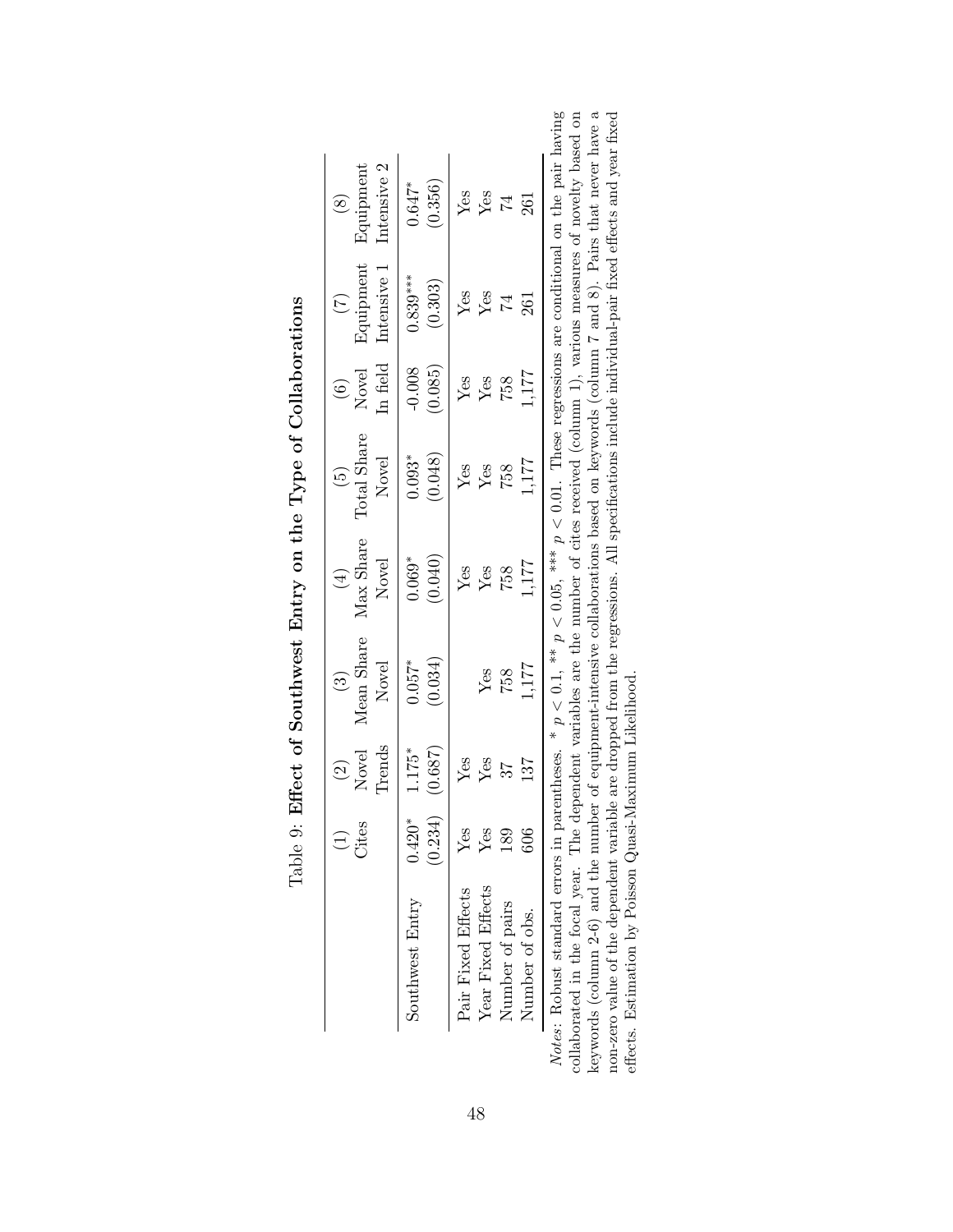Table 9: **Effect of Southwest Entry on the Type of Collaborations**

| | (1) Cites | (2) Novel Trends | (3) Mean Share Novel | (4) Max Share Novel | (5) Total Share Novel | (6) Novel In field | (7) Equipment Intensive 1 | (8) Equipment Intensive 2 |
|---|---|---|---|---|---|---|---|---|
| Southwest Entry | 0.420* | 1.175* | 0.057* | 0.069* | 0.093* | -0.008 | 0.839*** | 0.647* |
| | (0.234) | (0.687) | (0.034) | (0.040) | (0.048) | (0.085) | (0.303) | (0.356) |
| Pair Fixed Effects | Yes | Yes | | Yes | Yes | Yes | Yes | Yes |
| Year Fixed Effects | Yes | Yes | Yes | Yes | Yes | Yes | Yes | Yes |
| Number of pairs | 189 | 37 | 758 | 758 | 758 | 758 | 74 | 74 |
| Number of obs. | 606 | 137 | 1,177 | 1,177 | 1,177 | 1,177 | 261 | 261 |

*Notes:* Robust standard errors in parentheses. * $p < 0.1$, ** $p < 0.05$, *** $p < 0.01$. These regressions are conditional on the pair having collaborated in the focal year. The dependent variables are the number of cites received (column 1), various measures of novelty based on keywords (column 2-6) and the number of equipment-intensive collaborations based on keywords (column 7 and 8). Pairs that never have a non-zero value of the dependent variable are dropped from the regressions. All specifications include individual-pair fixed effects and year fixed effects. Estimation by Poisson Quasi-Maximum Likelihood.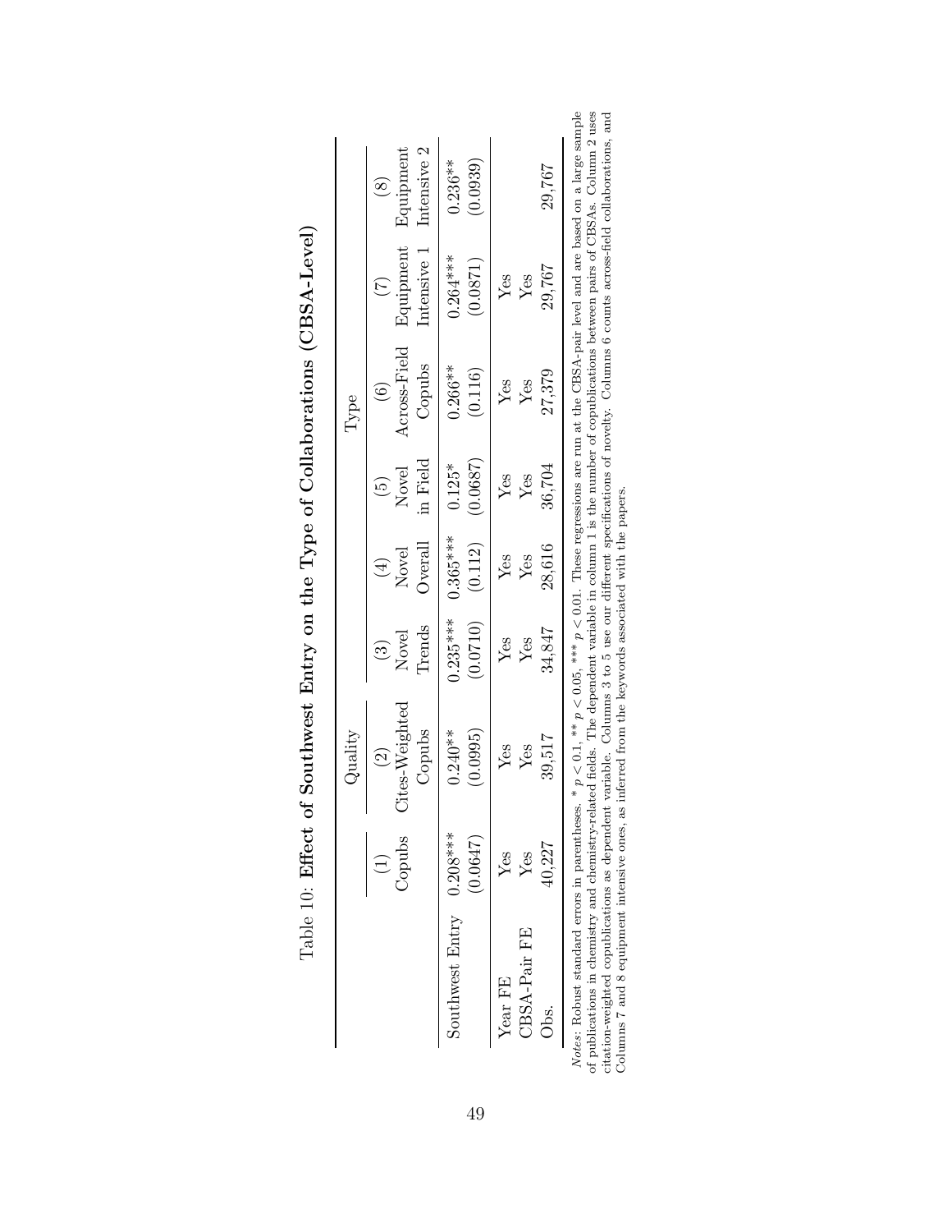Table 10: **Effect of Southwest Entry on the Type of Collaborations (CBSA-Level)**

| | | Quality | | | | Type | | |
|---|---|---|---|---|---|---|---|---|
| | (1) | (2) | (3) | (4) | (5) | (6) | (7) | (8) |
| | Copubs | Cites-Weighted Copubs | Novel Trends | Novel Overall | Novel in Field | Across-Field Copubs | Equipment Intensive 1 | Equipment Intensive 2 |
| Southwest Entry | 0.208*** | 0.240** | 0.235*** | 0.365*** | 0.125* | 0.266** | 0.264*** | 0.236** |
| | (0.0647) | (0.0995) | (0.0710) | (0.112) | (0.0687) | (0.116) | (0.0871) | (0.0939) |
| Year FE | Yes | Yes | Yes | Yes | Yes | Yes | Yes | |
| CBSA-Pair FE | Yes | Yes | Yes | Yes | Yes | Yes | Yes | |
| Obs. | 40,227 | 39,517 | 34,847 | 28,616 | 36,704 | 27,379 | 29,767 | 29,767 |

*Notes*: Robust standard errors in parentheses. * $p < 0.1$, ** $p < 0.05$, *** $p < 0.01$. These regressions are run at the CBSA-pair level and are based on a large sample of publications in chemistry and chemistry-related fields. The dependent variable in column 1 is the number of copublications between pairs of CBSAs. Column 2 uses citation-weighted copublications as dependent variable. Columns 3 to 5 use our different specifications of novelty. Columns 6 counts across-field collaborations, and Columns 7 and 8 equipment intensive ones, as inferred from the keywords associated with the papers.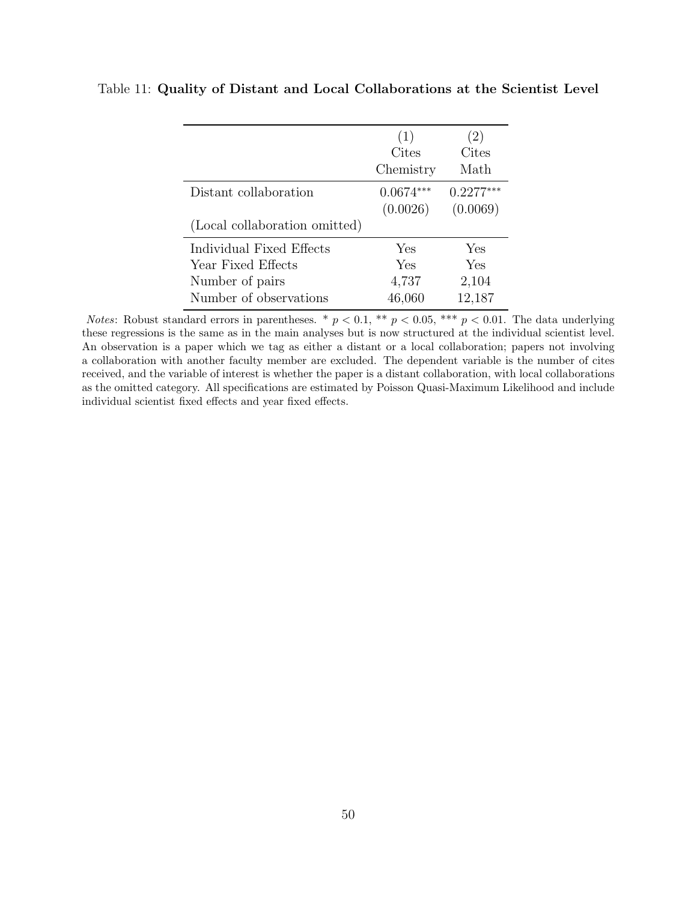Table 11: **Quality of Distant and Local Collaborations at the Scientist Level**

| | (1) Cites Chemistry | (2) Cites Math |
|---|---|---|
| Distant collaboration | 0.0674*** | 0.2277*** |
| | (0.0026) | (0.0069) |
| (Local collaboration omitted) | | |
| Individual Fixed Effects | Yes | Yes |
| Year Fixed Effects | Yes | Yes |
| Number of pairs | 4,737 | 2,104 |
| Number of observations | 46,060 | 12,187 |

*Notes*: Robust standard errors in parentheses. * $p < 0.1$, ** $p < 0.05$, *** $p < 0.01$. The data underlying these regressions is the same as in the main analyses but is now structured at the individual scientist level. An observation is a paper which we tag as either a distant or a local collaboration; papers not involving a collaboration with another faculty member are excluded. The dependent variable is the number of cites received, and the variable of interest is whether the paper is a distant collaboration, with local collaborations as the omitted category. All specifications are estimated by Poisson Quasi-Maximum Likelihood and include individual scientist fixed effects and year fixed effects.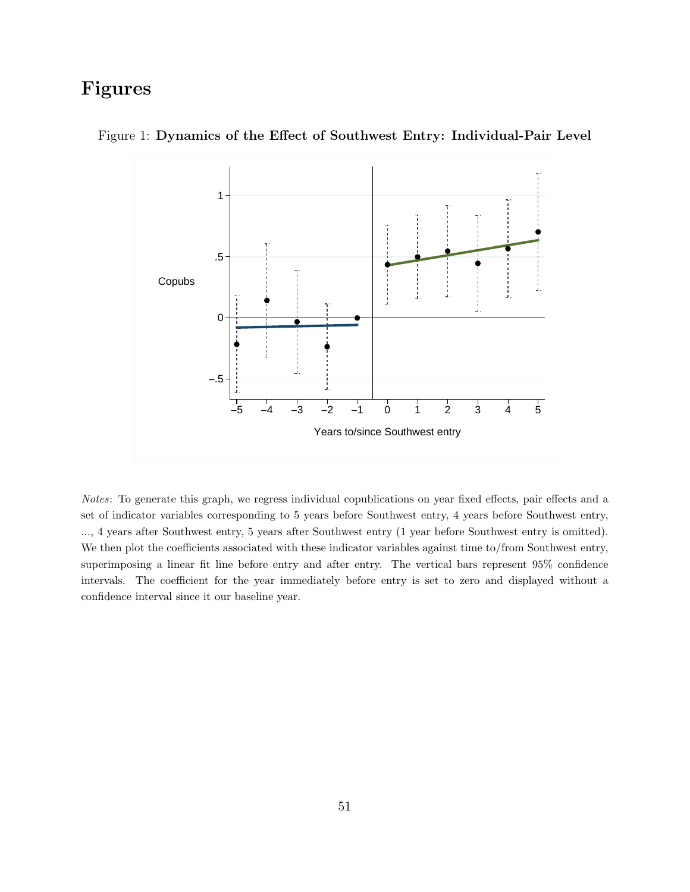# Figures

Figure 1: **Dynamics of the Effect of Southwest Entry: Individual-Pair Level**

*Notes*: To generate this graph, we regress individual copublications on year fixed effects, pair effects and a set of indicator variables corresponding to 5 years before Southwest entry, 4 years before Southwest entry, ..., 4 years after Southwest entry, 5 years after Southwest entry (1 year before Southwest entry is omitted). We then plot the coefficients associated with these indicator variables against time to/from Southwest entry, superimposing a linear fit line before entry and after entry. The vertical bars represent 95% confidence intervals. The coefficient for the year immediately before entry is set to zero and displayed without a confidence interval since it our baseline year.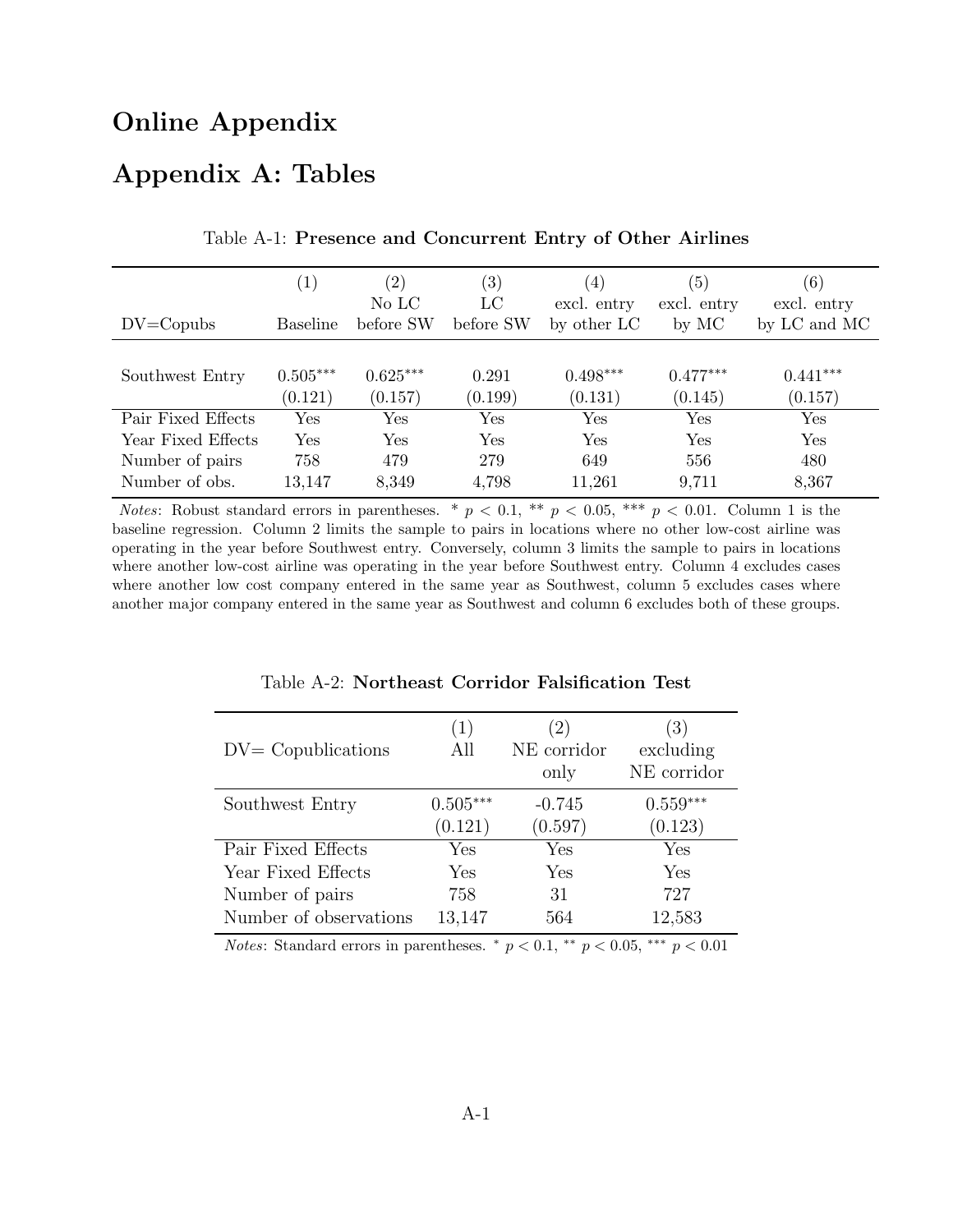# Online Appendix

# Appendix A: Tables

Table A-1: **Presence and Concurrent Entry of Other Airlines**

| DV=Copubs | (1) Baseline | (2) No LC before SW | (3) LC before SW | (4) excl. entry by other LC | (5) excl. entry by MC | (6) excl. entry by LC and MC |
|---|---|---|---|---|---|---|
| Southwest Entry | 0.505*** | 0.625*** | 0.291 | 0.498*** | 0.477*** | 0.441*** |
| | (0.121) | (0.157) | (0.199) | (0.131) | (0.145) | (0.157) |
| Pair Fixed Effects | Yes | Yes | Yes | Yes | Yes | Yes |
| Year Fixed Effects | Yes | Yes | Yes | Yes | Yes | Yes |
| Number of pairs | 758 | 479 | 279 | 649 | 556 | 480 |
| Number of obs. | 13,147 | 8,349 | 4,798 | 11,261 | 9,711 | 8,367 |

*Notes*: Robust standard errors in parentheses. * $p < 0.1$, ** $p < 0.05$, *** $p < 0.01$. Column 1 is the baseline regression. Column 2 limits the sample to pairs in locations where no other low-cost airline was operating in the year before Southwest entry. Conversely, column 3 limits the sample to pairs in locations where another low-cost airline was operating in the year before Southwest entry. Column 4 excludes cases where another low cost company entered in the same year as Southwest, column 5 excludes cases where another major company entered in the same year as Southwest and column 6 excludes both of these groups.

Table A-2: **Northeast Corridor Falsification Test**

| DV= Copublications | (1) All | (2) NE corridor only | (3) excluding NE corridor |
|---|---|---|---|
| Southwest Entry | 0.505*** | -0.745 | 0.559*** |
| | (0.121) | (0.597) | (0.123) |
| Pair Fixed Effects | Yes | Yes | Yes |
| Year Fixed Effects | Yes | Yes | Yes |
| Number of pairs | 758 | 31 | 727 |
| Number of observations | 13,147 | 564 | 12,583 |

*Notes*: Standard errors in parentheses. * $p < 0.1$, ** $p < 0.05$, *** $p < 0.01$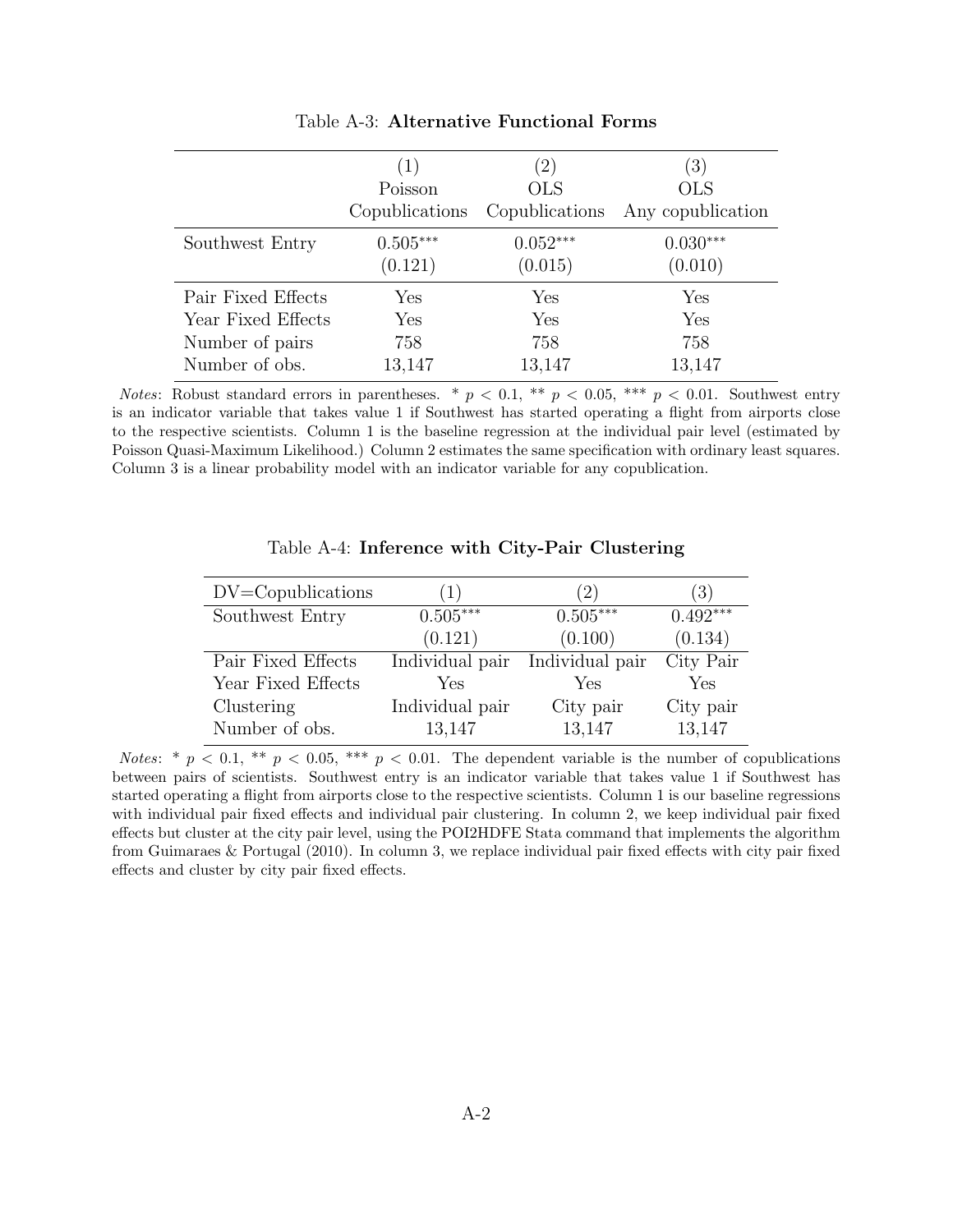Table A-3: **Alternative Functional Forms**

| | (1) | (2) | (3) |
|---|---|---|---|
| | Poisson | OLS | OLS |
| | Copublications | Copublications | Any copublication |
| Southwest Entry | $0.505^{***}$ | $0.052^{***}$ | $0.030^{***}$ |
| | (0.121) | (0.015) | (0.010) |
| Pair Fixed Effects | Yes | Yes | Yes |
| Year Fixed Effects | Yes | Yes | Yes |
| Number of pairs | 758 | 758 | 758 |
| Number of obs. | 13,147 | 13,147 | 13,147 |

*Notes*: Robust standard errors in parentheses. * $p < 0.1$, ** $p < 0.05$, *** $p < 0.01$. Southwest entry is an indicator variable that takes value 1 if Southwest has started operating a flight from airports close to the respective scientists. Column 1 is the baseline regression at the individual pair level (estimated by Poisson Quasi-Maximum Likelihood.) Column 2 estimates the same specification with ordinary least squares. Column 3 is a linear probability model with an indicator variable for any copublication.

Table A-4: **Inference with City-Pair Clustering**

| DV=Copublications | (1) | (2) | (3) |
|---|---|---|---|
| Southwest Entry | $0.505^{***}$ | $0.505^{***}$ | $0.492^{***}$ |
| | (0.121) | (0.100) | (0.134) |
| Pair Fixed Effects | Individual pair | Individual pair | City Pair |
| Year Fixed Effects | Yes | Yes | Yes |
| Clustering | Individual pair | City pair | City pair |
| Number of obs. | 13,147 | 13,147 | 13,147 |

*Notes*: * $p < 0.1$, ** $p < 0.05$, *** $p < 0.01$. The dependent variable is the number of copublications between pairs of scientists. Southwest entry is an indicator variable that takes value 1 if Southwest has started operating a flight from airports close to the respective scientists. Column 1 is our baseline regressions with individual pair fixed effects and individual pair clustering. In column 2, we keep individual pair fixed effects but cluster at the city pair level, using the POI2HDFE Stata command that implements the algorithm from Guimaraes & Portugal (2010). In column 3, we replace individual pair fixed effects with city pair fixed effects and cluster by city pair fixed effects.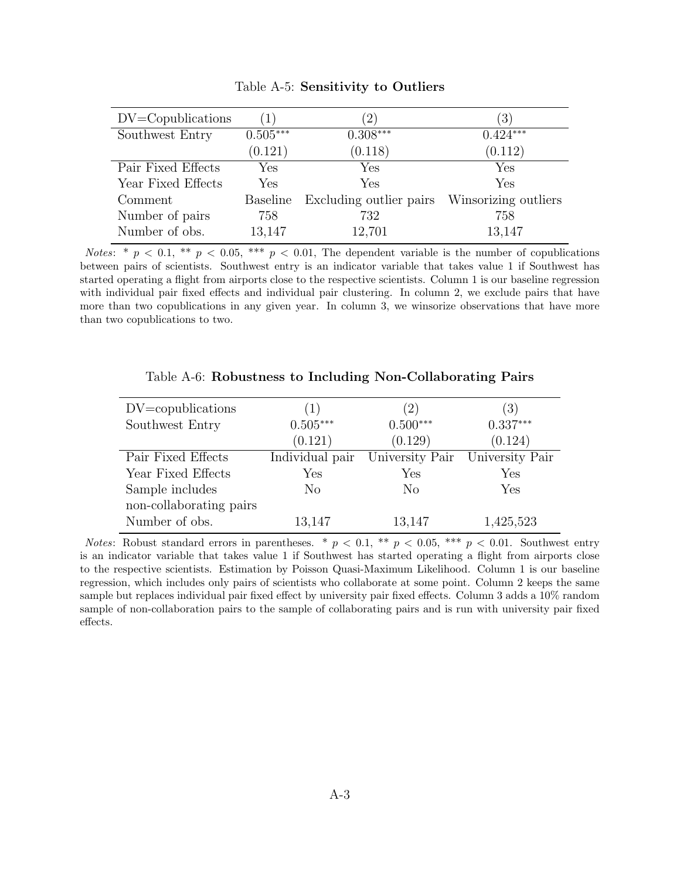Table A-5: **Sensitivity to Outliers**

| DV=Copublications | (1) | (2) | (3) |
|---|---|---|---|
| Southwest Entry | $0.505^{***}$ | $0.308^{***}$ | $0.424^{***}$ |
| | (0.121) | (0.118) | (0.112) |
| Pair Fixed Effects | Yes | Yes | Yes |
| Year Fixed Effects | Yes | Yes | Yes |
| Comment | Baseline | Excluding outlier pairs | Winsorizing outliers |
| Number of pairs | 758 | 732 | 758 |
| Number of obs. | 13,147 | 12,701 | 13,147 |

*Notes*: * $p < 0.1$, ** $p < 0.05$, *** $p < 0.01$, The dependent variable is the number of copublications between pairs of scientists. Southwest entry is an indicator variable that takes value 1 if Southwest has started operating a flight from airports close to the respective scientists. Column 1 is our baseline regression with individual pair fixed effects and individual pair clustering. In column 2, we exclude pairs that have more than two copublications in any given year. In column 3, we winsorize observations that have more than two copublications to two.

Table A-6: **Robustness to Including Non-Collaborating Pairs**

| DV=copublications | (1) | (2) | (3) |
|---|---|---|---|
| Southwest Entry | $0.505^{***}$ | $0.500^{***}$ | $0.337^{***}$ |
| | (0.121) | (0.129) | (0.124) |
| Pair Fixed Effects | Individual pair | University Pair | University Pair |
| Year Fixed Effects | Yes | Yes | Yes |
| Sample includes non-collaborating pairs | No | No | Yes |
| Number of obs. | 13,147 | 13,147 | 1,425,523 |

*Notes*: Robust standard errors in parentheses. * $p < 0.1$, ** $p < 0.05$, *** $p < 0.01$. Southwest entry is an indicator variable that takes value 1 if Southwest has started operating a flight from airports close to the respective scientists. Estimation by Poisson Quasi-Maximum Likelihood. Column 1 is our baseline regression, which includes only pairs of scientists who collaborate at some point. Column 2 keeps the same sample but replaces individual pair fixed effect by university pair fixed effects. Column 3 adds a 10% random sample of non-collaboration pairs to the sample of collaborating pairs and is run with university pair fixed effects.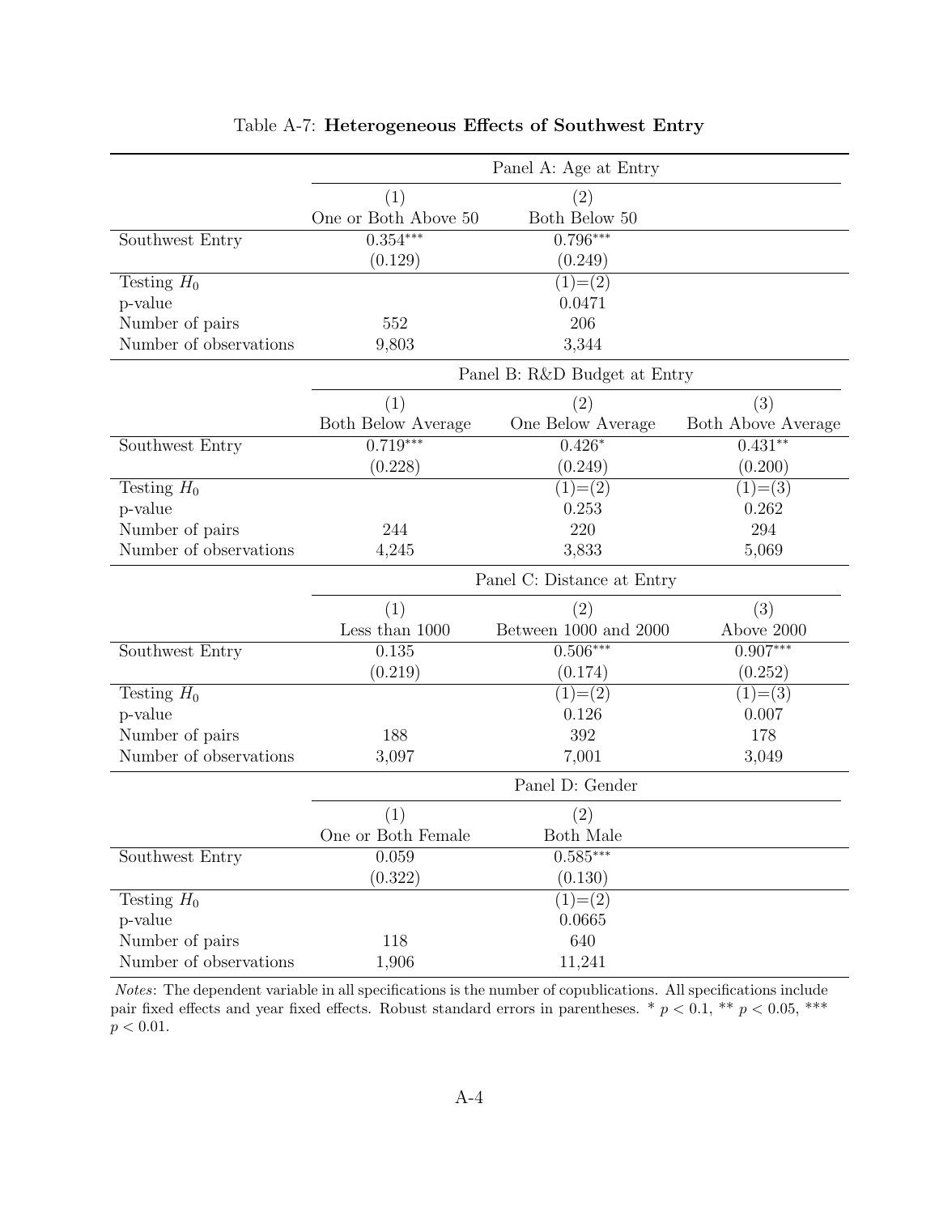Table A-7: **Heterogeneous Effects of Southwest Entry**

| | Panel A: Age at Entry | | |
|---|---|---|---|
| | (1) | (2) | |
| | One or Both Above 50 | Both Below 50 | |
| Southwest Entry | 0.354*** | 0.796*** | |
| | (0.129) | (0.249) | |
| Testing $H_0$ | | (1)=(2) | |
| p-value | | 0.0471 | |
| Number of pairs | 552 | 206 | |
| Number of observations | 9,803 | 3,344 | |
| | **Panel B: R&D Budget at Entry** | | |
| | (1) | (2) | (3) |
| | Both Below Average | One Below Average | Both Above Average |
| Southwest Entry | 0.719*** | 0.426* | 0.431** |
| | (0.228) | (0.249) | (0.200) |
| Testing $H_0$ | | (1)=(2) | (1)=(3) |
| p-value | | 0.253 | 0.262 |
| Number of pairs | 244 | 220 | 294 |
| Number of observations | 4,245 | 3,833 | 5,069 |
| | **Panel C: Distance at Entry** | | |
| | (1) | (2) | (3) |
| | Less than 1000 | Between 1000 and 2000 | Above 2000 |
| Southwest Entry | 0.135 | 0.506*** | 0.907*** |
| | (0.219) | (0.174) | (0.252) |
| Testing $H_0$ | | (1)=(2) | (1)=(3) |
| p-value | | 0.126 | 0.007 |
| Number of pairs | 188 | 392 | 178 |
| Number of observations | 3,097 | 7,001 | 3,049 |
| | **Panel D: Gender** | | |
| | (1) | (2) | |
| | One or Both Female | Both Male | |
| Southwest Entry | 0.059 | 0.585*** | |
| | (0.322) | (0.130) | |
| Testing $H_0$ | | (1)=(2) | |
| p-value | | 0.0665 | |
| Number of pairs | 118 | 640 | |
| Number of observations | 1,906 | 11,241 | |

*Notes*: The dependent variable in all specifications is the number of copublications. All specifications include pair fixed effects and year fixed effects. Robust standard errors in parentheses. * $p < 0.1$, ** $p < 0.05$, *** $p < 0.01$.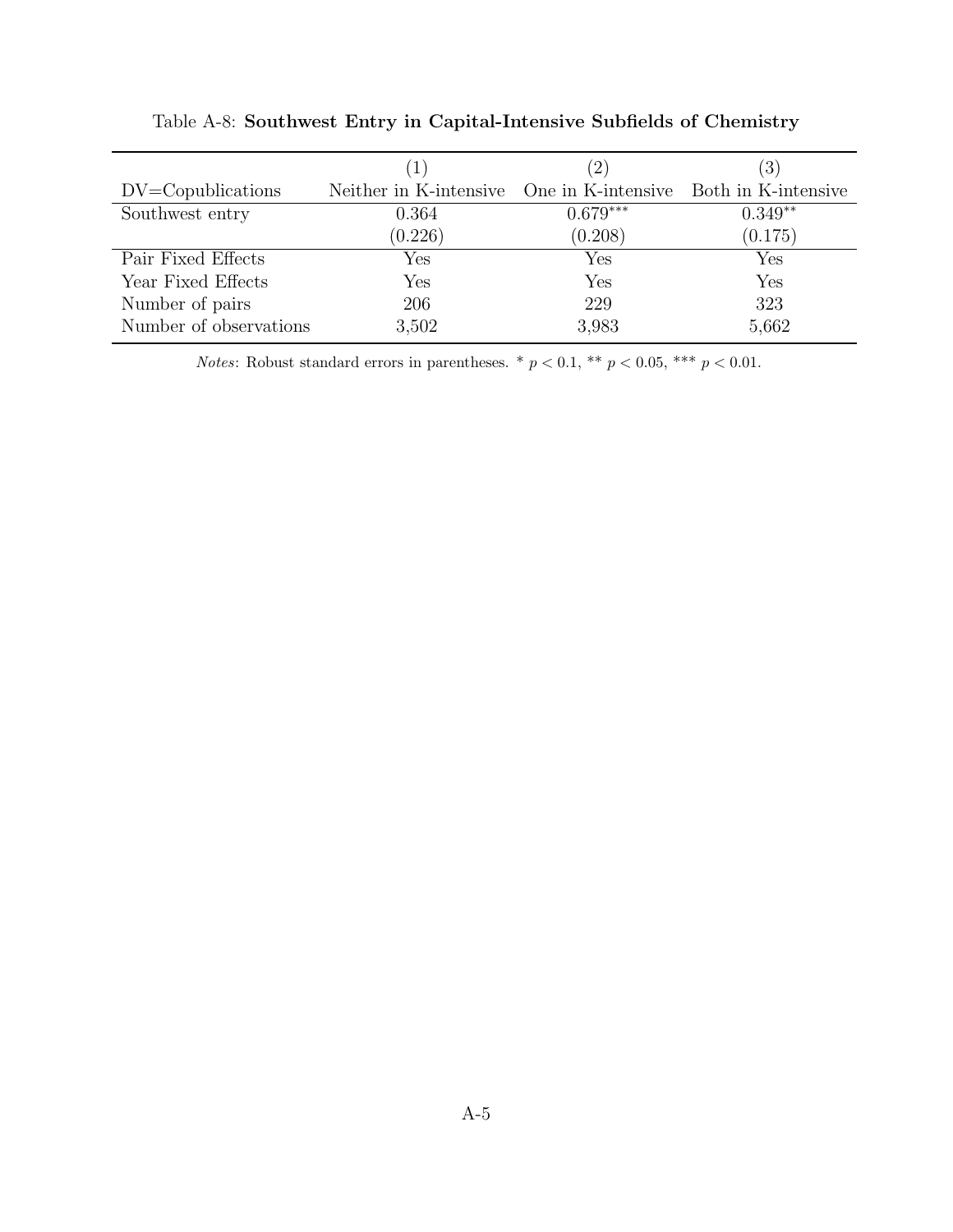Table A-8: **Southwest Entry in Capital-Intensive Subfields of Chemistry**

| | (1) | (2) | (3) |
|---|---|---|---|
| DV=Copublications | Neither in K-intensive | One in K-intensive | Both in K-intensive |
| Southwest entry | 0.364 | 0.679*** | 0.349** |
| | (0.226) | (0.208) | (0.175) |
| Pair Fixed Effects | Yes | Yes | Yes |
| Year Fixed Effects | Yes | Yes | Yes |
| Number of pairs | 206 | 229 | 323 |
| Number of observations | 3,502 | 3,983 | 5,662 |

*Notes*: Robust standard errors in parentheses. * $p < 0.1$, ** $p < 0.05$, *** $p < 0.01$.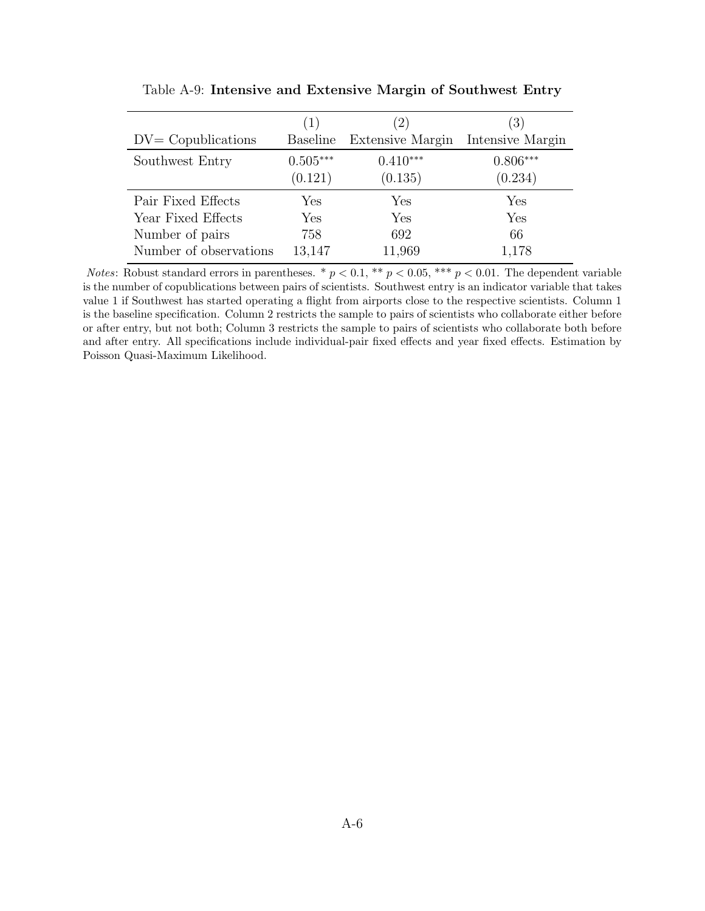Table A-9: **Intensive and Extensive Margin of Southwest Entry**

| DV= Copublications | (1) Baseline | (2) Extensive Margin | (3) Intensive Margin |
|---|---|---|---|
| Southwest Entry | $0.505^{***}$ | $0.410^{***}$ | $0.806^{***}$ |
| | (0.121) | (0.135) | (0.234) |
| Pair Fixed Effects | Yes | Yes | Yes |
| Year Fixed Effects | Yes | Yes | Yes |
| Number of pairs | 758 | 692 | 66 |
| Number of observations | 13,147 | 11,969 | 1,178 |

*Notes*: Robust standard errors in parentheses. * $p < 0.1$, ** $p < 0.05$, *** $p < 0.01$. The dependent variable is the number of copublications between pairs of scientists. Southwest entry is an indicator variable that takes value 1 if Southwest has started operating a flight from airports close to the respective scientists. Column 1 is the baseline specification. Column 2 restricts the sample to pairs of scientists who collaborate either before or after entry, but not both; Column 3 restricts the sample to pairs of scientists who collaborate both before and after entry. All specifications include individual-pair fixed effects and year fixed effects. Estimation by Poisson Quasi-Maximum Likelihood.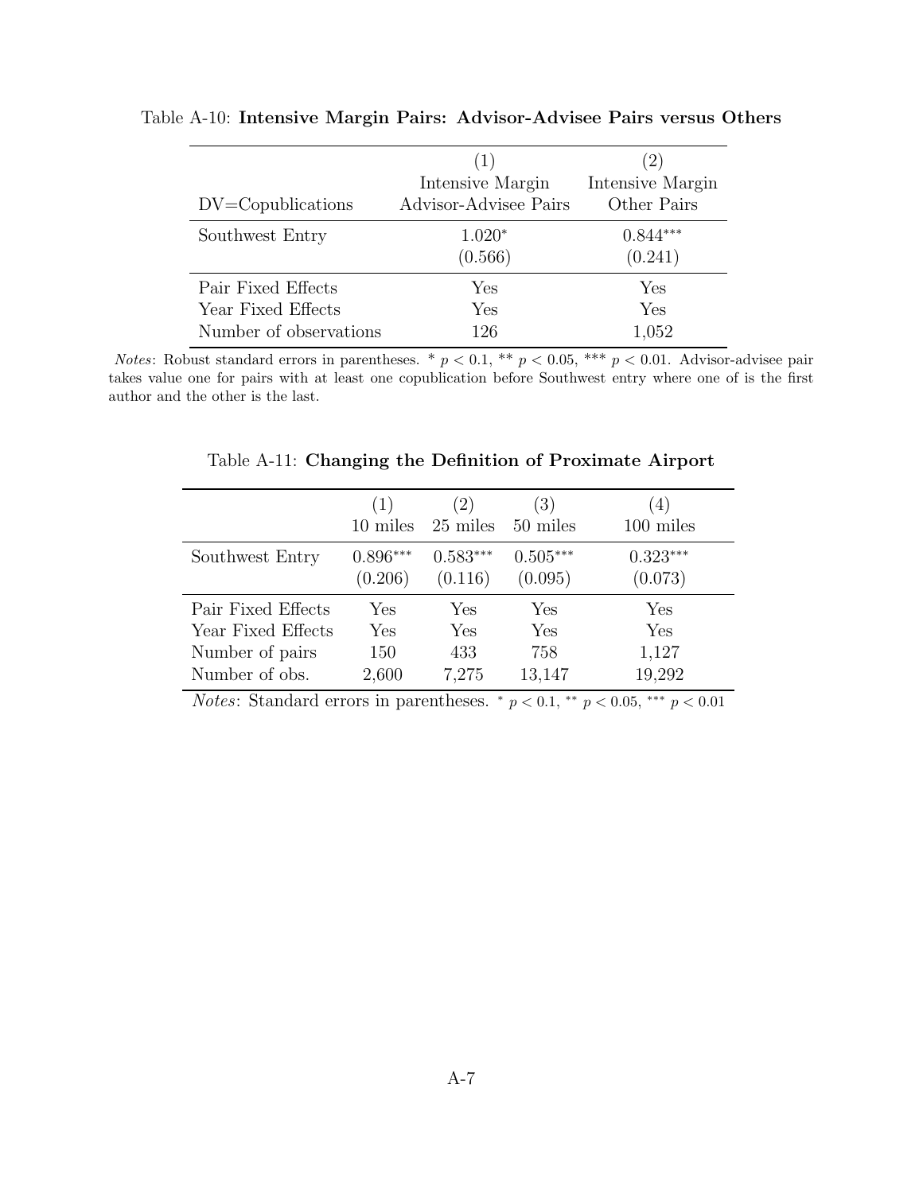Table A-10: **Intensive Margin Pairs: Advisor-Advisee Pairs versus Others**

| DV=Copublications | (1) Intensive Margin Advisor-Advisee Pairs | (2) Intensive Margin Other Pairs |
|---|---|---|
| Southwest Entry | $1.020^{*}$ | $0.844^{***}$ |
| | (0.566) | (0.241) |
| Pair Fixed Effects | Yes | Yes |
| Year Fixed Effects | Yes | Yes |
| Number of observations | 126 | 1,052 |

*Notes*: Robust standard errors in parentheses. * $p < 0.1$, ** $p < 0.05$, *** $p < 0.01$. Advisor-advisee pair takes value one for pairs with at least one copublication before Southwest entry where one of is the first author and the other is the last.

Table A-11: **Changing the Definition of Proximate Airport**

| | (1) 10 miles | (2) 25 miles | (3) 50 miles | (4) 100 miles |
|---|---|---|---|---|
| Southwest Entry | $0.896^{***}$ | $0.583^{***}$ | $0.505^{***}$ | $0.323^{***}$ |
| | (0.206) | (0.116) | (0.095) | (0.073) |
| Pair Fixed Effects | Yes | Yes | Yes | Yes |
| Year Fixed Effects | Yes | Yes | Yes | Yes |
| Number of pairs | 150 | 433 | 758 | 1,127 |
| Number of obs. | 2,600 | 7,275 | 13,147 | 19,292 |

*Notes*: Standard errors in parentheses. * $p < 0.1$, ** $p < 0.05$, *** $p < 0.01$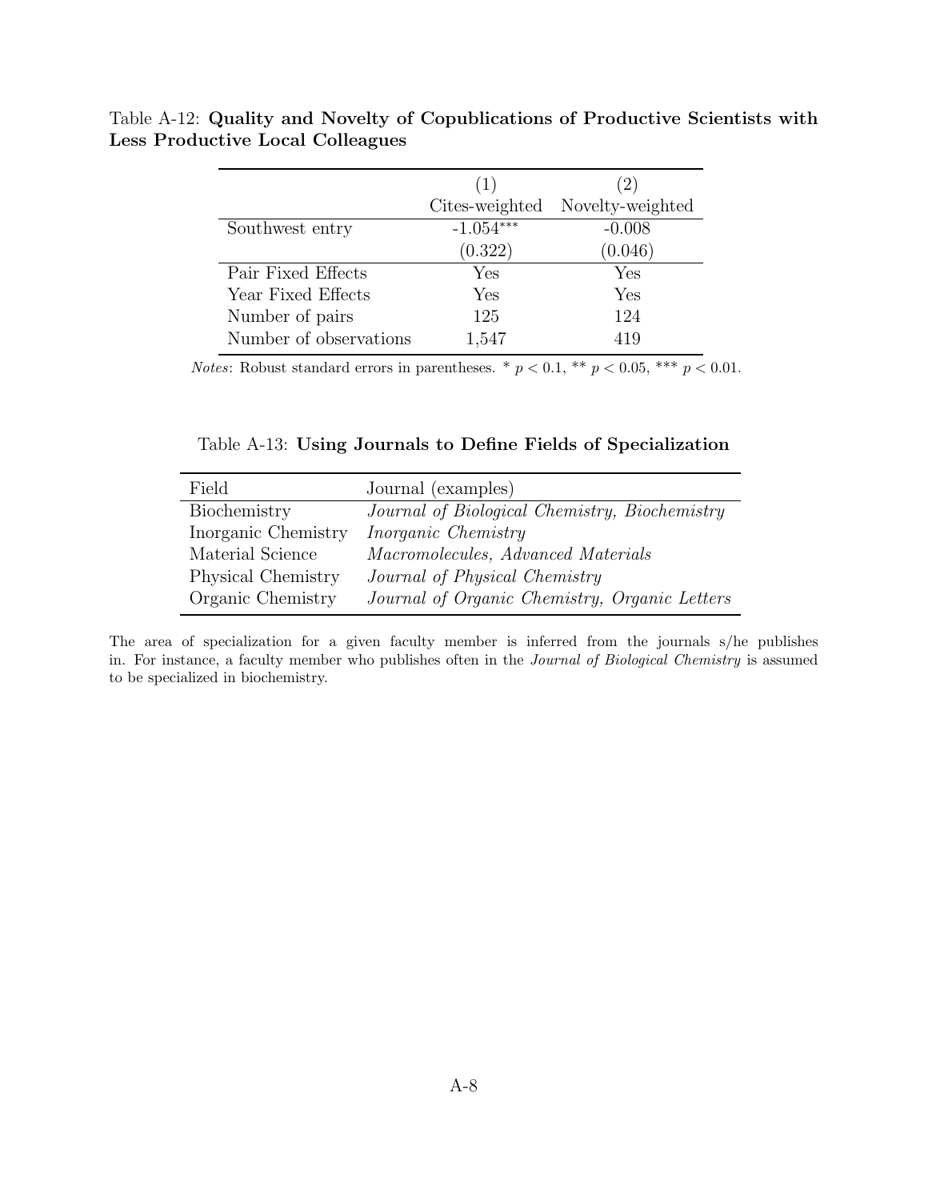Table A-12: **Quality and Novelty of Copublications of Productive Scientists with Less Productive Local Colleagues**

| | (1) | (2) |
|---|---|---|
| | Cites-weighted | Novelty-weighted |
| Southwest entry | -1.054*** | -0.008 |
| | (0.322) | (0.046) |
| Pair Fixed Effects | Yes | Yes |
| Year Fixed Effects | Yes | Yes |
| Number of pairs | 125 | 124 |
| Number of observations | 1,547 | 419 |

*Notes*: Robust standard errors in parentheses. * $p < 0.1$, ** $p < 0.05$, *** $p < 0.01$.

Table A-13: **Using Journals to Define Fields of Specialization**

| Field | Journal (examples) |
|---|---|
| Biochemistry | *Journal of Biological Chemistry, Biochemistry* |
| Inorganic Chemistry | *Inorganic Chemistry* |
| Material Science | *Macromolecules, Advanced Materials* |
| Physical Chemistry | *Journal of Physical Chemistry* |
| Organic Chemistry | *Journal of Organic Chemistry, Organic Letters* |

The area of specialization for a given faculty member is inferred from the journals s/he publishes in. For instance, a faculty member who publishes often in the *Journal of Biological Chemistry* is assumed to be specialized in biochemistry.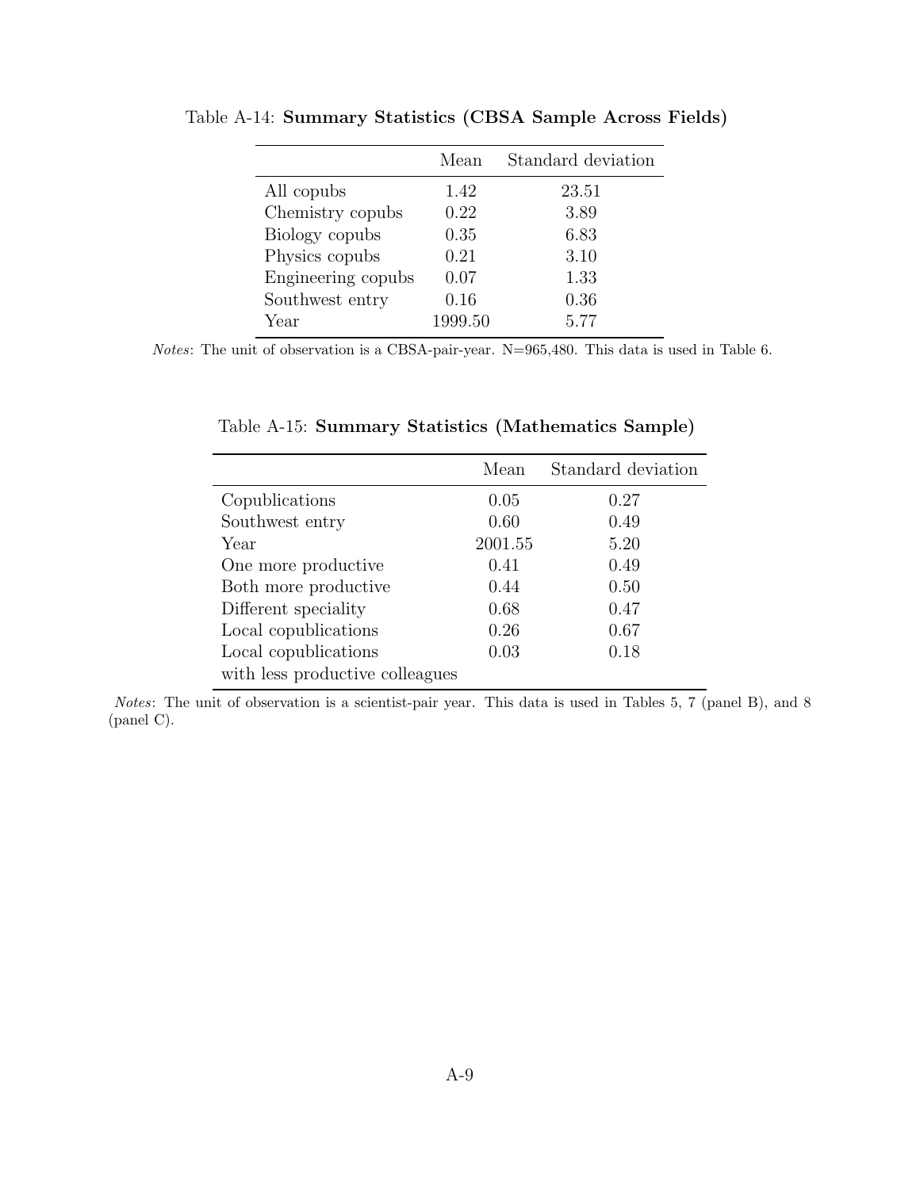Table A-14: **Summary Statistics (CBSA Sample Across Fields)**

| | Mean | Standard deviation |
|---|---|---|
| All copubs | 1.42 | 23.51 |
| Chemistry copubs | 0.22 | 3.89 |
| Biology copubs | 0.35 | 6.83 |
| Physics copubs | 0.21 | 3.10 |
| Engineering copubs | 0.07 | 1.33 |
| Southwest entry | 0.16 | 0.36 |
| Year | 1999.50 | 5.77 |

*Notes*: The unit of observation is a CBSA-pair-year. N=965,480. This data is used in Table 6.

Table A-15: **Summary Statistics (Mathematics Sample)**

| | Mean | Standard deviation |
|---|---|---|
| Copublications | 0.05 | 0.27 |
| Southwest entry | 0.60 | 0.49 |
| Year | 2001.55 | 5.20 |
| One more productive | 0.41 | 0.49 |
| Both more productive | 0.44 | 0.50 |
| Different speciality | 0.68 | 0.47 |
| Local copublications | 0.26 | 0.67 |
| Local copublications with less productive colleagues | 0.03 | 0.18 |

*Notes*: The unit of observation is a scientist-pair year. This data is used in Tables 5, 7 (panel B), and 8 (panel C).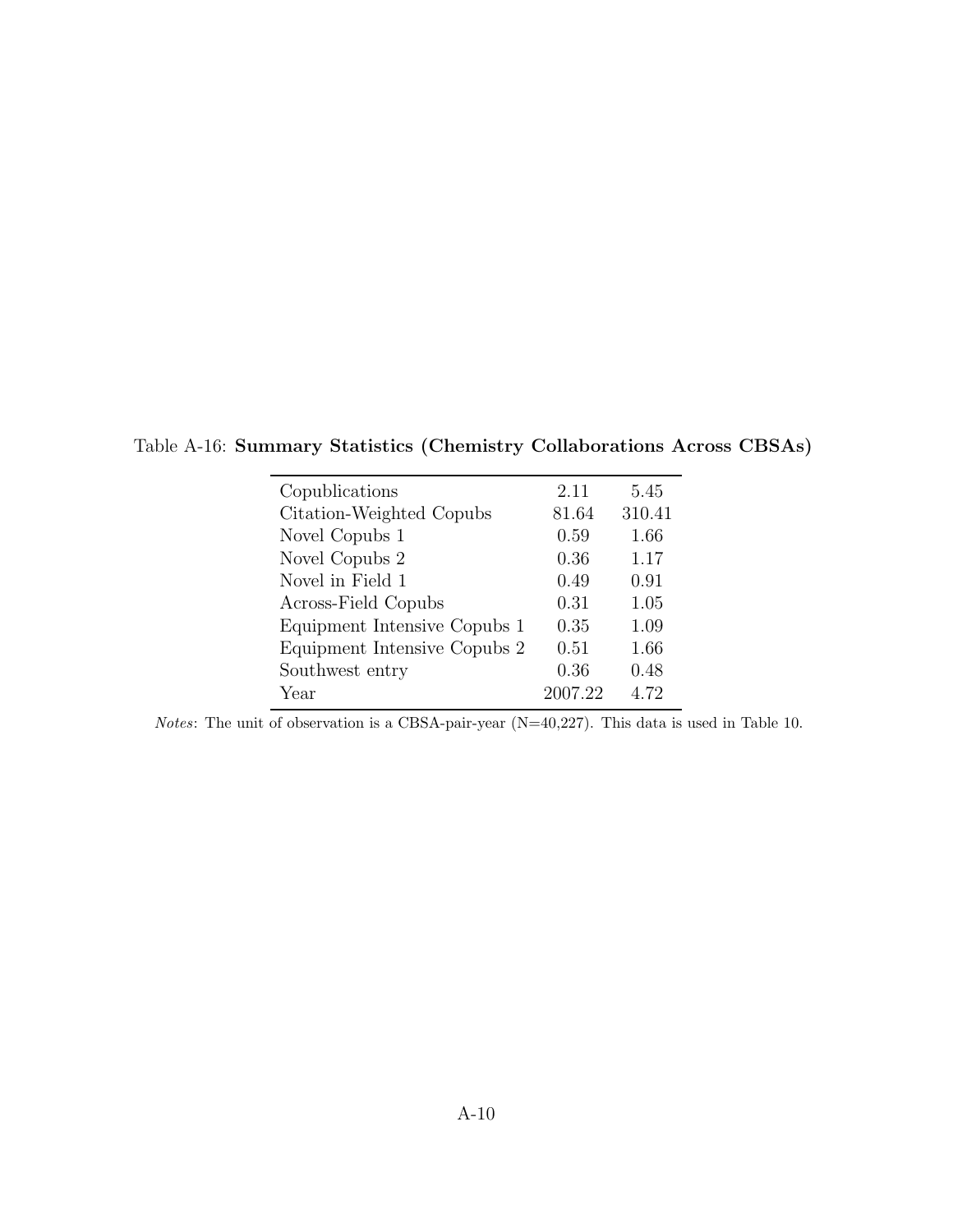Table A-16: **Summary Statistics (Chemistry Collaborations Across CBSAs)**

| | | |
|---|---|---|
| Copublications | 2.11 | 5.45 |
| Citation-Weighted Copubs | 81.64 | 310.41 |
| Novel Copubs 1 | 0.59 | 1.66 |
| Novel Copubs 2 | 0.36 | 1.17 |
| Novel in Field 1 | 0.49 | 0.91 |
| Across-Field Copubs | 0.31 | 1.05 |
| Equipment Intensive Copubs 1 | 0.35 | 1.09 |
| Equipment Intensive Copubs 2 | 0.51 | 1.66 |
| Southwest entry | 0.36 | 0.48 |
| Year | 2007.22 | 4.72 |

*Notes*: The unit of observation is a CBSA-pair-year (N=40,227). This data is used in Table 10.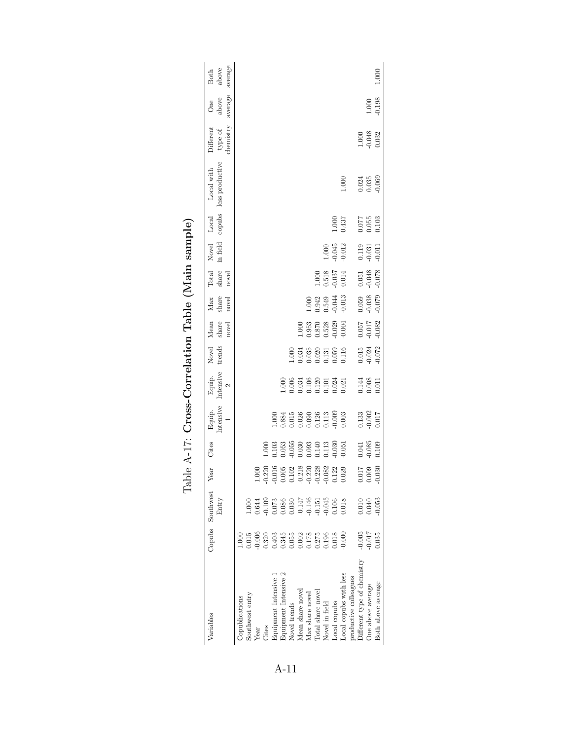# Table A-17: Cross-Correlation Table (Main sample)

| Variables | Copubs | Southwest Entry | Year | Cites | Equip. Intensive 1 | Equip. Intensive 2 | Novel trends | Mean share novel | Max share novel | Total share novel | Novel in field | Local copubs | Local with less productive | Different type of chemistry | One above average | Both above average |
|---|---|---|---|---|---|---|---|---|---|---|---|---|---|---|---|---|
| Copublications | 1.000 | | | | | | | | | | | | | | | |
| Southwest entry | 0.015 | 1.000 | | | | | | | | | | | | | | |
| Year | -0.006 | 0.644 | 1.000 | | | | | | | | | | | | | |
| Cites | 0.320 | -0.109 | -0.220 | 1.000 | | | | | | | | | | | | |
| Equipment Intensive 1 | 0.403 | 0.073 | -0.016 | 0.103 | 1.000 | | | | | | | | | | | |
| Equipment Intensive 2 | 0.345 | 0.086 | 0.005 | 0.053 | 0.884 | 1.000 | | | | | | | | | | |
| Novel trends | 0.055 | 0.030 | 0.102 | -0.055 | 0.015 | 0.006 | 1.000 | | | | | | | | | |
| Mean share novel | 0.002 | -0.147 | -0.218 | 0.030 | 0.026 | 0.034 | 0.034 | 1.000 | | | | | | | | |
| Max share novel | 0.178 | -0.146 | -0.220 | 0.093 | 0.090 | 0.106 | 0.035 | 0.953 | 1.000 | | | | | | | |
| Total share novel | 0.275 | -0.151 | -0.228 | 0.140 | 0.126 | 0.120 | 0.020 | 0.870 | 0.942 | 1.000 | | | | | | |
| Novel in field | 0.196 | -0.045 | -0.082 | 0.113 | 0.113 | 0.101 | 0.131 | 0.528 | 0.549 | 0.518 | 1.000 | | | | | |
| Local copubs | 0.018 | 0.106 | 0.122 | -0.030 | -0.009 | 0.024 | 0.059 | -0.029 | -0.044 | -0.037 | -0.045 | 1.000 | | | | |
| Local copubs with less productive colleagues | -0.000 | 0.018 | 0.029 | -0.051 | 0.003 | 0.021 | 0.116 | -0.004 | -0.013 | 0.014 | -0.012 | 0.437 | 1.000 | | | |
| Different type of chemistry | -0.005 | 0.010 | 0.017 | 0.041 | 0.133 | 0.144 | 0.015 | 0.057 | 0.059 | 0.051 | 0.119 | 0.077 | 0.024 | 1.000 | | |
| One above average | -0.017 | 0.040 | 0.009 | -0.085 | -0.002 | 0.008 | -0.024 | -0.017 | -0.038 | -0.048 | -0.031 | 0.055 | 0.035 | -0.048 | 1.000 | |
| Both above average | 0.035 | -0.053 | -0.030 | 0.109 | 0.017 | 0.011 | -0.072 | -0.082 | -0.079 | -0.078 | -0.011 | 0.103 | -0.069 | 0.032 | -0.198 | 1.000 |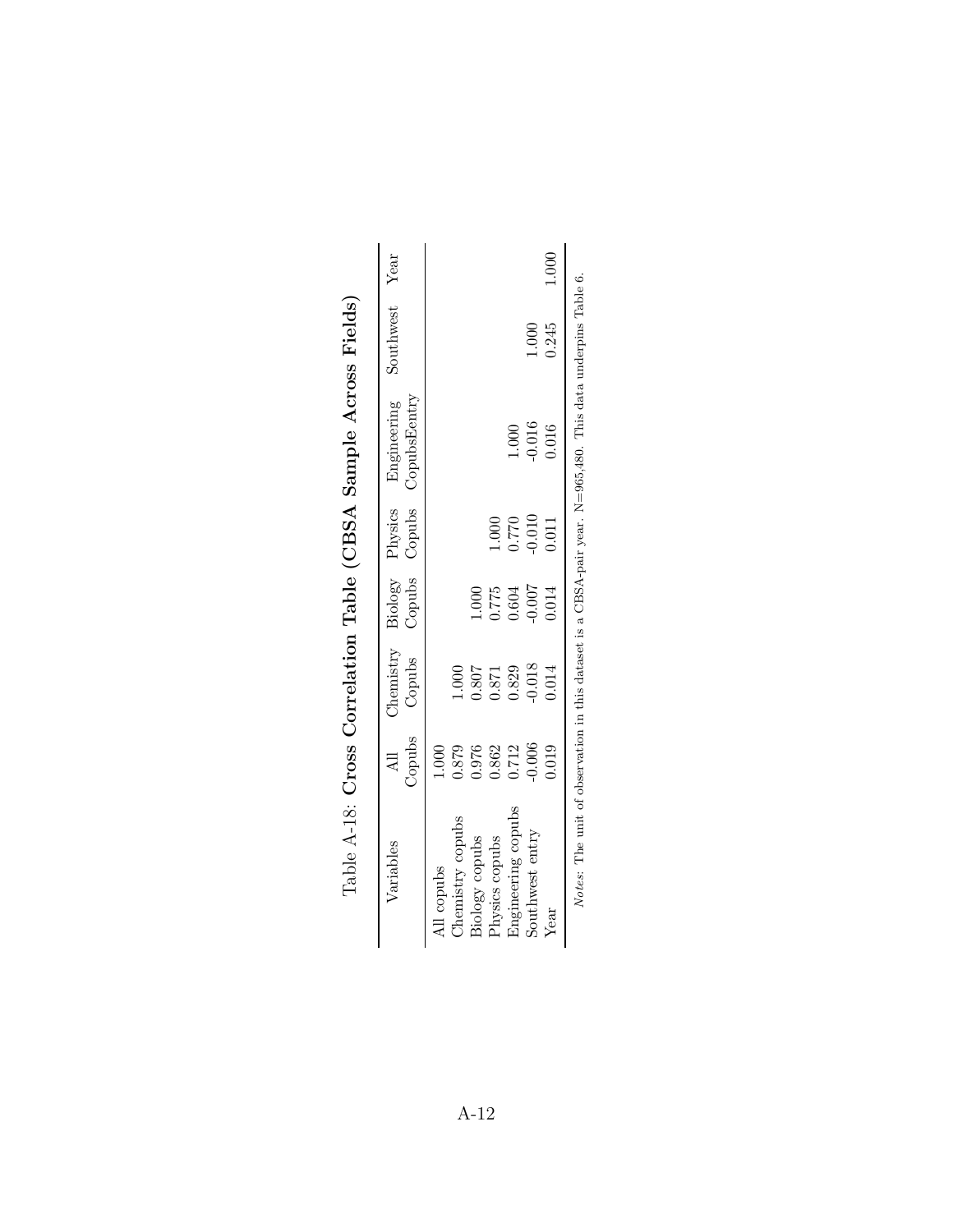Table A-18: **Cross Correlation Table (CBSA Sample Across Fields)**

| Variables | All Copubs | Chemistry Copubs | Biology Copubs | Physics Copubs | Engineering CopubsEentry | Southwest | Year |
|---|---|---|---|---|---|---|---|
| All copubs | 1.000 | | | | | | |
| Chemistry copubs | 0.879 | 1.000 | | | | | |
| Biology copubs | 0.976 | 0.807 | 1.000 | | | | |
| Physics copubs | 0.862 | 0.871 | 0.775 | 1.000 | | | |
| Engineering copubs | 0.712 | 0.829 | 0.604 | 0.770 | 1.000 | | |
| Southwest entry | -0.006 | -0.018 | -0.007 | -0.010 | -0.016 | 1.000 | |
| Year | 0.019 | 0.014 | 0.014 | 0.011 | 0.016 | 0.245 | 1.000 |

*Notes*: The unit of observation in this dataset is a CBSA-pair year. N=965,480. This data underpins Table 6.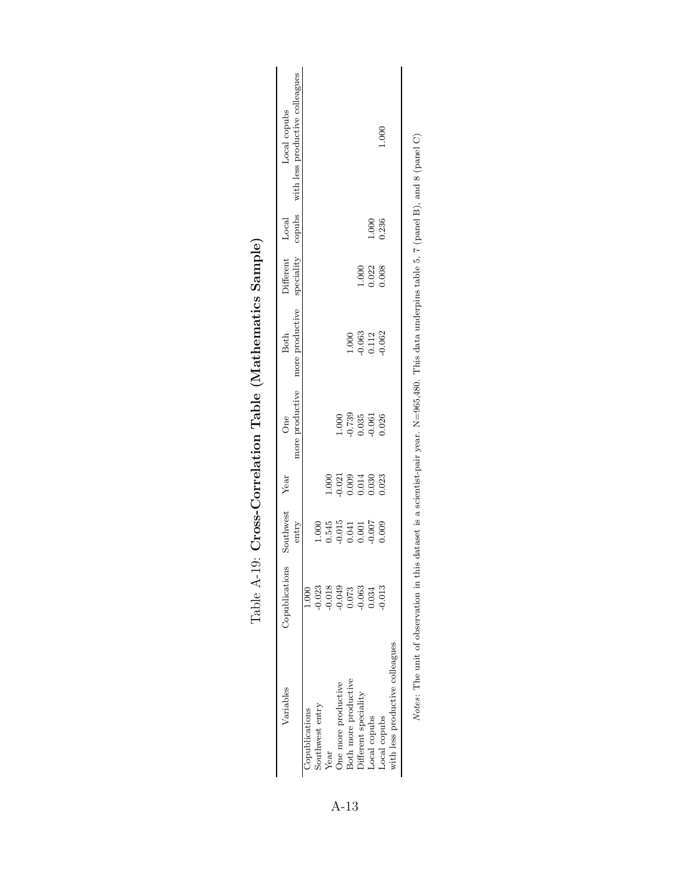# Table A-19: **Cross-Correlation Table (Mathematics Sample)**

| Variables | Copublications | Southwest entry | Year | One more productive | Both more productive | Different speciality | Local copubs | Local copubs with less productive colleagues |
|---|---|---|---|---|---|---|---|---|
| Copublications | 1.000 | | | | | | | |
| Southwest entry | -0.023 | 1.000 | | | | | | |
| Year | -0.018 | 0.545 | 1.000 | | | | | |
| One more productive | -0.049 | -0.015 | -0.021 | 1.000 | | | | |
| Both more productive | 0.073 | 0.041 | 0.009 | -0.739 | 1.000 | | | |
| Different speciality | -0.063 | 0.001 | 0.014 | 0.035 | -0.063 | 1.000 | | |
| Local copubs | 0.034 | -0.007 | 0.030 | -0.061 | 0.112 | 0.022 | 1.000 | |
| Local copubs with less productive colleagues | -0.013 | 0.009 | 0.023 | 0.026 | -0.062 | 0.008 | 0.236 | 1.000 |

*Notes*: The unit of observation in this dataset is a scientist-pair year. N=965,480. This data underpins table 5, 7 (panel B), and 8 (panel C)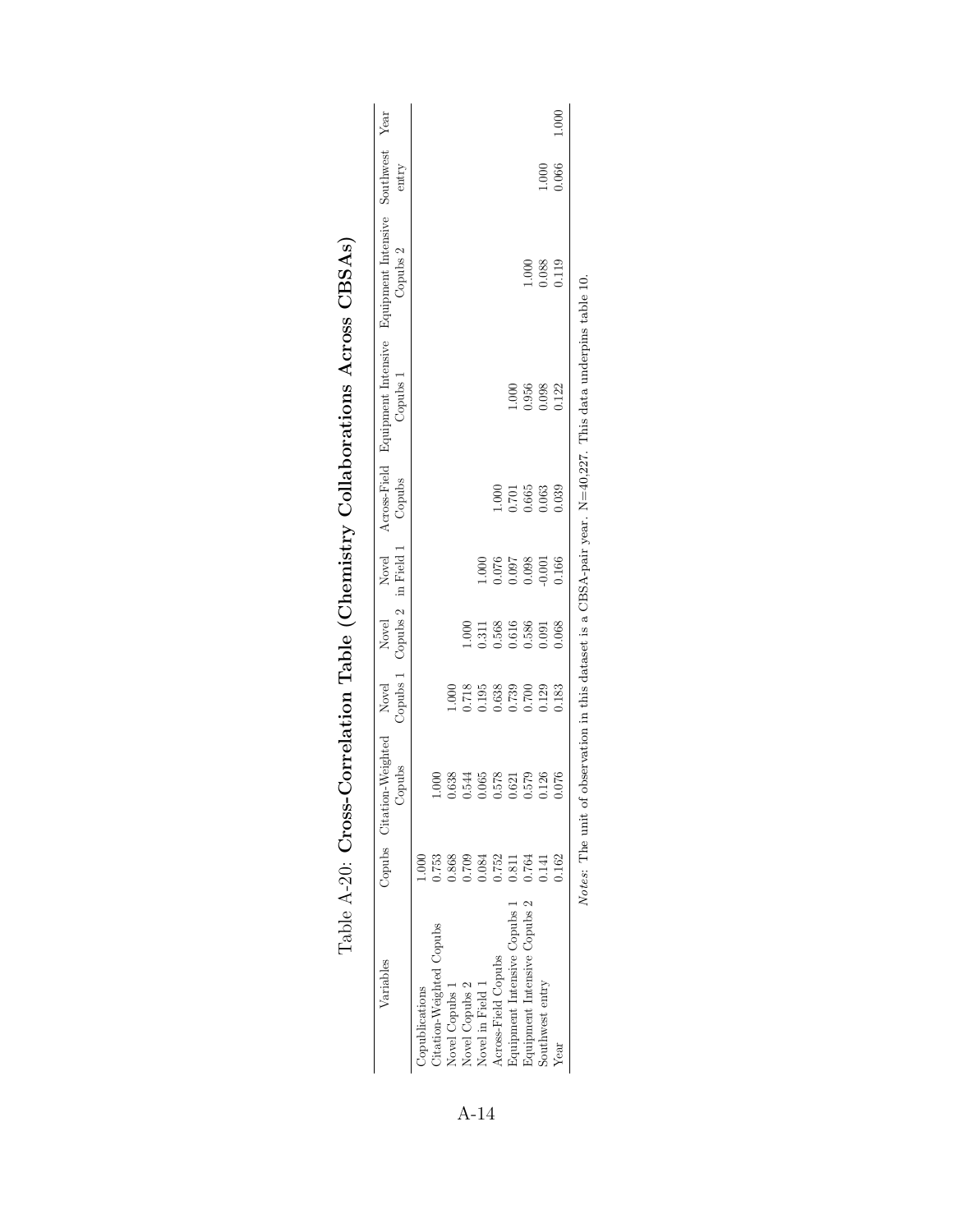# Table A-20: Cross-Correlation Table (Chemistry Collaborations Across CBSAs)

| Variables | Copubs | Citation-Weighted Copubs | Novel Copubs 1 | Novel Copubs 2 | Novel in Field 1 | Across-Field Copubs | Equipment Intensive Copubs 1 | Equipment Intensive Copubs 2 | Southwest entry | Year |
|---|---|---|---|---|---|---|---|---|---|---|
| Copublications | 1.000 | | | | | | | | | |
| Citation-Weighted Copubs | 0.753 | 1.000 | | | | | | | | |
| Novel Copubs 1 | 0.868 | 0.638 | 1.000 | | | | | | | |
| Novel Copubs 2 | 0.709 | 0.544 | 0.718 | 1.000 | | | | | | |
| Novel in Field 1 | 0.084 | 0.065 | 0.195 | 0.311 | 1.000 | | | | | |
| Across-Field Copubs | 0.752 | 0.578 | 0.638 | 0.568 | 0.076 | 1.000 | | | | |
| Equipment Intensive Copubs 1 | 0.811 | 0.621 | 0.739 | 0.616 | 0.097 | 0.701 | 1.000 | | | |
| Equipment Intensive Copubs 2 | 0.764 | 0.579 | 0.700 | 0.586 | 0.098 | 0.665 | 0.956 | 1.000 | | |
| Southwest entry | 0.141 | 0.126 | 0.129 | 0.091 | -0.001 | 0.063 | 0.098 | 0.088 | 1.000 | |
| Year | 0.162 | 0.076 | 0.183 | 0.068 | 0.166 | 0.039 | 0.122 | 0.119 | 0.066 | 1.000 |

*Notes*: The unit of observation in this dataset is a CBSA-pair year. N=40,227. This data underpins table 10.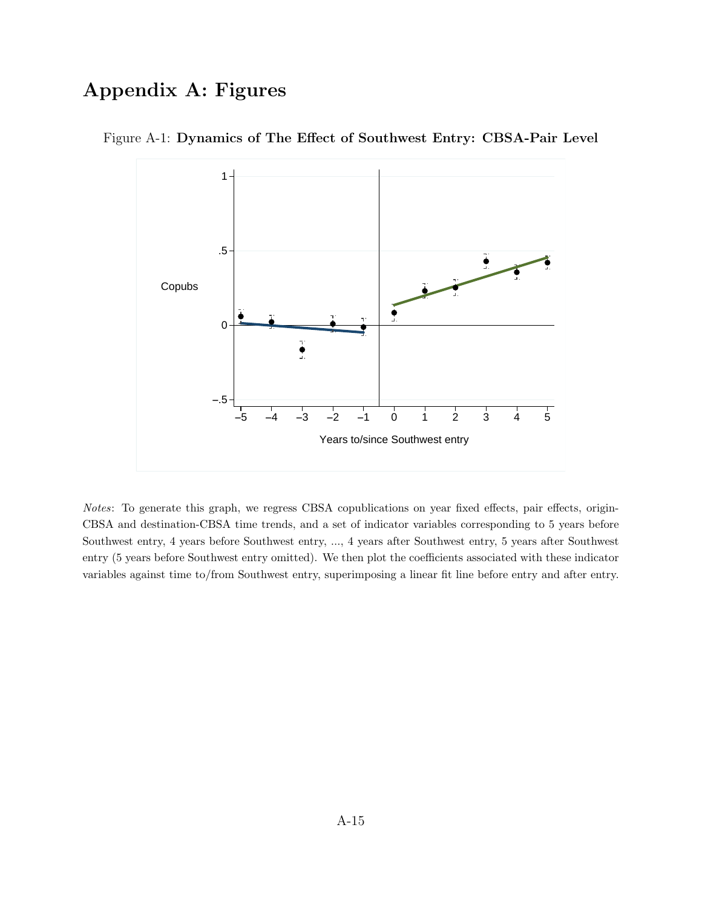# Appendix A: Figures

Figure A-1: **Dynamics of The Effect of Southwest Entry: CBSA-Pair Level**

*Notes*: To generate this graph, we regress CBSA copublications on year fixed effects, pair effects, origin-CBSA and destination-CBSA time trends, and a set of indicator variables corresponding to 5 years before Southwest entry, 4 years before Southwest entry, ..., 4 years after Southwest entry, 5 years after Southwest entry (5 years before Southwest entry omitted). We then plot the coefficients associated with these indicator variables against time to/from Southwest entry, superimposing a linear fit line before entry and after entry.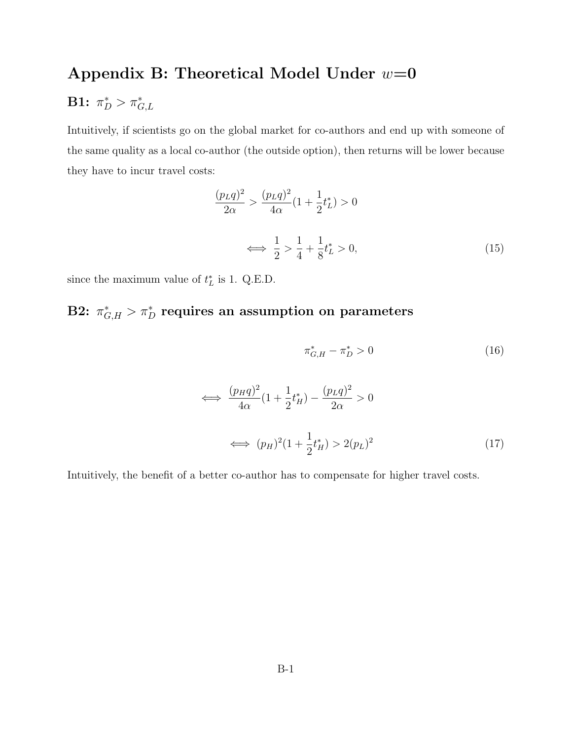# Appendix B: Theoretical Model Under $w$=0

## B1: $\pi^*_D > \pi^*_{G,L}$

Intuitively, if scientists go on the global market for co-authors and end up with someone of the same quality as a local co-author (the outside option), then returns will be lower because they have to incur travel costs:

$$\frac{(p_L q)^2}{2\alpha} > \frac{(p_L q)^2}{4\alpha}(1 + \frac{1}{2}t^*_L) > 0$$

$$\iff \frac{1}{2} > \frac{1}{4} + \frac{1}{8}t^*_L > 0, \tag{15}$$

since the maximum value of $t^*_L$ is 1. Q.E.D.

## B2: $\pi^*_{G,H} > \pi^*_D$ requires an assumption on parameters

$$\pi^*_{G,H} - \pi^*_D > 0 \tag{16}$$

$$\iff \frac{(p_H q)^2}{4\alpha}(1 + \frac{1}{2}t^*_H) - \frac{(p_L q)^2}{2\alpha} > 0$$

$$\iff (p_H)^2(1 + \frac{1}{2}t^*_H) > 2(p_L)^2 \tag{17}$$

Intuitively, the benefit of a better co-author has to compensate for higher travel costs.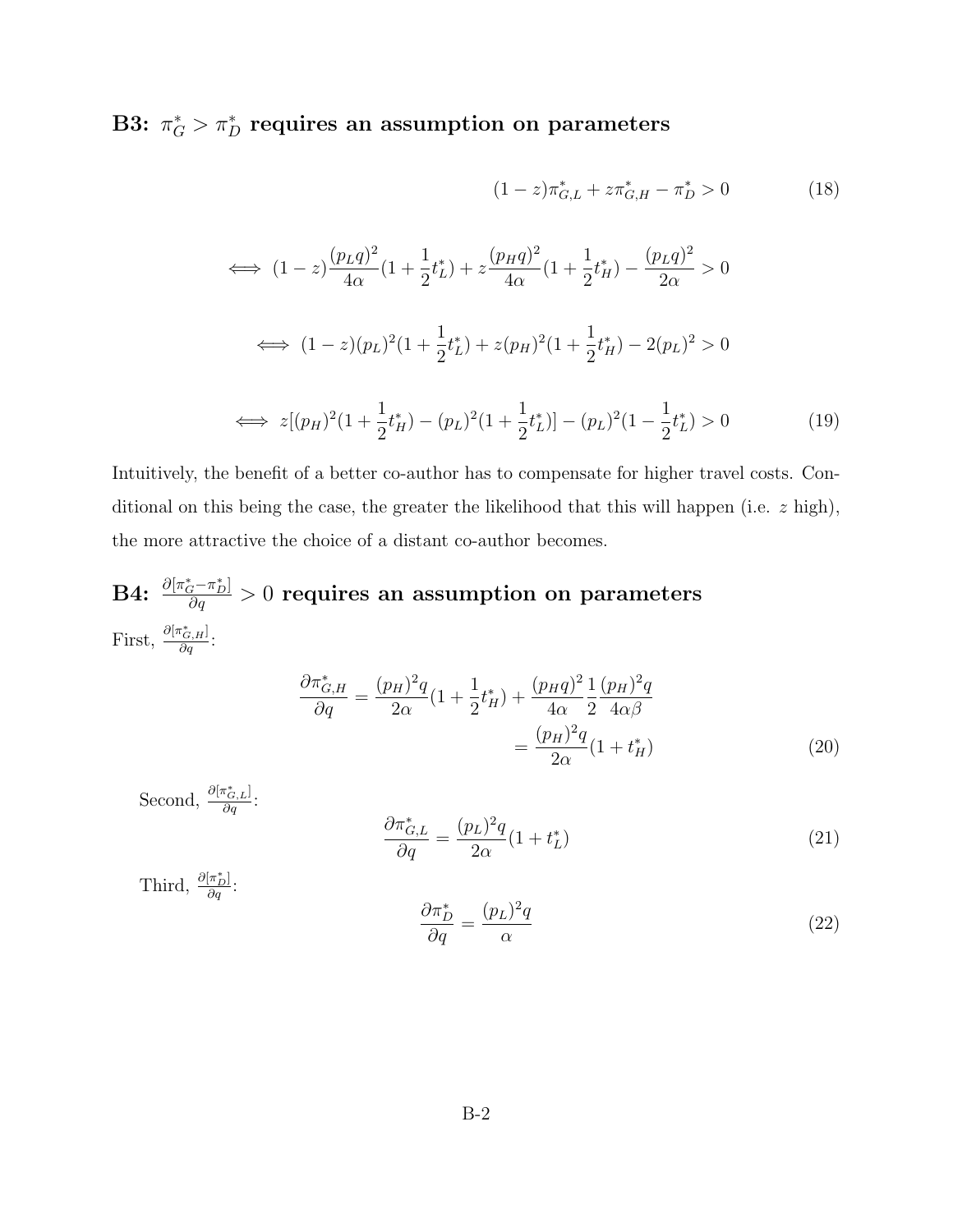## B3: $\pi_G^* > \pi_D^*$ requires an assumption on parameters

$$(1-z)\pi_{G,L}^* + z\pi_{G,H}^* - \pi_D^* > 0 \tag{18}$$

$$\iff (1-z)\frac{(p_L q)^2}{4\alpha}(1+\frac{1}{2}t_L^*) + z\frac{(p_H q)^2}{4\alpha}(1+\frac{1}{2}t_H^*) - \frac{(p_L q)^2}{2\alpha} > 0$$

$$\iff (1-z)(p_L)^2(1+\frac{1}{2}t_L^*) + z(p_H)^2(1+\frac{1}{2}t_H^*) - 2(p_L)^2 > 0$$

$$\iff z[(p_H)^2(1+\frac{1}{2}t_H^*) - (p_L)^2(1+\frac{1}{2}t_L^*)] - (p_L)^2(1-\frac{1}{2}t_L^*) > 0 \tag{19}$$

Intuitively, the benefit of a better co-author has to compensate for higher travel costs. Conditional on this being the case, the greater the likelihood that this will happen (i.e. $z$ high), the more attractive the choice of a distant co-author becomes.

## B4: $\frac{\partial[\pi_G^* - \pi_D^*]}{\partial q} > 0$ requires an assumption on parameters

First, $\frac{\partial[\pi_{G,H}^*]}{\partial q}$:

$$\begin{aligned}\frac{\partial \pi_{G,H}^*}{\partial q} &= \frac{(p_H)^2 q}{2\alpha}(1+\frac{1}{2}t_H^*) + \frac{(p_H q)^2}{4\alpha}\frac{1}{2}\frac{(p_H)^2 q}{4\alpha\beta} \\ &= \frac{(p_H)^2 q}{2\alpha}(1+t_H^*)\end{aligned} \tag{20}$$

Second, $\frac{\partial[\pi_{G,L}^*]}{\partial q}$:

$$\frac{\partial \pi_{G,L}^*}{\partial q} = \frac{(p_L)^2 q}{2\alpha}(1+t_L^*) \tag{21}$$

Third, $\frac{\partial[\pi_D^*]}{\partial q}$:

$$\frac{\partial \pi_D^*}{\partial q} = \frac{(p_L)^2 q}{\alpha} \tag{22}$$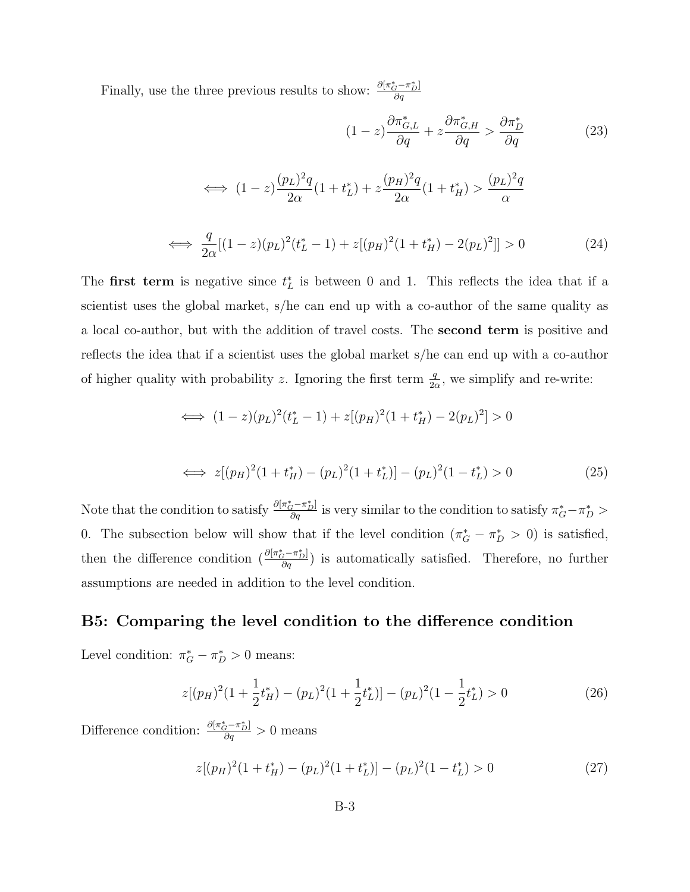Finally, use the three previous results to show: $\frac{\partial[\pi^*_G - \pi^*_D]}{\partial q}$

$$(1-z)\frac{\partial \pi^*_{G,L}}{\partial q} + z\frac{\partial \pi^*_{G,H}}{\partial q} > \frac{\partial \pi^*_D}{\partial q} \tag{23}$$

$$\iff (1-z)\frac{(p_L)^2 q}{2\alpha}(1+t^*_L) + z\frac{(p_H)^2 q}{2\alpha}(1+t^*_H) > \frac{(p_L)^2 q}{\alpha}$$

$$\iff \frac{q}{2\alpha}[(1-z)(p_L)^2(t^*_L - 1) + z[(p_H)^2(1+t^*_H) - 2(p_L)^2]] > 0 \tag{24}$$

The **first term** is negative since $t^*_L$ is between 0 and 1. This reflects the idea that if a scientist uses the global market, s/he can end up with a co-author of the same quality as a local co-author, but with the addition of travel costs. The **second term** is positive and reflects the idea that if a scientist uses the global market s/he can end up with a co-author of higher quality with probability $z$. Ignoring the first term $\frac{q}{2\alpha}$, we simplify and re-write:

$$\iff (1-z)(p_L)^2(t^*_L - 1) + z[(p_H)^2(1+t^*_H) - 2(p_L)^2] > 0$$

$$\iff z[(p_H)^2(1+t^*_H) - (p_L)^2(1+t^*_L)] - (p_L)^2(1-t^*_L) > 0 \tag{25}$$

Note that the condition to satisfy $\frac{\partial[\pi^*_G - \pi^*_D]}{\partial q}$ is very similar to the condition to satisfy $\pi^*_G - \pi^*_D > 0$. The subsection below will show that if the level condition ($\pi^*_G - \pi^*_D > 0$) is satisfied, then the difference condition ($\frac{\partial[\pi^*_G - \pi^*_D]}{\partial q}$) is automatically satisfied. Therefore, no further assumptions are needed in addition to the level condition.

## B5: Comparing the level condition to the difference condition

Level condition: $\pi^*_G - \pi^*_D > 0$ means:

$$z[(p_H)^2(1+\frac{1}{2}t^*_H) - (p_L)^2(1+\frac{1}{2}t^*_L)] - (p_L)^2(1-\frac{1}{2}t^*_L) > 0 \tag{26}$$

Difference condition: $\frac{\partial[\pi^*_G - \pi^*_D]}{\partial q} > 0$ means

$$z[(p_H)^2(1+t^*_H) - (p_L)^2(1+t^*_L)] - (p_L)^2(1-t^*_L) > 0 \tag{27}$$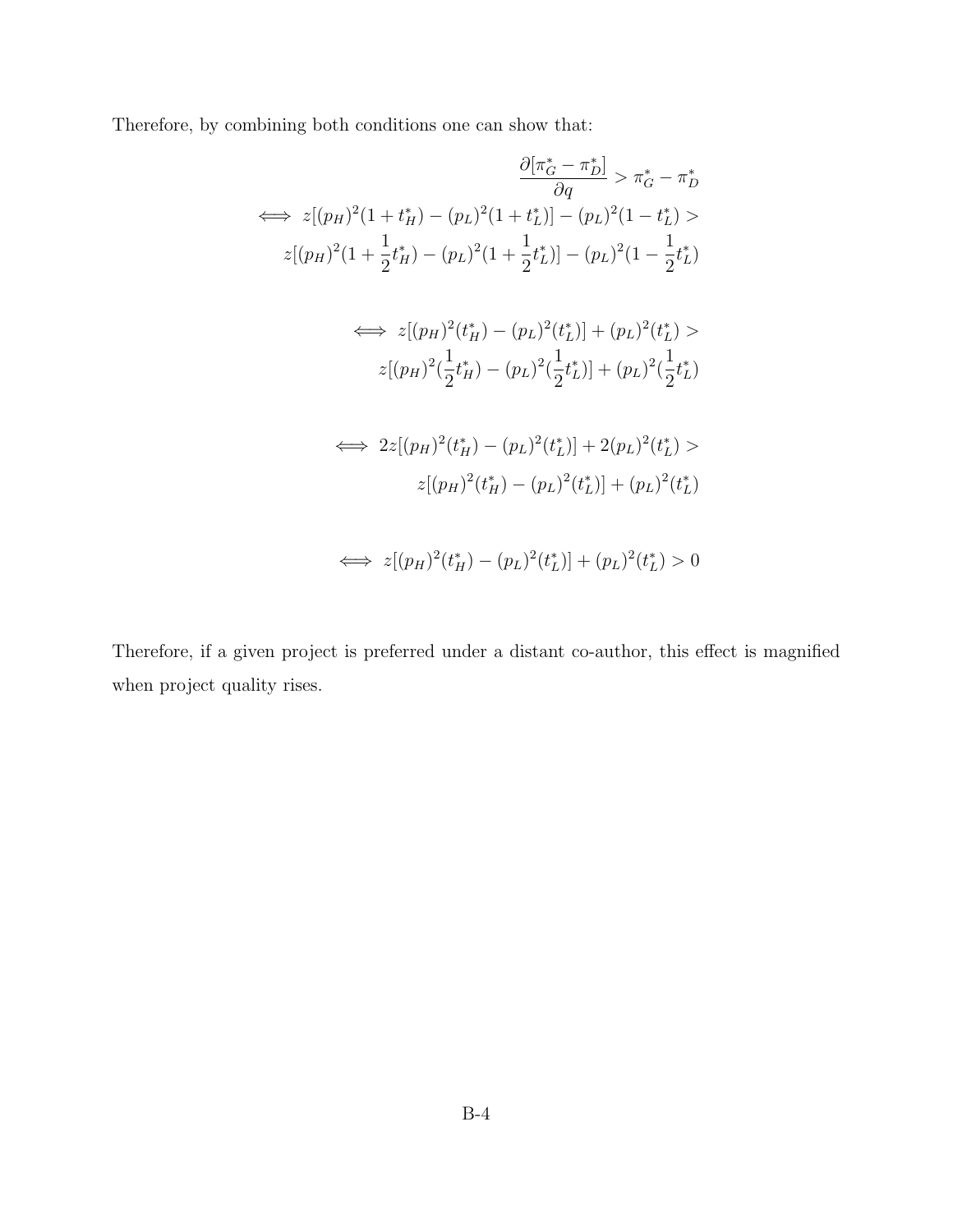Therefore, by combining both conditions one can show that:

$$\frac{\partial[\pi_G^* - \pi_D^*]}{\partial q} > \pi_G^* - \pi_D^*$$

$$\iff z[(p_H)^2(1 + t_H^*) - (p_L)^2(1 + t_L^*)] - (p_L)^2(1 - t_L^*) >$$
$$z[(p_H)^2(1 + \frac{1}{2}t_H^*) - (p_L)^2(1 + \frac{1}{2}t_L^*)] - (p_L)^2(1 - \frac{1}{2}t_L^*)$$

$$\iff z[(p_H)^2(t_H^*) - (p_L)^2(t_L^*)] + (p_L)^2(t_L^*) >$$
$$z[(p_H)^2(\frac{1}{2}t_H^*) - (p_L)^2(\frac{1}{2}t_L^*)] + (p_L)^2(\frac{1}{2}t_L^*)$$

$$\iff 2z[(p_H)^2(t_H^*) - (p_L)^2(t_L^*)] + 2(p_L)^2(t_L^*) >$$
$$z[(p_H)^2(t_H^*) - (p_L)^2(t_L^*)] + (p_L)^2(t_L^*)$$

$$\iff z[(p_H)^2(t_H^*) - (p_L)^2(t_L^*)] + (p_L)^2(t_L^*) > 0$$

Therefore, if a given project is preferred under a distant co-author, this effect is magnified when project quality rises.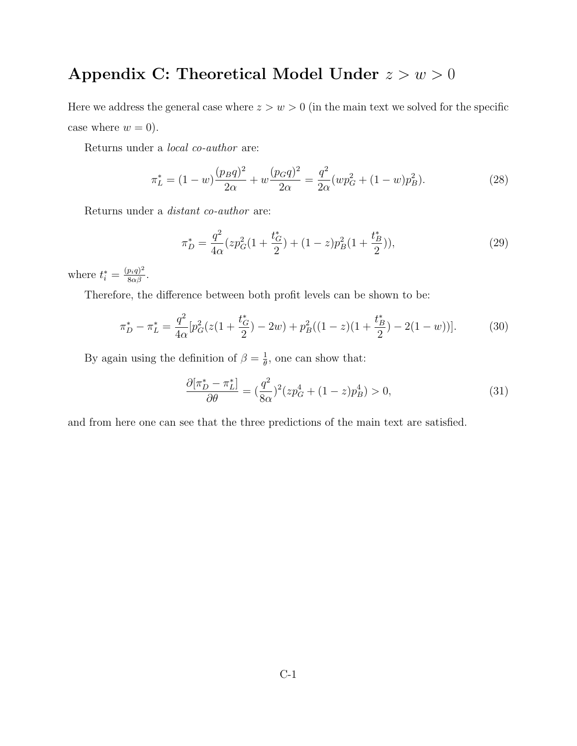# Appendix C: Theoretical Model Under $z > w > 0$

Here we address the general case where $z > w > 0$ (in the main text we solved for the specific case where $w = 0$).

Returns under a *local co-author* are:

$$\pi_L^* = (1-w)\frac{(p_B q)^2}{2\alpha} + w\frac{(p_G q)^2}{2\alpha} = \frac{q^2}{2\alpha}(wp_G^2 + (1-w)p_B^2). \tag{28}$$

Returns under a *distant co-author* are:

$$\pi_D^* = \frac{q^2}{4\alpha}(zp_G^2(1+\frac{t_G^*}{2}) + (1-z)p_B^2(1+\frac{t_B^*}{2})), \tag{29}$$

where $t_i^* = \frac{(p_i q)^2}{8\alpha\beta}$.

Therefore, the difference between both profit levels can be shown to be:

$$\pi_D^* - \pi_L^* = \frac{q^2}{4\alpha}[p_G^2(z(1+\frac{t_G^*}{2}) - 2w) + p_B^2((1-z)(1+\frac{t_B^*}{2}) - 2(1-w))]. \tag{30}$$

By again using the definition of $\beta = \frac{1}{\theta}$, one can show that:

$$\frac{\partial[\pi_D^* - \pi_L^*]}{\partial\theta} = (\frac{q^2}{8\alpha})^2(zp_G^4 + (1-z)p_B^4) > 0, \tag{31}$$

and from here one can see that the three predictions of the main text are satisfied.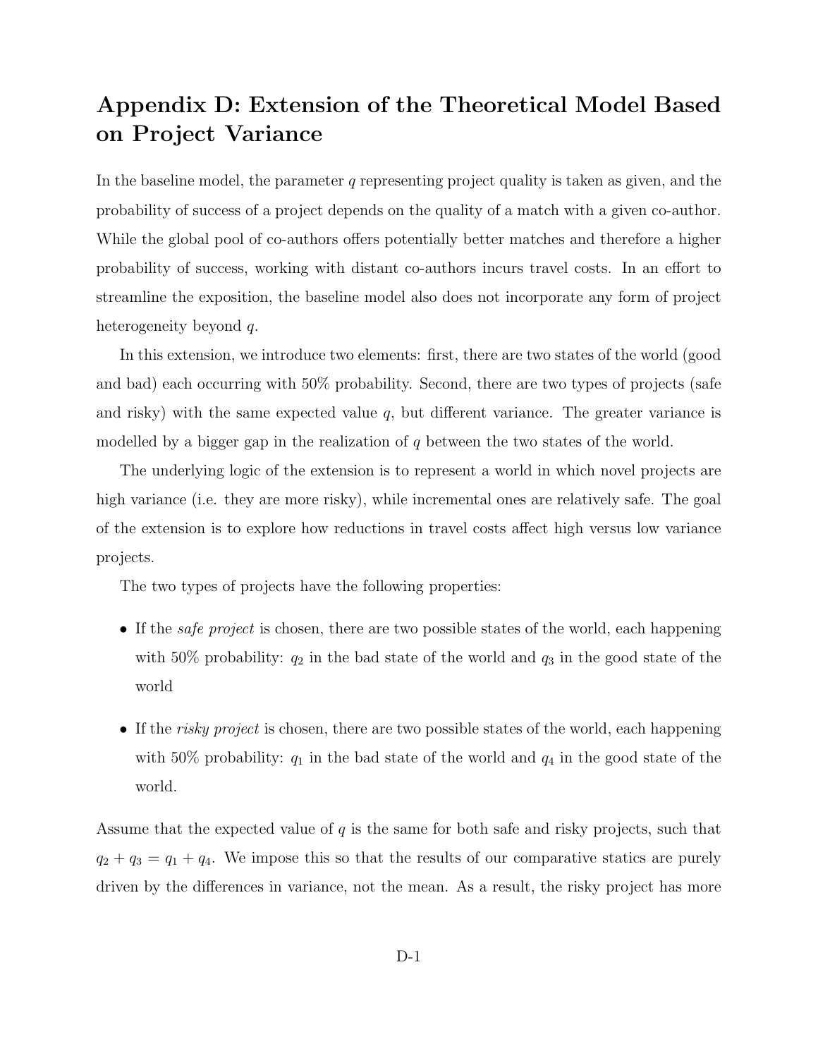# Appendix D: Extension of the Theoretical Model Based on Project Variance

In the baseline model, the parameter $q$ representing project quality is taken as given, and the probability of success of a project depends on the quality of a match with a given co-author. While the global pool of co-authors offers potentially better matches and therefore a higher probability of success, working with distant co-authors incurs travel costs. In an effort to streamline the exposition, the baseline model also does not incorporate any form of project heterogeneity beyond $q$.

In this extension, we introduce two elements: first, there are two states of the world (good and bad) each occurring with 50% probability. Second, there are two types of projects (safe and risky) with the same expected value $q$, but different variance. The greater variance is modelled by a bigger gap in the realization of $q$ between the two states of the world.

The underlying logic of the extension is to represent a world in which novel projects are high variance (i.e. they are more risky), while incremental ones are relatively safe. The goal of the extension is to explore how reductions in travel costs affect high versus low variance projects.

The two types of projects have the following properties:

- If the *safe project* is chosen, there are two possible states of the world, each happening with 50% probability: $q_2$ in the bad state of the world and $q_3$ in the good state of the world
- If the *risky project* is chosen, there are two possible states of the world, each happening with 50% probability: $q_1$ in the bad state of the world and $q_4$ in the good state of the world.

Assume that the expected value of $q$ is the same for both safe and risky projects, such that $q_2 + q_3 = q_1 + q_4$. We impose this so that the results of our comparative statics are purely driven by the differences in variance, not the mean. As a result, the risky project has more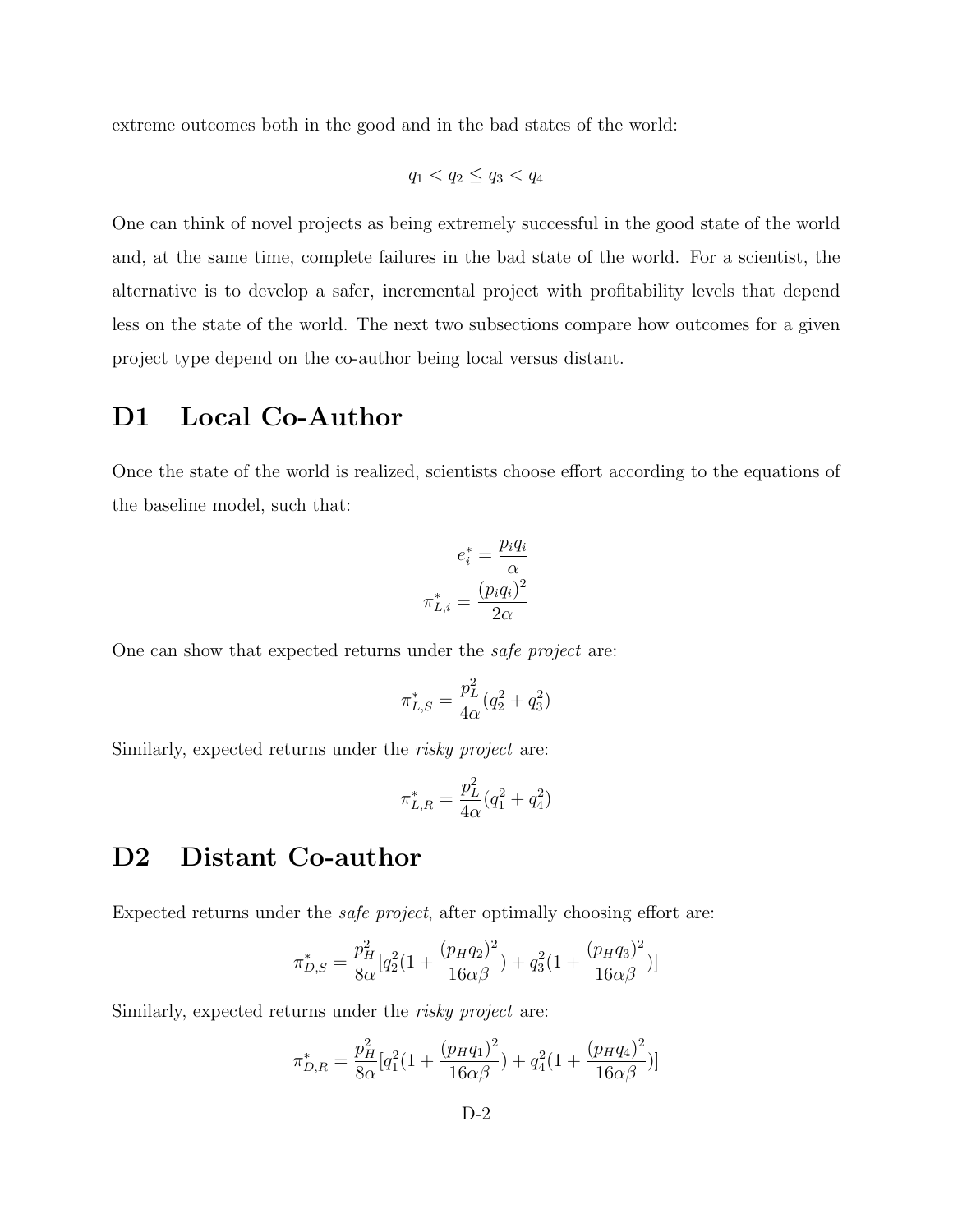extreme outcomes both in the good and in the bad states of the world:

$$q_1 < q_2 \leq q_3 < q_4$$

One can think of novel projects as being extremely successful in the good state of the world and, at the same time, complete failures in the bad state of the world. For a scientist, the alternative is to develop a safer, incremental project with profitability levels that depend less on the state of the world. The next two subsections compare how outcomes for a given project type depend on the co-author being local versus distant.

# D1 Local Co-Author

Once the state of the world is realized, scientists choose effort according to the equations of the baseline model, such that:

$$e_i^* = \frac{p_i q_i}{\alpha}$$
$$\pi_{L,i}^* = \frac{(p_i q_i)^2}{2\alpha}$$

One can show that expected returns under the *safe project* are:

$$\pi_{L,S}^* = \frac{p_L^2}{4\alpha}(q_2^2 + q_3^2)$$

Similarly, expected returns under the *risky project* are:

$$\pi_{L,R}^* = \frac{p_L^2}{4\alpha}(q_1^2 + q_4^2)$$

# D2 Distant Co-author

Expected returns under the *safe project*, after optimally choosing effort are:

$$\pi_{D,S}^* = \frac{p_H^2}{8\alpha}[q_2^2(1 + \frac{(p_H q_2)^2}{16\alpha\beta}) + q_3^2(1 + \frac{(p_H q_3)^2}{16\alpha\beta})]$$

Similarly, expected returns under the *risky project* are:

$$\pi_{D,R}^* = \frac{p_H^2}{8\alpha}[q_1^2(1 + \frac{(p_H q_1)^2}{16\alpha\beta}) + q_4^2(1 + \frac{(p_H q_4)^2}{16\alpha\beta})]$$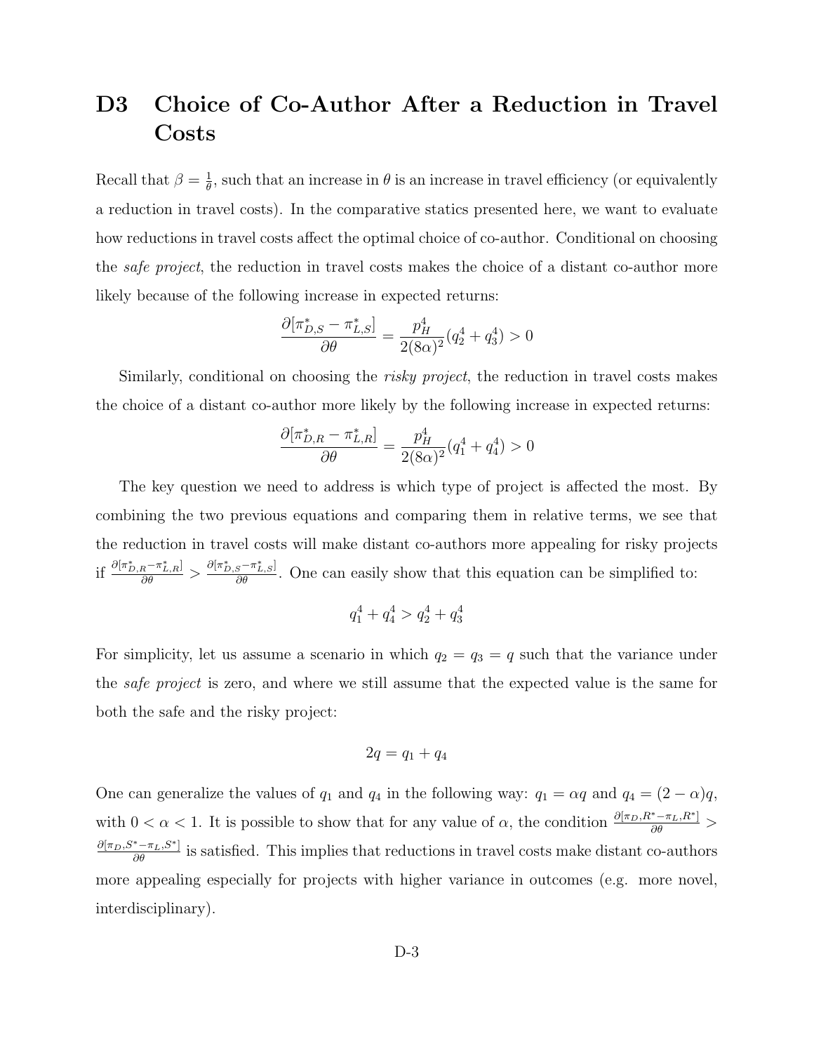## D3 Choice of Co-Author After a Reduction in Travel Costs

Recall that $\beta = \frac{1}{\theta}$, such that an increase in $\theta$ is an increase in travel efficiency (or equivalently a reduction in travel costs). In the comparative statics presented here, we want to evaluate how reductions in travel costs affect the optimal choice of co-author. Conditional on choosing the *safe project*, the reduction in travel costs makes the choice of a distant co-author more likely because of the following increase in expected returns:

$$\frac{\partial[\pi^*_{D,S} - \pi^*_{L,S}]}{\partial\theta} = \frac{p_H^4}{2(8\alpha)^2}(q_2^4 + q_3^4) > 0$$

Similarly, conditional on choosing the *risky project*, the reduction in travel costs makes the choice of a distant co-author more likely by the following increase in expected returns:

$$\frac{\partial[\pi^*_{D,R} - \pi^*_{L,R}]}{\partial\theta} = \frac{p_H^4}{2(8\alpha)^2}(q_1^4 + q_4^4) > 0$$

The key question we need to address is which type of project is affected the most. By combining the two previous equations and comparing them in relative terms, we see that the reduction in travel costs will make distant co-authors more appealing for risky projects if $\frac{\partial[\pi^*_{D,R} - \pi^*_{L,R}]}{\partial\theta} > \frac{\partial[\pi^*_{D,S} - \pi^*_{L,S}]}{\partial\theta}$. One can easily show that this equation can be simplified to:

$$q_1^4 + q_4^4 > q_2^4 + q_3^4$$

For simplicity, let us assume a scenario in which $q_2 = q_3 = q$ such that the variance under the *safe project* is zero, and where we still assume that the expected value is the same for both the safe and the risky project:

$$2q = q_1 + q_4$$

One can generalize the values of $q_1$ and $q_4$ in the following way: $q_1 = \alpha q$ and $q_4 = (2 - \alpha)q$, with $0 < \alpha < 1$. It is possible to show that for any value of $\alpha$, the condition $\frac{\partial[\pi_D, R^* - \pi_L, R^*]}{\partial\theta} > \frac{\partial[\pi_D, S^* - \pi_L, S^*]}{\partial\theta}$ is satisfied. This implies that reductions in travel costs make distant co-authors more appealing especially for projects with higher variance in outcomes (e.g. more novel, interdisciplinary).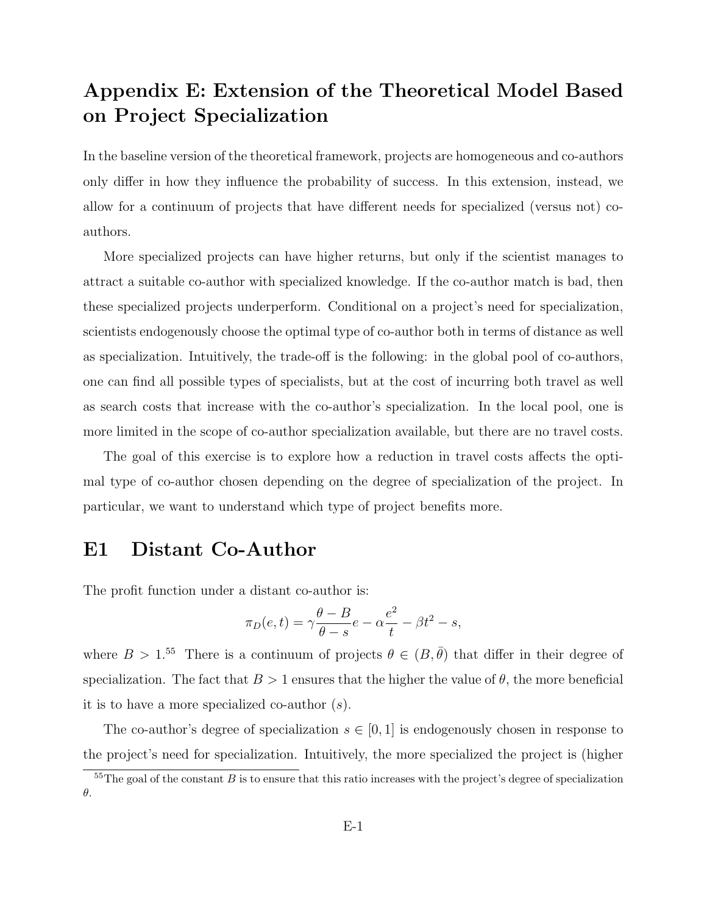# Appendix E: Extension of the Theoretical Model Based on Project Specialization

In the baseline version of the theoretical framework, projects are homogeneous and co-authors only differ in how they influence the probability of success. In this extension, instead, we allow for a continuum of projects that have different needs for specialized (versus not) co-authors.

More specialized projects can have higher returns, but only if the scientist manages to attract a suitable co-author with specialized knowledge. If the co-author match is bad, then these specialized projects underperform. Conditional on a project's need for specialization, scientists endogenously choose the optimal type of co-author both in terms of distance as well as specialization. Intuitively, the trade-off is the following: in the global pool of co-authors, one can find all possible types of specialists, but at the cost of incurring both travel as well as search costs that increase with the co-author's specialization. In the local pool, one is more limited in the scope of co-author specialization available, but there are no travel costs.

The goal of this exercise is to explore how a reduction in travel costs affects the optimal type of co-author chosen depending on the degree of specialization of the project. In particular, we want to understand which type of project benefits more.

## E1 Distant Co-Author

The profit function under a distant co-author is:

$$\pi_D(e,t) = \gamma \frac{\theta - B}{\theta - s} e - \alpha \frac{e^2}{t} - \beta t^2 - s,$$

where $B > 1$.[55] There is a continuum of projects $\theta \in (B, \bar{\theta})$ that differ in their degree of specialization. The fact that $B > 1$ ensures that the higher the value of $\theta$, the more beneficial it is to have a more specialized co-author ($s$).

The co-author's degree of specialization $s \in [0, 1]$ is endogenously chosen in response to the project's need for specialization. Intuitively, the more specialized the project is (higher

[55] The goal of the constant $B$ is to ensure that this ratio increases with the project's degree of specialization $\theta$.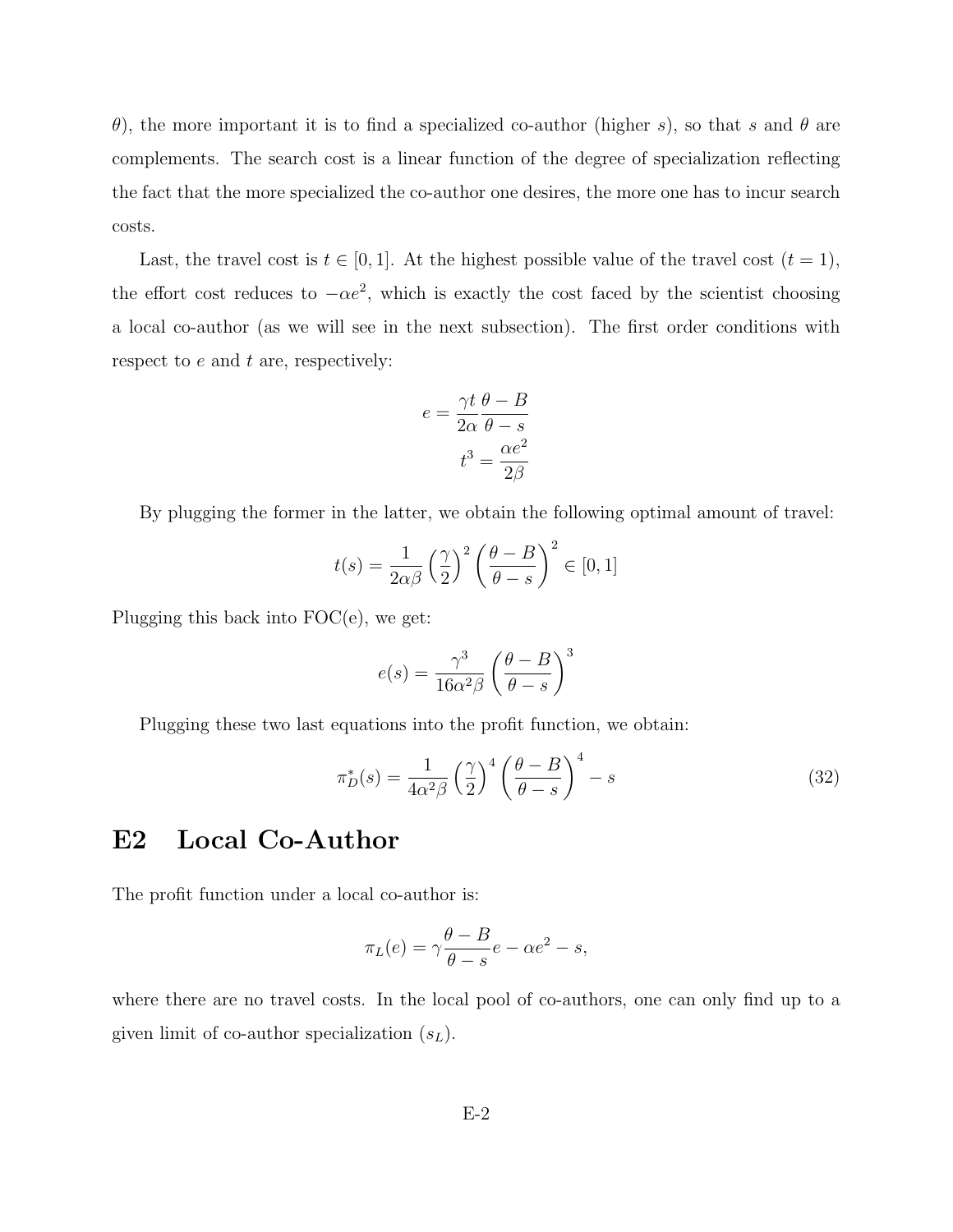$\theta$), the more important it is to find a specialized co-author (higher $s$), so that $s$ and $\theta$ are complements. The search cost is a linear function of the degree of specialization reflecting the fact that the more specialized the co-author one desires, the more one has to incur search costs.

Last, the travel cost is $t \in [0, 1]$. At the highest possible value of the travel cost ($t = 1$), the effort cost reduces to $-\alpha e^2$, which is exactly the cost faced by the scientist choosing a local co-author (as we will see in the next subsection). The first order conditions with respect to $e$ and $t$ are, respectively:

$$e = \frac{\gamma t}{2\alpha} \frac{\theta - B}{\theta - s}$$
$$t^3 = \frac{\alpha e^2}{2\beta}$$

By plugging the former in the latter, we obtain the following optimal amount of travel:

$$t(s) = \frac{1}{2\alpha\beta} \left(\frac{\gamma}{2}\right)^2 \left(\frac{\theta - B}{\theta - s}\right)^2 \in [0, 1]$$

Plugging this back into FOC(e), we get:

$$e(s) = \frac{\gamma^3}{16\alpha^2\beta} \left(\frac{\theta - B}{\theta - s}\right)^3$$

Plugging these two last equations into the profit function, we obtain:

$$\pi_D^*(s) = \frac{1}{4\alpha^2\beta} \left(\frac{\gamma}{2}\right)^4 \left(\frac{\theta - B}{\theta - s}\right)^4 - s \tag{32}$$

## E2 Local Co-Author

The profit function under a local co-author is:

$$\pi_L(e) = \gamma \frac{\theta - B}{\theta - s} e - \alpha e^2 - s,$$

where there are no travel costs. In the local pool of co-authors, one can only find up to a given limit of co-author specialization ($s_L$).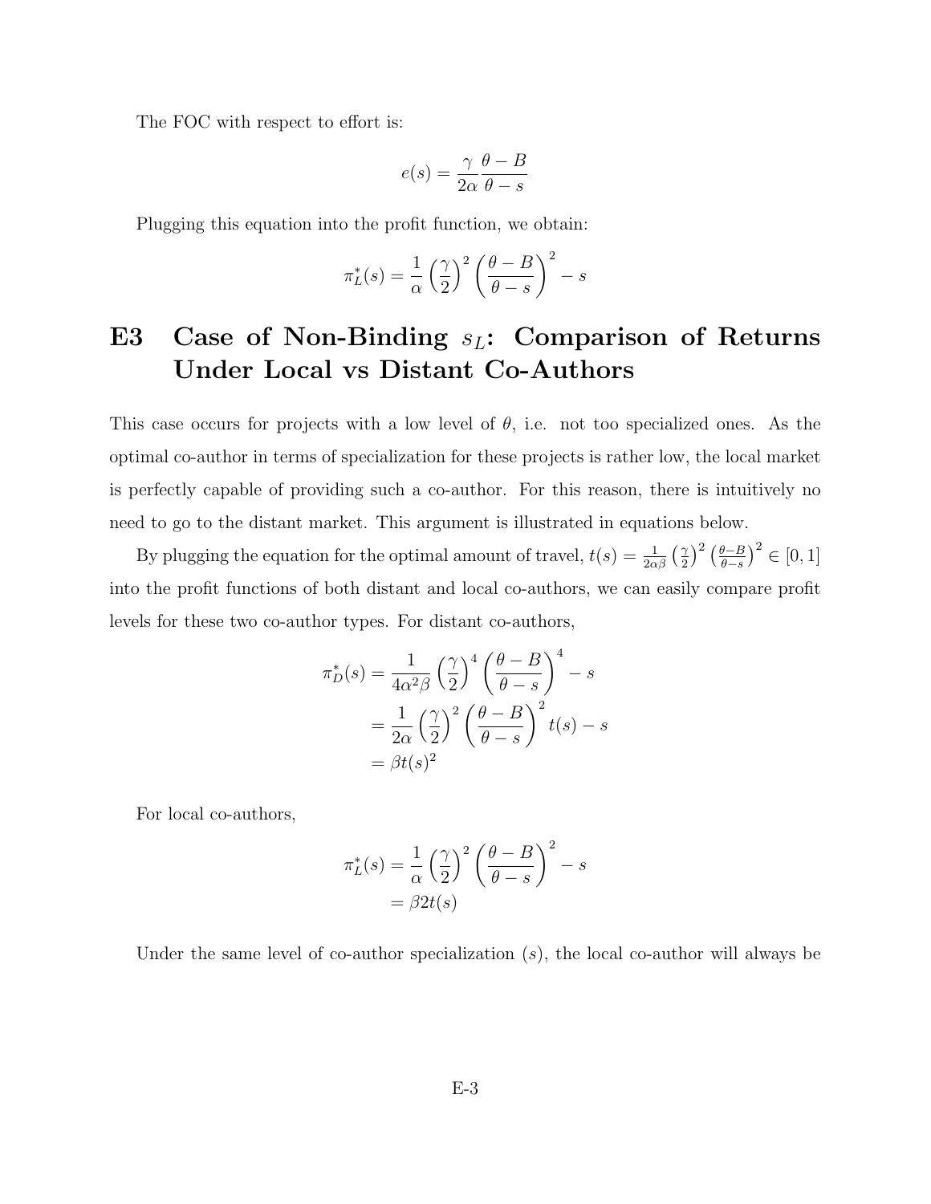The FOC with respect to effort is:

$$e(s) = \frac{\gamma}{2\alpha} \frac{\theta - B}{\theta - s}$$

Plugging this equation into the profit function, we obtain:

$$\pi_L^*(s) = \frac{1}{\alpha} \left(\frac{\gamma}{2}\right)^2 \left(\frac{\theta - B}{\theta - s}\right)^2 - s$$

## E3 Case of Non-Binding $s_L$: Comparison of Returns Under Local vs Distant Co-Authors

This case occurs for projects with a low level of $\theta$, i.e. not too specialized ones. As the optimal co-author in terms of specialization for these projects is rather low, the local market is perfectly capable of providing such a co-author. For this reason, there is intuitively no need to go to the distant market. This argument is illustrated in equations below.

By plugging the equation for the optimal amount of travel, $t(s) = \frac{1}{2\alpha\beta} \left(\frac{\gamma}{2}\right)^2 \left(\frac{\theta - B}{\theta - s}\right)^2 \in [0, 1]$ into the profit functions of both distant and local co-authors, we can easily compare profit levels for these two co-author types. For distant co-authors,

$$\begin{aligned}
\pi_D^*(s) &= \frac{1}{4\alpha^2\beta} \left(\frac{\gamma}{2}\right)^4 \left(\frac{\theta - B}{\theta - s}\right)^4 - s \\
&= \frac{1}{2\alpha} \left(\frac{\gamma}{2}\right)^2 \left(\frac{\theta - B}{\theta - s}\right)^2 t(s) - s \\
&= \beta t(s)^2
\end{aligned}$$

For local co-authors,

$$\begin{aligned}
\pi_L^*(s) &= \frac{1}{\alpha} \left(\frac{\gamma}{2}\right)^2 \left(\frac{\theta - B}{\theta - s}\right)^2 - s \\
&= \beta 2t(s)
\end{aligned}$$

Under the same level of co-author specialization ($s$), the local co-author will always be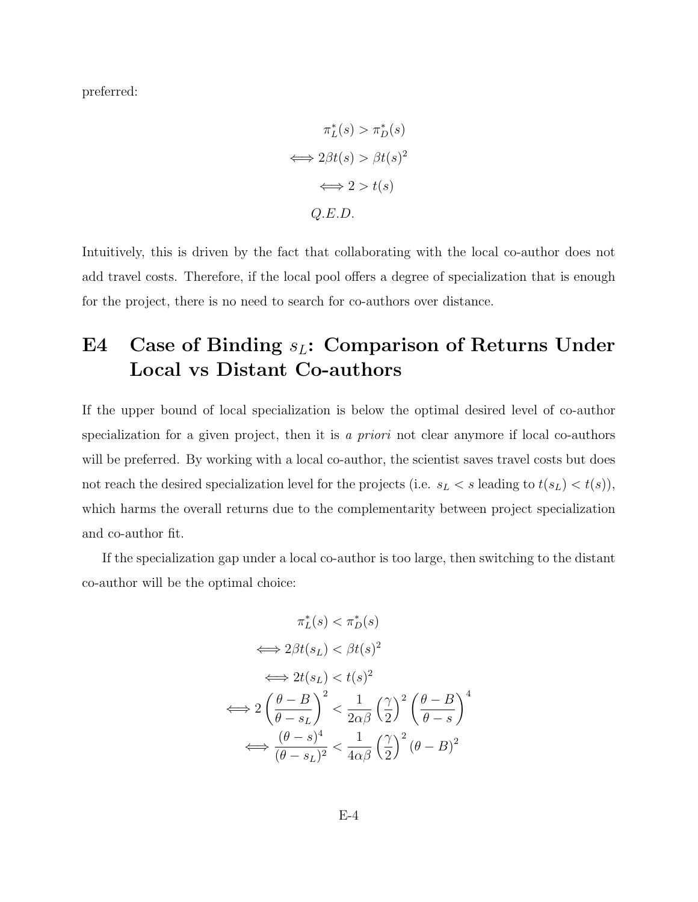preferred:

$$
\begin{aligned}
&\pi_L^*(s) > \pi_D^*(s) \\
\iff &2\beta t(s) > \beta t(s)^2 \\
\iff &2 > t(s) \\
&Q.E.D.
\end{aligned}
$$

Intuitively, this is driven by the fact that collaborating with the local co-author does not add travel costs. Therefore, if the local pool offers a degree of specialization that is enough for the project, there is no need to search for co-authors over distance.

## E4 Case of Binding $s_L$: Comparison of Returns Under Local vs Distant Co-authors

If the upper bound of local specialization is below the optimal desired level of co-author specialization for a given project, then it is *a priori* not clear anymore if local co-authors will be preferred. By working with a local co-author, the scientist saves travel costs but does not reach the desired specialization level for the projects (i.e. $s_L < s$ leading to $t(s_L) < t(s)$), which harms the overall returns due to the complementarity between project specialization and co-author fit.

If the specialization gap under a local co-author is too large, then switching to the distant co-author will be the optimal choice:

$$
\begin{aligned}
&\pi_L^*(s) < \pi_D^*(s) \\
\iff &2\beta t(s_L) < \beta t(s)^2 \\
\iff &2t(s_L) < t(s)^2 \\
\iff &2\left(\frac{\theta - B}{\theta - s_L}\right)^2 < \frac{1}{2\alpha\beta}\left(\frac{\gamma}{2}\right)^2\left(\frac{\theta - B}{\theta - s}\right)^4 \\
\iff &\frac{(\theta - s)^4}{(\theta - s_L)^2} < \frac{1}{4\alpha\beta}\left(\frac{\gamma}{2}\right)^2(\theta - B)^2
\end{aligned}
$$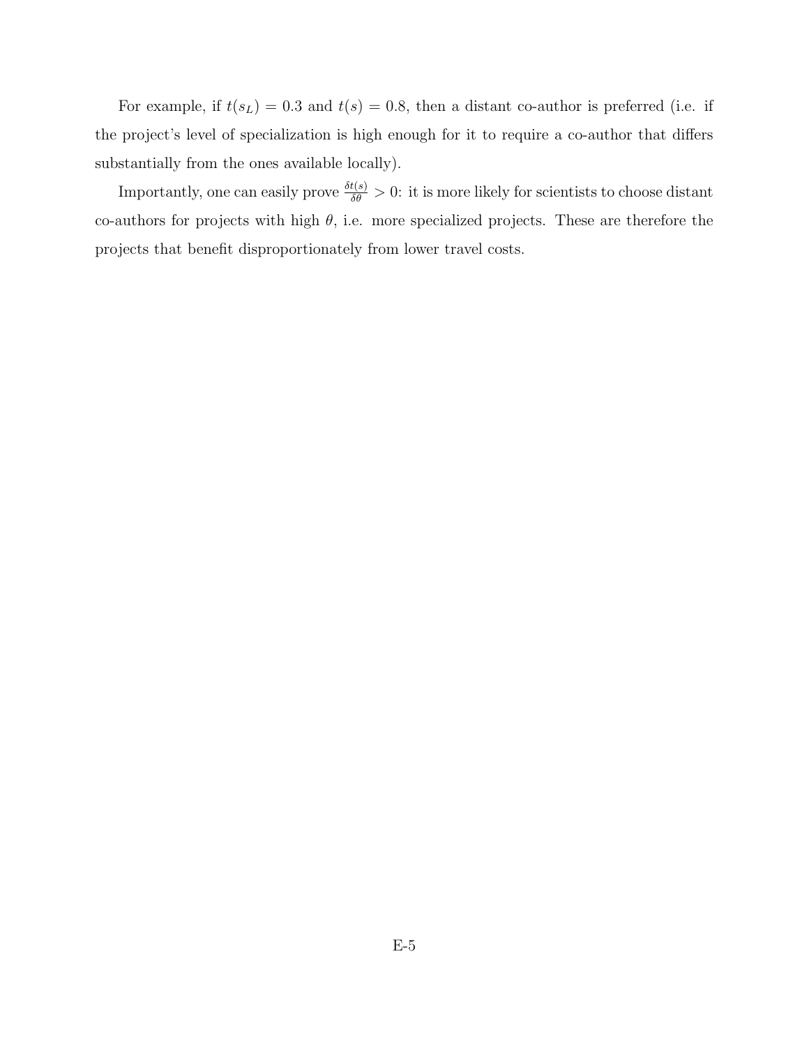For example, if $t(s_L) = 0.3$ and $t(s) = 0.8$, then a distant co-author is preferred (i.e. if the project's level of specialization is high enough for it to require a co-author that differs substantially from the ones available locally).

Importantly, one can easily prove $\frac{\delta t(s)}{\delta \theta} > 0$: it is more likely for scientists to choose distant co-authors for projects with high $\theta$, i.e. more specialized projects. These are therefore the projects that benefit disproportionately from lower travel costs.